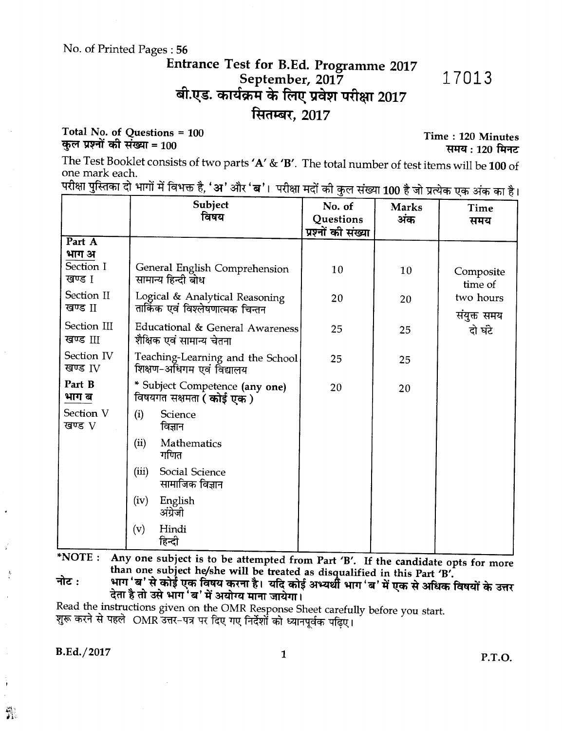No. of Printed Pages : **56**

# Entrance Test for B.Ed. Programme 2017
## September, 2017
# बी.एड. कार्यक्रम के लिए प्रवेश परीक्षा 2017
## सितम्बर, 2017

17013

**Total No. of Questions = 100**
**कुल प्रश्नों की संख्या = 100**

**Time : 120 Minutes**
**समय : 120 मिनट**

The Test Booklet consists of two parts **'A'** & **'B'**. The total number of test items will be **100** of one mark each.

परीक्षा पुस्तिका दो भागों में विभक्त है, **'अ'** और **'ब'**। परीक्षा मदों की कुल संख्या **100** है जो प्रत्येक एक अंक का है।

| | Subject<br>विषय | No. of Questions<br>प्रश्नों की संख्या | Marks<br>अंक | Time<br>समय |
|---|---|---|---|---|
| **Part A**<br>**भाग अ** | | | | |
| Section I<br>खण्ड I | General English Comprehension<br>सामान्य हिन्दी बोध | 10 | 10 | Composite time of two hours<br>संयुक्त समय दो घंटे |
| Section II<br>खण्ड II | Logical & Analytical Reasoning<br>तार्किक एवं विश्लेषणात्मक चिन्तन | 20 | 20 | |
| Section III<br>खण्ड III | Educational & General Awareness<br>शैक्षिक एवं सामान्य चेतना | 25 | 25 | |
| Section IV<br>खण्ड IV | Teaching-Learning and the School<br>शिक्षण-अधिगम एवं विद्यालय | 25 | 25 | |
| **Part B**<br>**भाग ब** | * Subject Competence **(any one)**<br>विषयगत सक्षमता **( कोई एक )** | 20 | 20 | |
| Section V<br>खण्ड V | (i) Science<br>विज्ञान<br>(ii) Mathematics<br>गणित<br>(iii) Social Science<br>सामाजिक विज्ञान<br>(iv) English<br>अंग्रेजी<br>(v) Hindi<br>हिन्दी | | | |

***NOTE :** **Any one subject is to be attempted from Part 'B'. If the candidate opts for more than one subject he/she will be treated as disqualified in this Part 'B'.**

**नोट :** **भाग 'ब' से कोई एक विषय करना है। यदि कोई अभ्यर्थी भाग 'ब' में एक से अधिक विषयों के उत्तर देता है तो उसे भाग 'ब' में अयोग्य माना जायेगा।**

Read the instructions given on the OMR Response Sheet carefully before you start.

शुरू करने से पहले OMR उत्तर-पत्र पर दिए गए निर्देशों को ध्यानपूर्वक पढ़िए।

B.Ed./2017

P.T.O.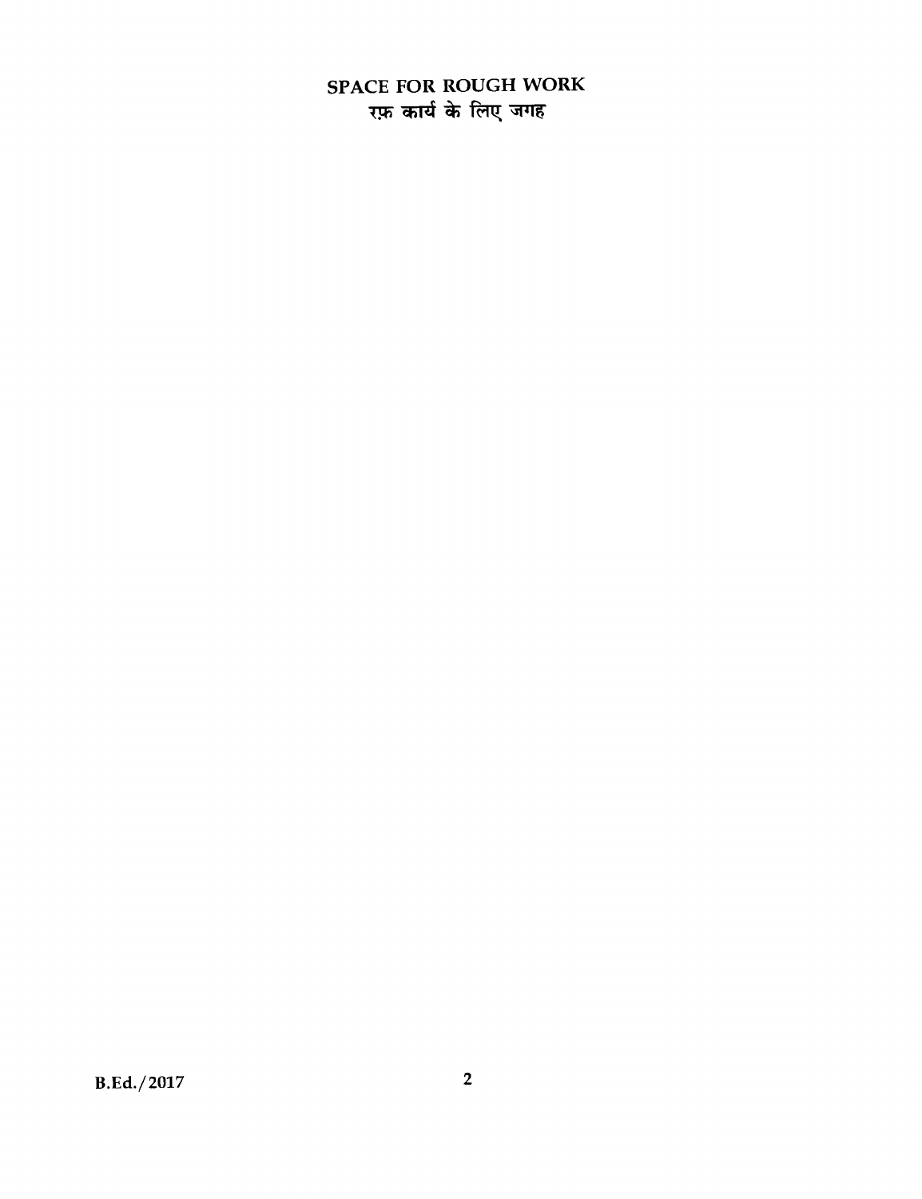# SPACE FOR ROUGH WORK
# रफ़ कार्य के लिए जगह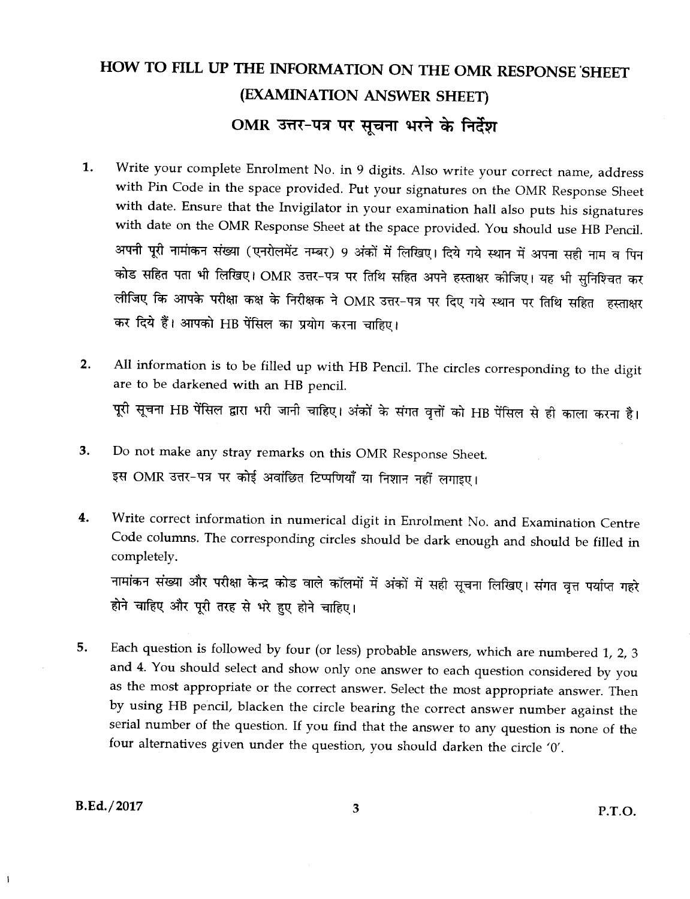# HOW TO FILL UP THE INFORMATION ON THE OMR RESPONSE SHEET (EXAMINATION ANSWER SHEET)

# OMR उत्तर-पत्र पर सूचना भरने के निर्देश

1. Write your complete Enrolment No. in 9 digits. Also write your correct name, address with Pin Code in the space provided. Put your signatures on the OMR Response Sheet with date. Ensure that the Invigilator in your examination hall also puts his signatures with date on the OMR Response Sheet at the space provided. You should use HB Pencil.

   अपनी पूरी नामांकन संख्या (एनरोलमेंट नम्बर) 9 अंकों में लिखिए। दिये गये स्थान में अपना सही नाम व पिन कोड सहित पता भी लिखिए। OMR उत्तर-पत्र पर तिथि सहित अपने हस्ताक्षर कीजिए। यह भी सुनिश्चित कर लीजिए कि आपके परीक्षा कक्ष के निरीक्षक ने OMR उत्तर-पत्र पर दिए गये स्थान पर तिथि सहित हस्ताक्षर कर दिये हैं। आपको HB पेंसिल का प्रयोग करना चाहिए।

2. All information is to be filled up with HB Pencil. The circles corresponding to the digit are to be darkened with an HB pencil.

   पूरी सूचना HB पेंसिल द्वारा भरी जानी चाहिए। अंकों के संगत वृत्तों को HB पेंसिल से ही काला करना है।

3. Do not make any stray remarks on this OMR Response Sheet.

   इस OMR उत्तर-पत्र पर कोई अवांछित टिप्पणियाँ या निशान नहीं लगाइए।

4. Write correct information in numerical digit in Enrolment No. and Examination Centre Code columns. The corresponding circles should be dark enough and should be filled in completely.

   नामांकन संख्या और परीक्षा केन्द्र कोड वाले कॉलमों में अंकों में सही सूचना लिखिए। संगत वृत्त पर्याप्त गहरे होने चाहिए और पूरी तरह से भरे हुए होने चाहिए।

5. Each question is followed by four (or less) probable answers, which are numbered 1, 2, 3 and 4. You should select and show only one answer to each question considered by you as the most appropriate or the correct answer. Select the most appropriate answer. Then by using HB pencil, blacken the circle bearing the correct answer number against the serial number of the question. If you find that the answer to any question is none of the four alternatives given under the question, you should darken the circle '0'.

B.Ed./2017

P.T.O.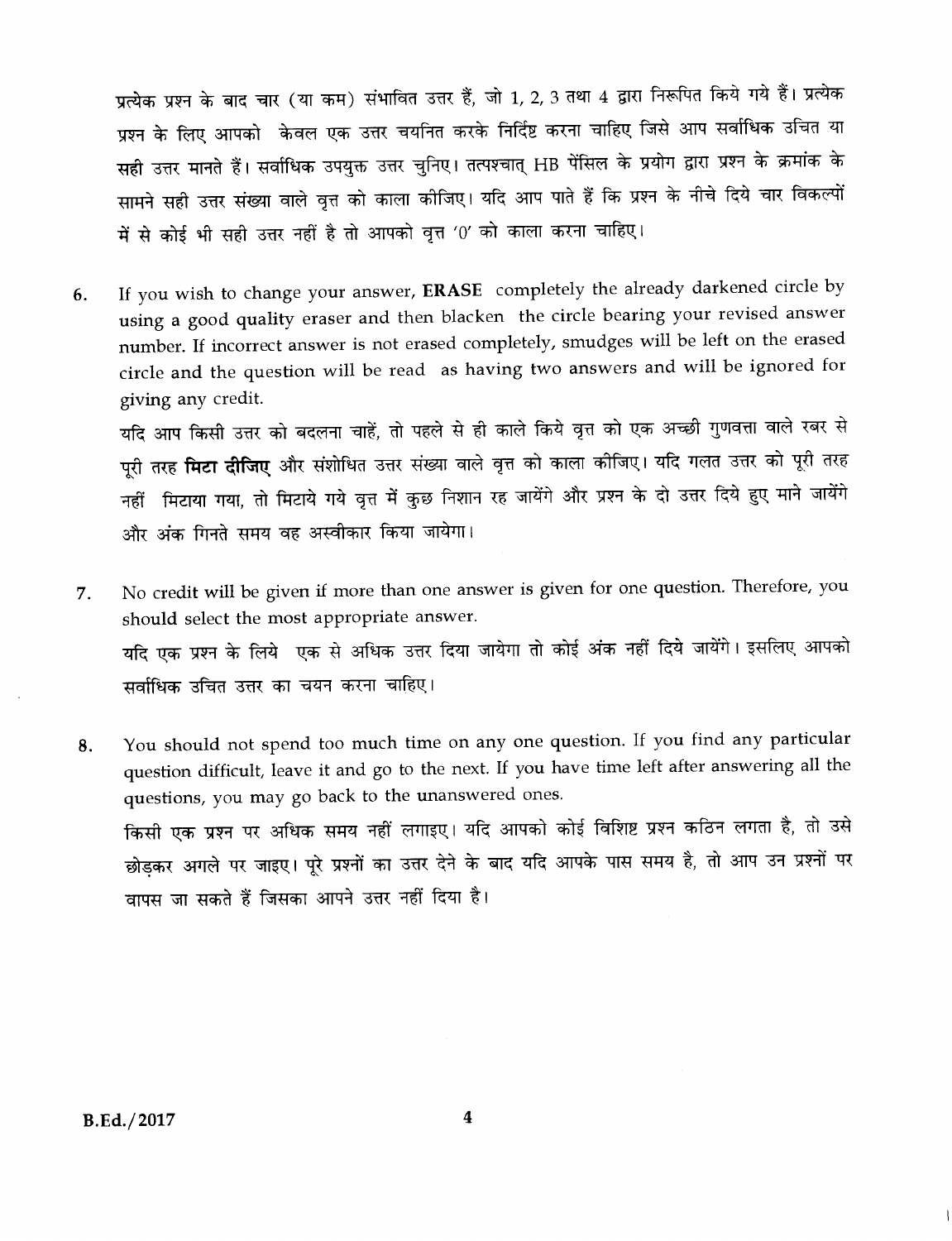प्रत्येक प्रश्न के बाद चार (या कम) संभावित उत्तर हैं, जो 1, 2, 3 तथा 4 द्वारा निरूपित किये गये हैं। प्रत्येक प्रश्न के लिए आपको केवल एक उत्तर चयनित करके निर्दिष्ट करना चाहिए जिसे आप सर्वाधिक उचित या सही उत्तर मानते हैं। सर्वाधिक उपयुक्त उत्तर चुनिए। तत्पश्चात् HB पेंसिल के प्रयोग द्वारा प्रश्न के क्रमांक के सामने सही उत्तर संख्या वाले वृत्त को काला कीजिए। यदि आप पाते हैं कि प्रश्न के नीचे दिये चार विकल्पों में से कोई भी सही उत्तर नहीं है तो आपको वृत्त '0' को काला करना चाहिए।

6. If you wish to change your answer, **ERASE** completely the already darkened circle by using a good quality eraser and then blacken the circle bearing your revised answer number. If incorrect answer is not erased completely, smudges will be left on the erased circle and the question will be read as having two answers and will be ignored for giving any credit.

   यदि आप किसी उत्तर को बदलना चाहें, तो पहले से ही काले किये वृत्त को एक अच्छी गुणवत्ता वाले रबर से पूरी तरह **मिटा दीजिए** और संशोधित उत्तर संख्या वाले वृत्त को काला कीजिए। यदि गलत उत्तर को पूरी तरह नहीं मिटाया गया, तो मिटाये गये वृत्त में कुछ निशान रह जायेंगे और प्रश्न के दो उत्तर दिये हुए माने जायेंगे और अंक गिनते समय वह अस्वीकार किया जायेगा।

7. No credit will be given if more than one answer is given for one question. Therefore, you should select the most appropriate answer.

   यदि एक प्रश्न के लिये एक से अधिक उत्तर दिया जायेगा तो कोई अंक नहीं दिये जायेंगे। इसलिए आपको सर्वाधिक उचित उत्तर का चयन करना चाहिए।

8. You should not spend too much time on any one question. If you find any particular question difficult, leave it and go to the next. If you have time left after answering all the questions, you may go back to the unanswered ones.

   किसी एक प्रश्न पर अधिक समय नहीं लगाइए। यदि आपको कोई विशिष्ट प्रश्न कठिन लगता है, तो उसे छोड़कर अगले पर जाइए। पूरे प्रश्नों का उत्तर देने के बाद यदि आपके पास समय है, तो आप उन प्रश्नों पर वापस जा सकते हैं जिसका आपने उत्तर नहीं दिया है।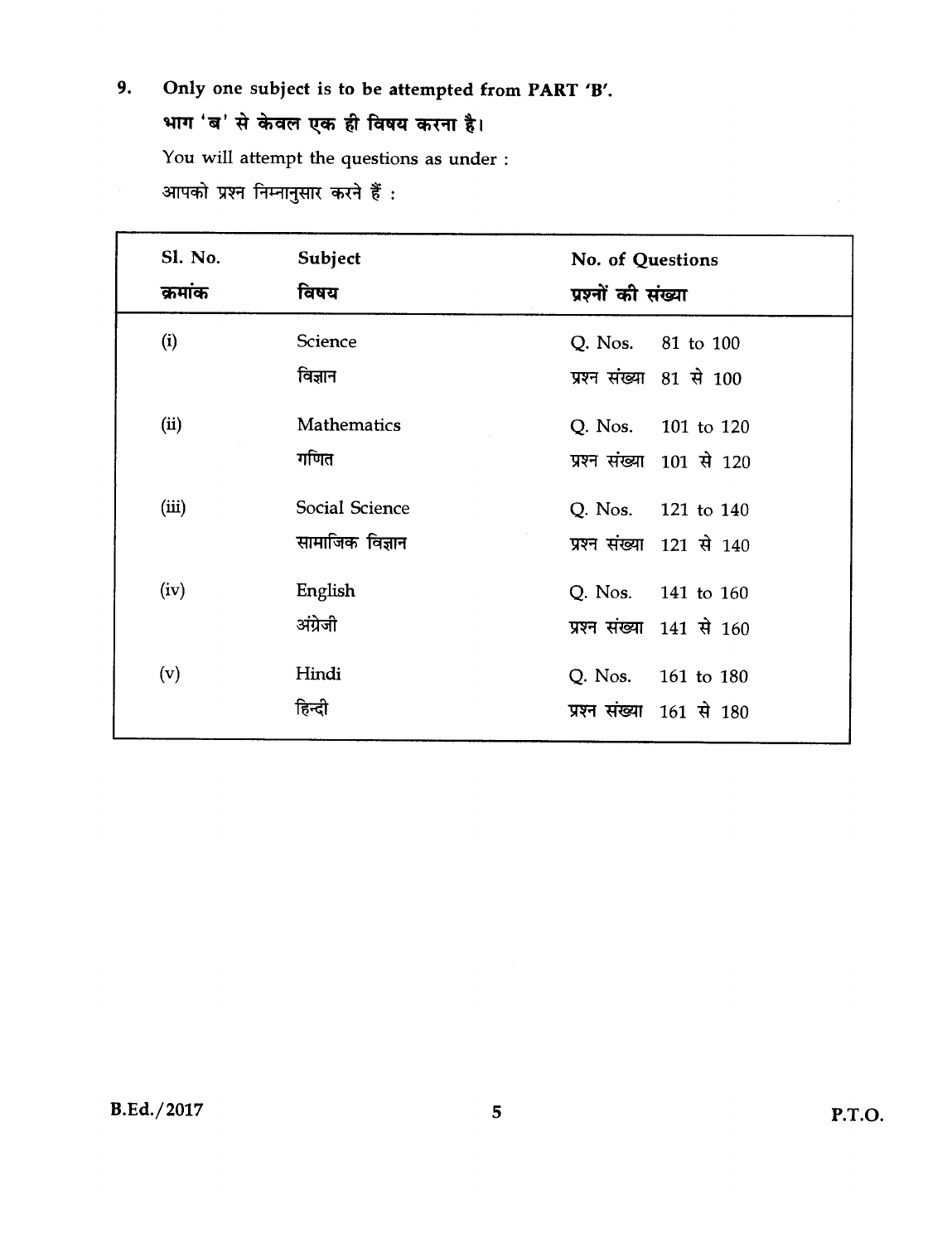9. **Only one subject is to be attempted from PART 'B'.**
**भाग 'ब' से केवल एक ही विषय करना है।**

You will attempt the questions as under :

आपको प्रश्न निम्नानुसार करने हैं :

| Sl. No. क्रमांक | Subject विषय | No. of Questions प्रश्नों की संख्या |
|---|---|---|
| (i) | Science विज्ञान | Q. Nos. 81 to 100 प्रश्न संख्या 81 से 100 |
| (ii) | Mathematics गणित | Q. Nos. 101 to 120 प्रश्न संख्या 101 से 120 |
| (iii) | Social Science सामाजिक विज्ञान | Q. Nos. 121 to 140 प्रश्न संख्या 121 से 140 |
| (iv) | English अंग्रेजी | Q. Nos. 141 to 160 प्रश्न संख्या 141 से 160 |
| (v) | Hindi हिन्दी | Q. Nos. 161 to 180 प्रश्न संख्या 161 से 180 |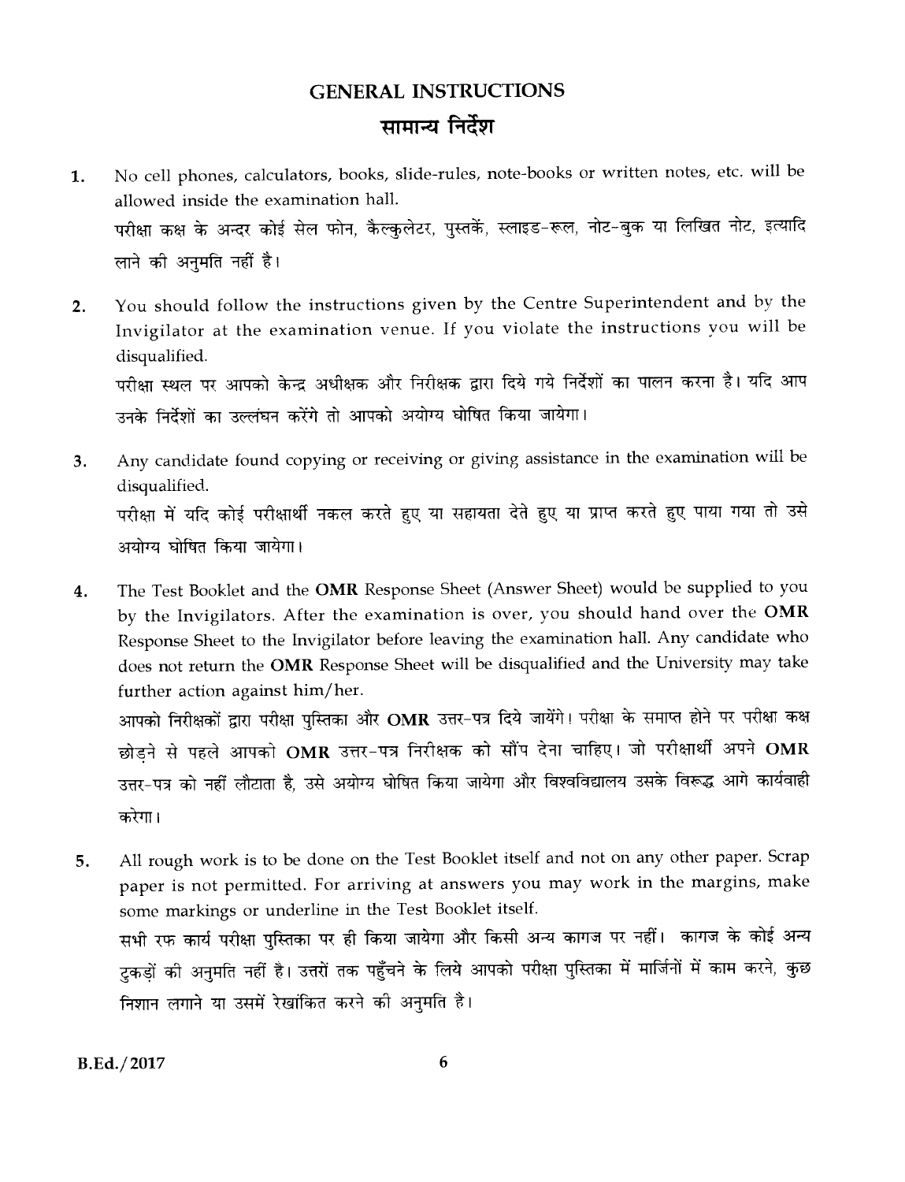# GENERAL INSTRUCTIONS

## सामान्य निर्देश

1. No cell phones, calculators, books, slide-rules, note-books or written notes, etc. will be allowed inside the examination hall.

   परीक्षा कक्ष के अन्दर कोई सेल फोन, कैल्कुलेटर, पुस्तकें, स्लाइड-रूल, नोट-बुक या लिखित नोट, इत्यादि लाने की अनुमति नहीं है।

2. You should follow the instructions given by the Centre Superintendent and by the Invigilator at the examination venue. If you violate the instructions you will be disqualified.

   परीक्षा स्थल पर आपको केन्द्र अधीक्षक और निरीक्षक द्वारा दिये गये निर्देशों का पालन करना है। यदि आप उनके निर्देशों का उल्लंघन करेंगे तो आपको अयोग्य घोषित किया जायेगा।

3. Any candidate found copying or receiving or giving assistance in the examination will be disqualified.

   परीक्षा में यदि कोई परीक्षार्थी नकल करते हुए या सहायता देते हुए या प्राप्त करते हुए पाया गया तो उसे अयोग्य घोषित किया जायेगा।

4. The Test Booklet and the **OMR** Response Sheet (Answer Sheet) would be supplied to you by the Invigilators. After the examination is over, you should hand over the **OMR** Response Sheet to the Invigilator before leaving the examination hall. Any candidate who does not return the **OMR** Response Sheet will be disqualified and the University may take further action against him/her.

   आपको निरीक्षकों द्वारा परीक्षा पुस्तिका और **OMR** उत्तर-पत्र दिये जायेंगे। परीक्षा के समाप्त होने पर परीक्षा कक्ष छोड़ने से पहले आपको **OMR** उत्तर-पत्र निरीक्षक को सौंप देना चाहिए। जो परीक्षार्थी अपने **OMR** उत्तर-पत्र को नहीं लौटाता है, उसे अयोग्य घोषित किया जायेगा और विश्वविद्यालय उसके विरूद्ध आगे कार्यवाही करेगा।

5. All rough work is to be done on the Test Booklet itself and not on any other paper. Scrap paper is not permitted. For arriving at answers you may work in the margins, make some markings or underline in the Test Booklet itself.

   सभी रफ कार्य परीक्षा पुस्तिका पर ही किया जायेगा और किसी अन्य कागज पर नहीं। कागज के कोई अन्य टुकड़ों की अनुमति नहीं है। उत्तरों तक पहुँचने के लिये आपको परीक्षा पुस्तिका में मार्जिनों में काम करने, कुछ निशान लगाने या उसमें रेखांकित करने की अनुमति है।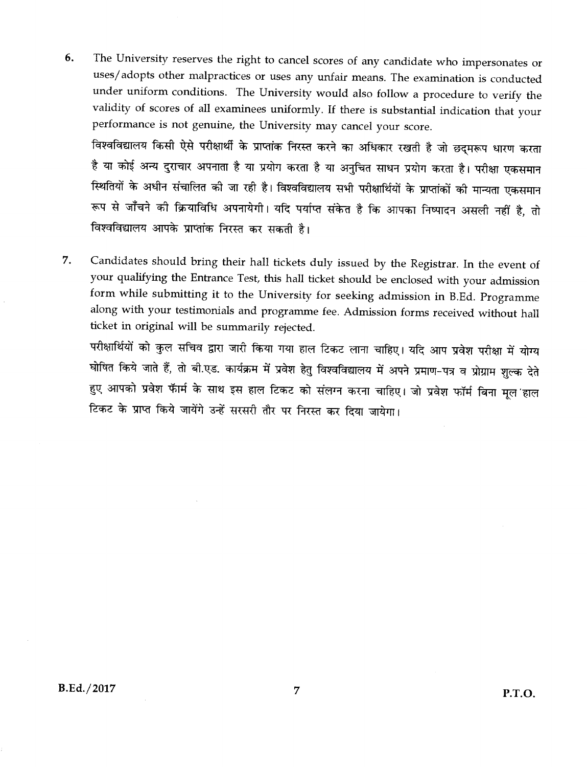6. The University reserves the right to cancel scores of any candidate who impersonates or uses/adopts other malpractices or uses any unfair means. The examination is conducted under uniform conditions. The University would also follow a procedure to verify the validity of scores of all examinees uniformly. If there is substantial indication that your performance is not genuine, the University may cancel your score.

   विश्वविद्यालय किसी ऐसे परीक्षार्थी के प्राप्तांक निरस्त करने का अधिकार रखती है जो छद्मरूप धारण करता है या कोई अन्य दुराचार अपनाता है या प्रयोग करता है या अनुचित साधन प्रयोग करता है। परीक्षा एकसमान स्थितियों के अधीन संचालित की जा रही है। विश्वविद्यालय सभी परीक्षार्थियों के प्राप्तांकों की मान्यता एकसमान रूप से जाँचने की क्रियाविधि अपनायेगी। यदि पर्याप्त संकेत है कि आपका निष्पादन असली नहीं है, तो विश्वविद्यालय आपके प्राप्तांक निरस्त कर सकती है।

7. Candidates should bring their hall tickets duly issued by the Registrar. In the event of your qualifying the Entrance Test, this hall ticket should be enclosed with your admission form while submitting it to the University for seeking admission in B.Ed. Programme along with your testimonials and programme fee. Admission forms received without hall ticket in original will be summarily rejected.

   परीक्षार्थियों को कुल सचिव द्वारा जारी किया गया हाल टिकट लाना चाहिए। यदि आप प्रवेश परीक्षा में योग्य घोषित किये जाते हैं, तो बी.एड. कार्यक्रम में प्रवेश हेतु विश्वविद्यालय में अपने प्रमाण-पत्र व प्रोग्राम शुल्क देते हुए आपको प्रवेश फॉर्म के साथ इस हाल टिकट को संलग्न करना चाहिए। जो प्रवेश फॉर्म बिना मूल हाल टिकट के प्राप्त किये जायेंगे उन्हें सरसरी तौर पर निरस्त कर दिया जायेगा।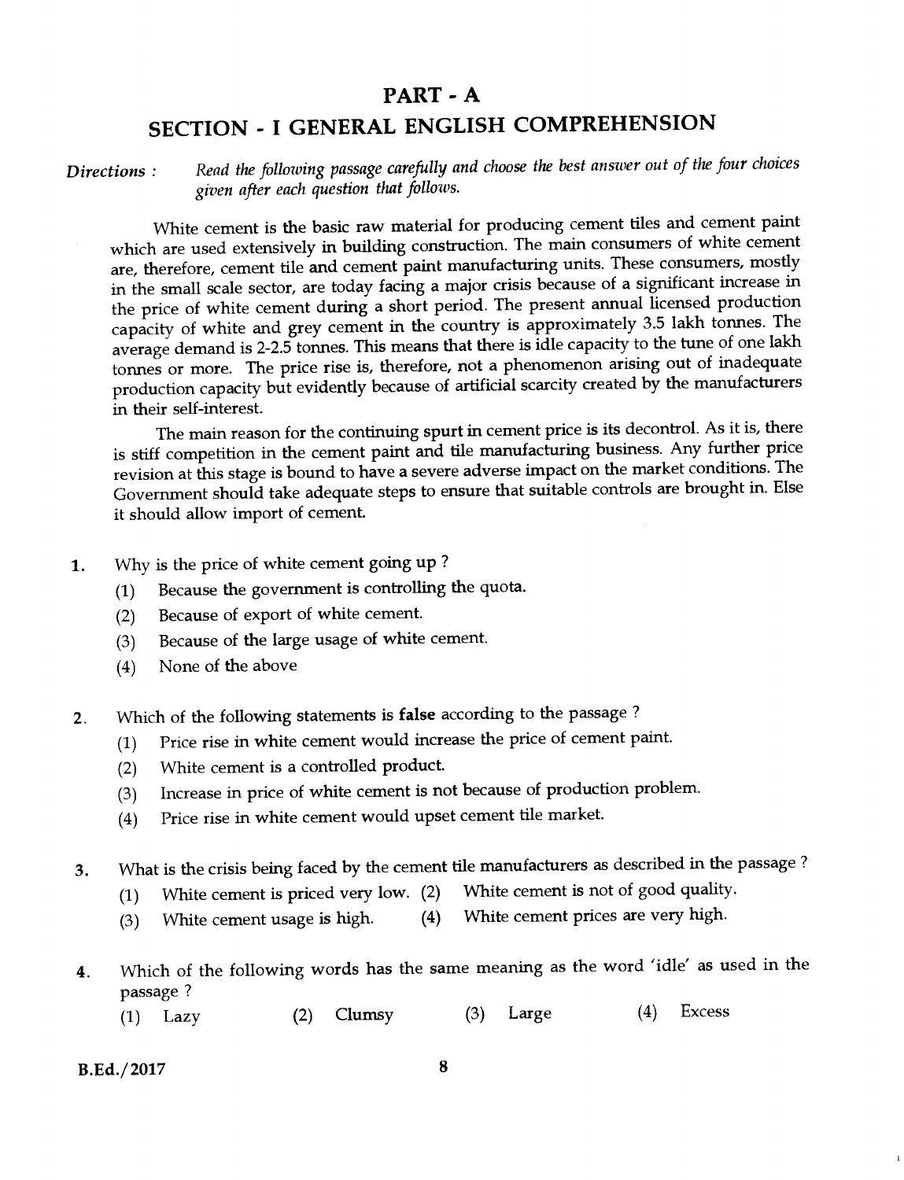# PART - A

## SECTION - I GENERAL ENGLISH COMPREHENSION

*Directions :* *Read the following passage carefully and choose the best answer out of the four choices given after each question that follows.*

White cement is the basic raw material for producing cement tiles and cement paint which are used extensively in building construction. The main consumers of white cement are, therefore, cement tile and cement paint manufacturing units. These consumers, mostly in the small scale sector, are today facing a major crisis because of a significant increase in the price of white cement during a short period. The present annual licensed production capacity of white and grey cement in the country is approximately 3.5 lakh tonnes. The average demand is 2-2.5 tonnes. This means that there is idle capacity to the tune of one lakh tonnes or more. The price rise is, therefore, not a phenomenon arising out of inadequate production capacity but evidently because of artificial scarcity created by the manufacturers in their self-interest.

The main reason for the continuing spurt in cement price is its decontrol. As it is, there is stiff competition in the cement paint and tile manufacturing business. Any further price revision at this stage is bound to have a severe adverse impact on the market conditions. The Government should take adequate steps to ensure that suitable controls are brought in. Else it should allow import of cement.

1. Why is the price of white cement going up ?
   (1) Because the government is controlling the quota.
   (2) Because of export of white cement.
   (3) Because of the large usage of white cement.
   (4) None of the above

2. Which of the following statements is **false** according to the passage ?
   (1) Price rise in white cement would increase the price of cement paint.
   (2) White cement is a controlled product.
   (3) Increase in price of white cement is not because of production problem.
   (4) Price rise in white cement would upset cement tile market.

3. What is the crisis being faced by the cement tile manufacturers as described in the passage ?
   (1) White cement is priced very low. (2) White cement is not of good quality.
   (3) White cement usage is high. (4) White cement prices are very high.

4. Which of the following words has the same meaning as the word 'idle' as used in the passage ?
   (1) Lazy (2) Clumsy (3) Large (4) Excess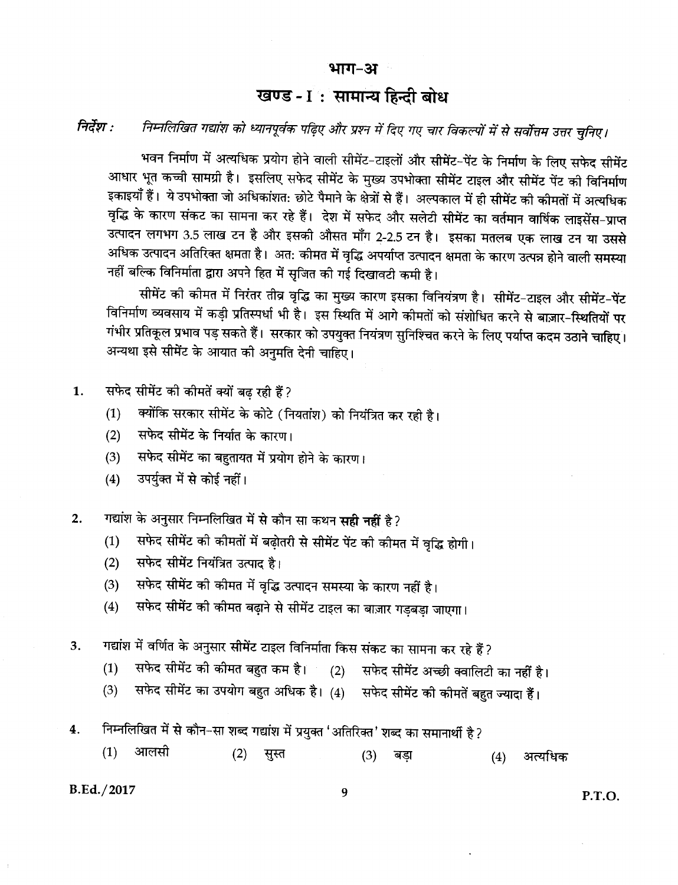## भाग-अ

## खण्ड - I : सामान्य हिन्दी बोध

*निर्देश : निम्नलिखित गद्यांश को ध्यानपूर्वक पढ़िए और प्रश्न में दिए गए चार विकल्पों में से सर्वोत्तम उत्तर चुनिए।*

भवन निर्माण में अत्यधिक प्रयोग होने वाली सीमेंट-टाइलों और सीमेंट-पेंट के निर्माण के लिए सफेद सीमेंट आधार भूत कच्ची सामग्री है। इसलिए सफेद सीमेंट के मुख्य उपभोक्ता सीमेंट टाइल और सीमेंट पेंट की विनिर्माण इकाइयाँ हैं। ये उपभोक्ता जो अधिकांशत: छोटे पैमाने के क्षेत्रों से हैं। अल्पकाल में ही सीमेंट की कीमतों में अत्यधिक वृद्धि के कारण संकट का सामना कर रहे हैं। देश में सफेद और सलेटी सीमेंट का वर्तमान वार्षिक लाइसेंस-प्राप्त उत्पादन लगभग 3.5 लाख टन है और इसकी औसत माँग 2-2.5 टन है। इसका मतलब एक लाख टन या उससे अधिक उत्पादन अतिरिक्त क्षमता है। अत: कीमत में वृद्धि अपर्याप्त उत्पादन क्षमता के कारण उत्पन्न होने वाली समस्या नहीं बल्कि विनिर्माता द्वारा अपने हित में सृजित की गई दिखावटी कमी है।

सीमेंट की कीमत में निरंतर तीव्र वृद्धि का मुख्य कारण इसका विनियंत्रण है। सीमेंट-टाइल और सीमेंट-पेंट विनिर्माण व्यवसाय में कड़ी प्रतिस्पर्धा भी है। इस स्थिति में आगे कीमतों को संशोधित करने से बाज़ार-स्थितियों पर गंभीर प्रतिकूल प्रभाव पड़ सकते हैं। सरकार को उपयुक्त नियंत्रण सुनिश्चित करने के लिए पर्याप्त कदम उठाने चाहिए। अन्यथा इसे सीमेंट के आयात की अनुमति देनी चाहिए।

1. सफेद सीमेंट की कीमतें क्यों बढ़ रही हैं?
   (1) क्योंकि सरकार सीमेंट के कोटे (नियतांश) को नियंत्रित कर रही है।
   (2) सफेद सीमेंट के निर्यात के कारण।
   (3) सफेद सीमेंट का बहुतायत में प्रयोग होने के कारण।
   (4) उपर्युक्त में से कोई नहीं।

2. गद्यांश के अनुसार निम्नलिखित में से कौन सा कथन **सही नहीं** है?
   (1) सफेद सीमेंट की कीमतों में बढ़ोतरी से सीमेंट पेंट की कीमत में वृद्धि होगी।
   (2) सफेद सीमेंट नियंत्रित उत्पाद है।
   (3) सफेद सीमेंट की कीमत में वृद्धि उत्पादन समस्या के कारण नहीं है।
   (4) सफेद सीमेंट की कीमत बढ़ाने से सीमेंट टाइल का बाज़ार गड़बड़ा जाएगा।

3. गद्यांश में वर्णित के अनुसार सीमेंट टाइल विनिर्माता किस संकट का सामना कर रहे हैं?
   (1) सफेद सीमेंट की कीमत बहुत कम है।
   (2) सफेद सीमेंट अच्छी क्वालिटी का नहीं है।
   (3) सफेद सीमेंट का उपयोग बहुत अधिक है।
   (4) सफेद सीमेंट की कीमतें बहुत ज्यादा हैं।

4. निम्नलिखित में से कौन-सा शब्द गद्यांश में प्रयुक्त 'अतिरिक्त' शब्द का समानार्थी है?
   (1) आलसी
   (2) सुस्त
   (3) बड़ा
   (4) अत्यधिक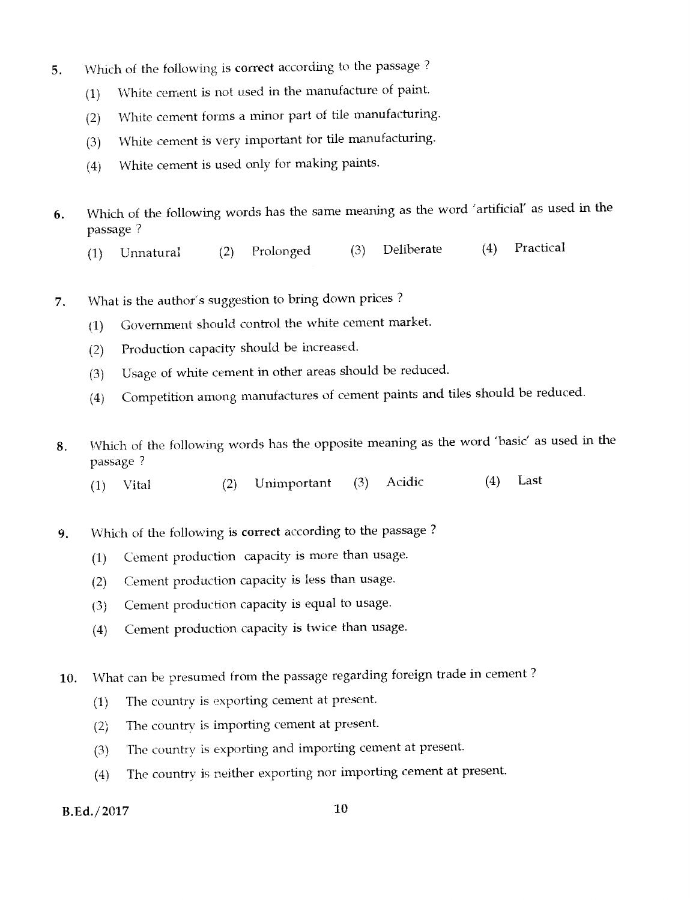5. Which of the following is **correct** according to the passage ?

   (1) White cement is not used in the manufacture of paint.

   (2) White cement forms a minor part of tile manufacturing.

   (3) White cement is very important for tile manufacturing.

   (4) White cement is used only for making paints.

6. Which of the following words has the same meaning as the word 'artificial' as used in the passage ?

   (1) Unnatural (2) Prolonged (3) Deliberate (4) Practical

7. What is the author's suggestion to bring down prices ?

   (1) Government should control the white cement market.

   (2) Production capacity should be increased.

   (3) Usage of white cement in other areas should be reduced.

   (4) Competition among manufactures of cement paints and tiles should be reduced.

8. Which of the following words has the opposite meaning as the word 'basic' as used in the passage ?

   (1) Vital (2) Unimportant (3) Acidic (4) Last

9. Which of the following is **correct** according to the passage ?

   (1) Cement production capacity is more than usage.

   (2) Cement production capacity is less than usage.

   (3) Cement production capacity is equal to usage.

   (4) Cement production capacity is twice than usage.

10. What can be presumed from the passage regarding foreign trade in cement ?

    (1) The country is exporting cement at present.

    (2) The country is importing cement at present.

    (3) The country is exporting and importing cement at present.

    (4) The country is neither exporting nor importing cement at present.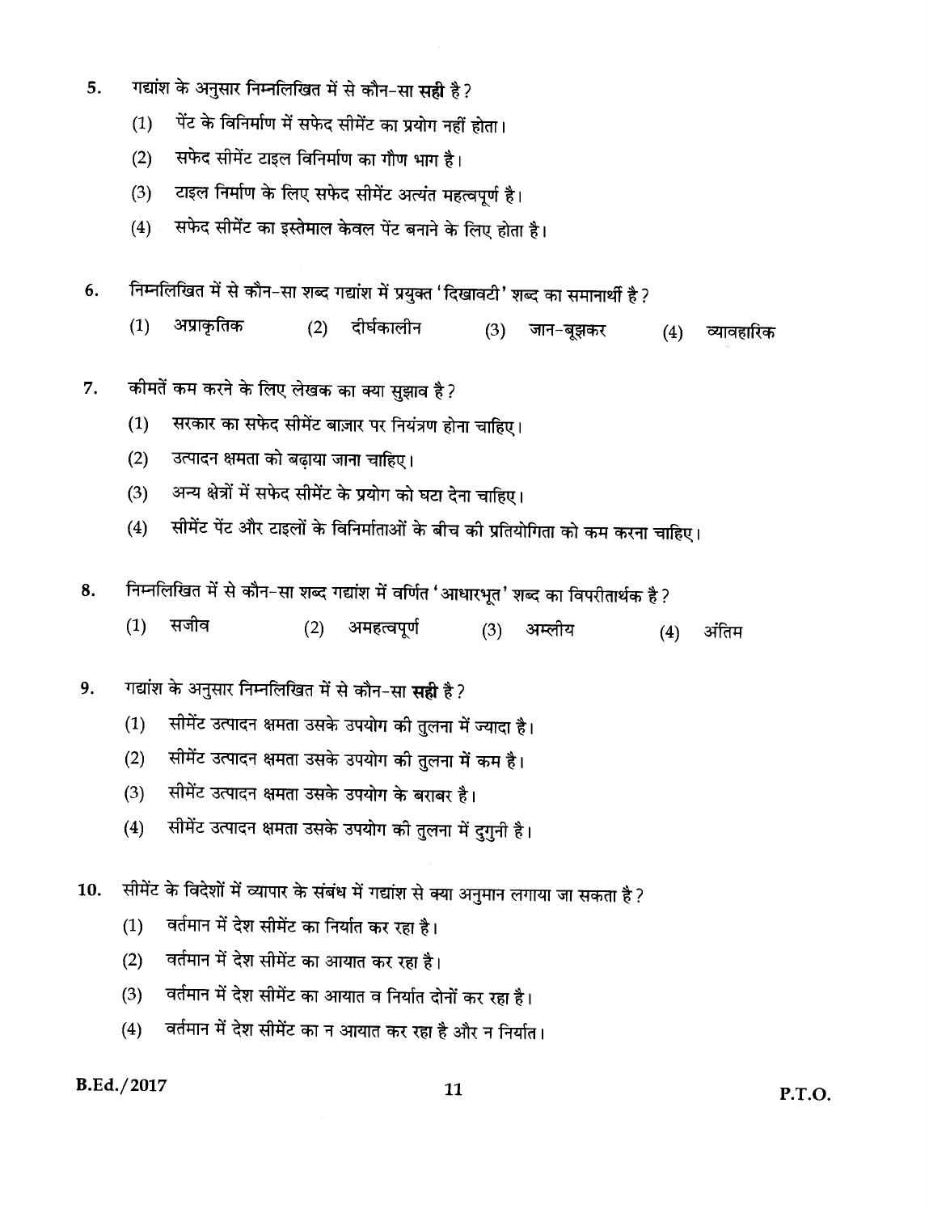5. गद्यांश के अनुसार निम्नलिखित में से कौन-सा **सही** है?
   (1) पेंट के विनिर्माण में सफेद सीमेंट का प्रयोग नहीं होता।
   (2) सफेद सीमेंट टाइल विनिर्माण का गौण भाग है।
   (3) टाइल निर्माण के लिए सफेद सीमेंट अत्यंत महत्वपूर्ण है।
   (4) सफेद सीमेंट का इस्तेमाल केवल पेंट बनाने के लिए होता है।

6. निम्नलिखित में से कौन-सा शब्द गद्यांश में प्रयुक्त 'दिखावटी' शब्द का समानार्थी है?
   (1) अप्राकृतिक (2) दीर्घकालीन (3) जान-बूझकर (4) व्यावहारिक

7. कीमतें कम करने के लिए लेखक का क्या सुझाव है?
   (1) सरकार का सफेद सीमेंट बाज़ार पर नियंत्रण होना चाहिए।
   (2) उत्पादन क्षमता को बढ़ाया जाना चाहिए।
   (3) अन्य क्षेत्रों में सफेद सीमेंट के प्रयोग को घटा देना चाहिए।
   (4) सीमेंट पेंट और टाइलों के विनिर्माताओं के बीच की प्रतियोगिता को कम करना चाहिए।

8. निम्नलिखित में से कौन-सा शब्द गद्यांश में वर्णित 'आधारभूत' शब्द का विपरीतार्थक है?
   (1) सजीव (2) अमहत्वपूर्ण (3) अम्लीय (4) अंतिम

9. गद्यांश के अनुसार निम्नलिखित में से कौन-सा **सही** है?
   (1) सीमेंट उत्पादन क्षमता उसके उपयोग की तुलना में ज्यादा है।
   (2) सीमेंट उत्पादन क्षमता उसके उपयोग की तुलना में कम है।
   (3) सीमेंट उत्पादन क्षमता उसके उपयोग के बराबर है।
   (4) सीमेंट उत्पादन क्षमता उसके उपयोग की तुलना में दुगुनी है।

10. सीमेंट के विदेशों में व्यापार के संबंध में गद्यांश से क्या अनुमान लगाया जा सकता है?
   (1) वर्तमान में देश सीमेंट का निर्यात कर रहा है।
   (2) वर्तमान में देश सीमेंट का आयात कर रहा है।
   (3) वर्तमान में देश सीमेंट का आयात व निर्यात दोनों कर रहा है।
   (4) वर्तमान में देश सीमेंट का न आयात कर रहा है और न निर्यात।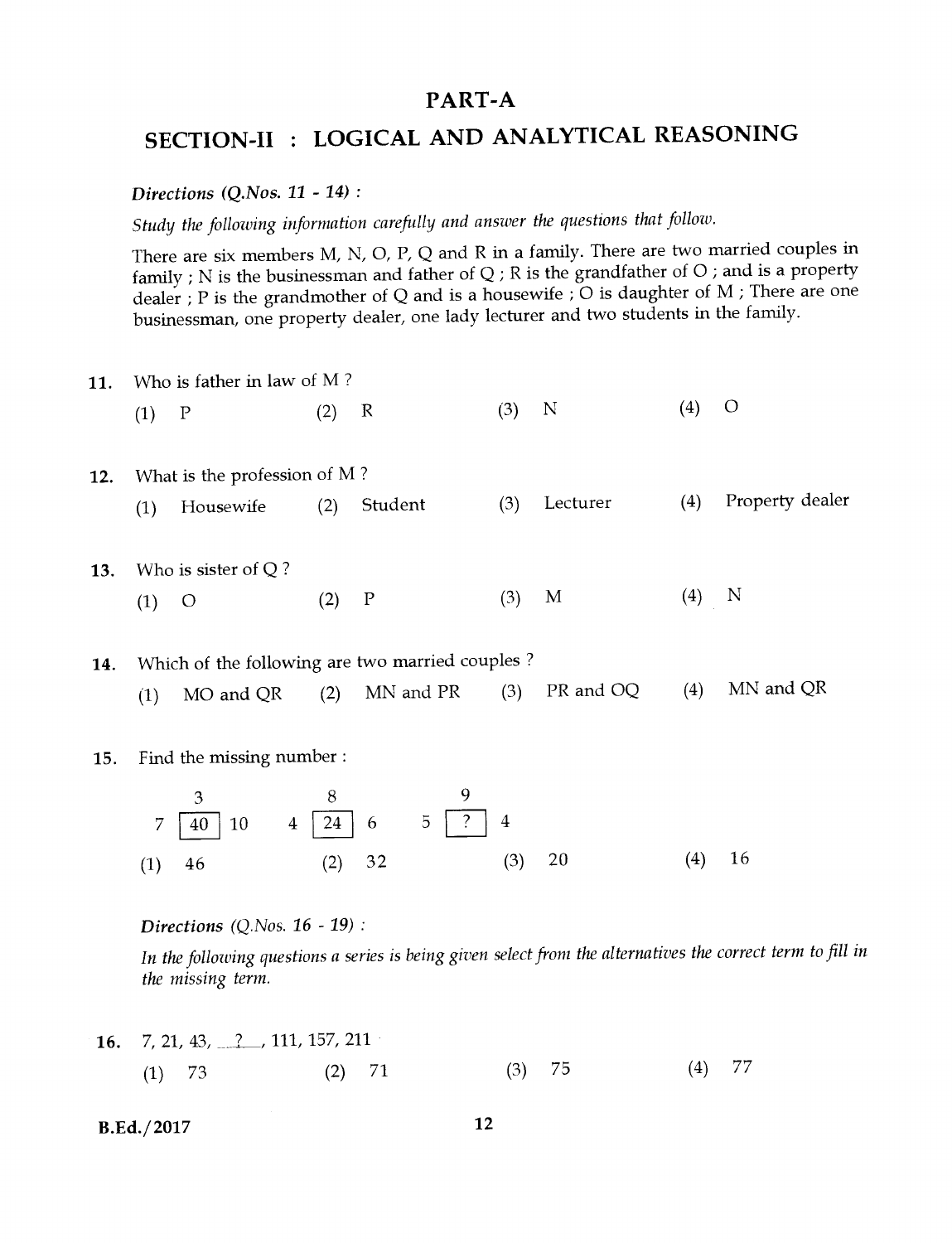# PART-A

## SECTION-II : LOGICAL AND ANALYTICAL REASONING

*Directions (Q.Nos. 11 - 14) :*

*Study the following information carefully and answer the questions that follow.*

There are six members M, N, O, P, Q and R in a family. There are two married couples in family ; N is the businessman and father of Q ; R is the grandfather of O ; and is a property dealer ; P is the grandmother of Q and is a housewife ; O is daughter of M ; There are one businessman, one property dealer, one lady lecturer and two students in the family.

**11.** Who is father in law of M ?

(1) P (2) R (3) N (4) O

**12.** What is the profession of M ?

(1) Housewife (2) Student (3) Lecturer (4) Property dealer

**13.** Who is sister of Q ?

(1) O (2) P (3) M (4) N

**14.** Which of the following are two married couples ?

(1) MO and QR (2) MN and PR (3) PR and OQ (4) MN and QR

**15.** Find the missing number :

| | 3 | | | 8 | | | 9 | |
|---|---|---|---|---|---|---|---|---|
| 7 | 40 | 10 | 4 | 24 | 6 | 5 | ? | 4 |

(1) 46 (2) 32 (3) 20 (4) 16

*Directions (Q.Nos. 16 - 19) :*

*In the following questions a series is being given select from the alternatives the correct term to fill in the missing term.*

**16.** 7, 21, 43, \_\_?\_\_, 111, 157, 211

(1) 73 (2) 71 (3) 75 (4) 77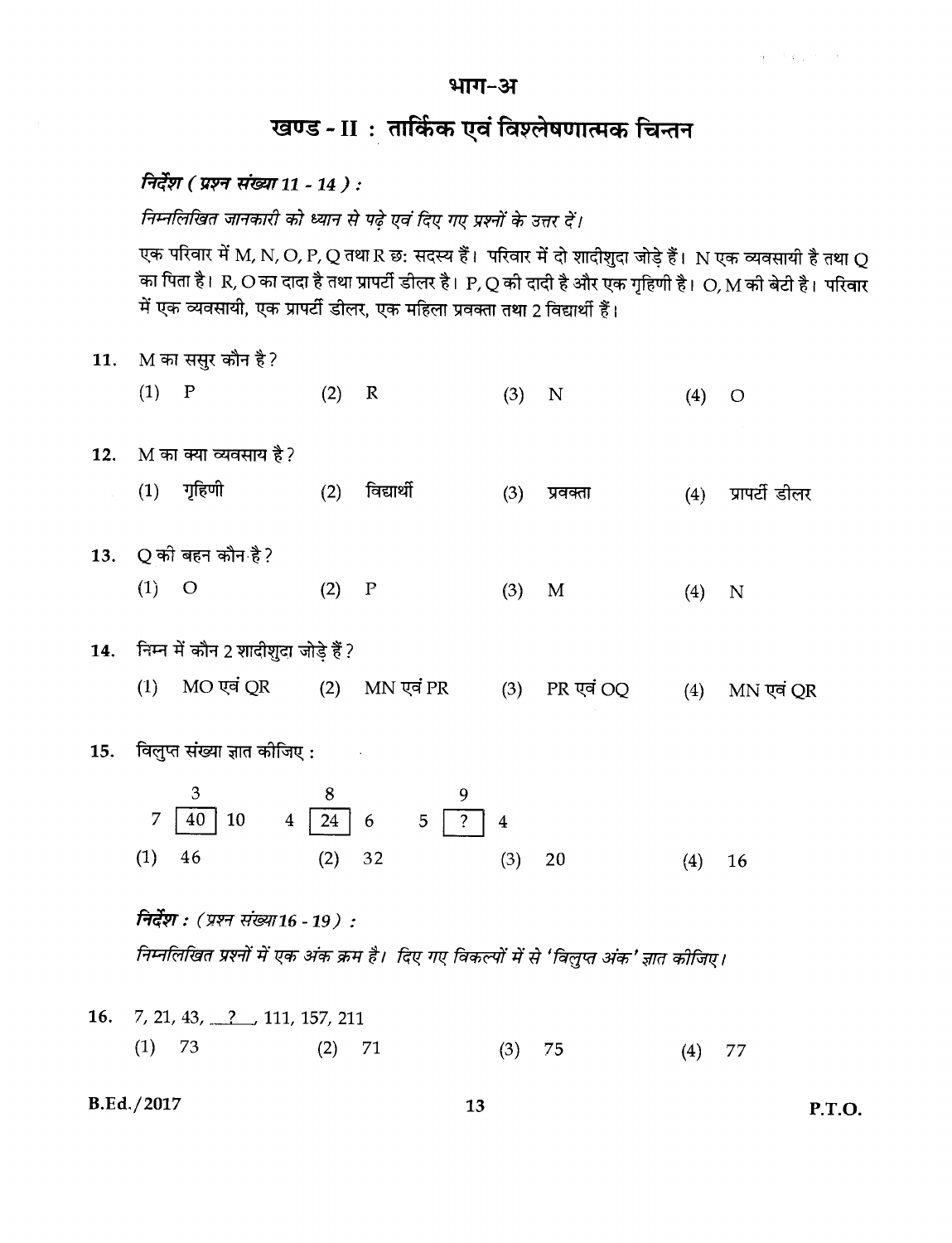## भाग-अ

## खण्ड - II : तार्किक एवं विश्लेषणात्मक चिन्तन

***निर्देश ( प्रश्न संख्या 11 - 14 ) :***

*निम्नलिखित जानकारी को ध्यान से पढ़े एवं दिए गए प्रश्नों के उत्तर दें।*

एक परिवार में M, N, O, P, Q तथा R छ: सदस्य हैं। परिवार में दो शादीशुदा जोड़े हैं। N एक व्यवसायी है तथा Q का पिता है। R, O का दादा है तथा प्रापर्टी डीलर है। P, Q की दादी है और एक गृहिणी है। O, M की बेटी है। परिवार में एक व्यवसायी, एक प्रापर्टी डीलर, एक महिला प्रवक्ता तथा 2 विद्यार्थी हैं।

**11.** M का ससुर कौन है ?

(1) P (2) R (3) N (4) O

**12.** M का क्या व्यवसाय है ?

(1) गृहिणी (2) विद्यार्थी (3) प्रवक्ता (4) प्रापर्टी डीलर

**13.** Q की बहन कौन है ?

(1) O (2) P (3) M (4) N

**14.** निम्न में कौन 2 शादीशुदा जोड़े हैं ?

(1) MO एवं QR (2) MN एवं PR (3) PR एवं OQ (4) MN एवं QR

**15.** विलुप्त संख्या ज्ञात कीजिए :

| | 3 | | | 8 | | | 9 | |
|---|---|---|---|---|---|---|---|---|
| 7 | 40 | 10 | 4 | 24 | 6 | 5 | ? | 4 |

(1) 46 (2) 32 (3) 20 (4) 16

***निर्देश : (प्रश्न संख्या 16 - 19) :***

*निम्नलिखित प्रश्नों में एक अंक क्रम है। दिए गए विकल्पों में से 'विलुप्त अंक' ज्ञात कीजिए।*

**16.** 7, 21, 43, __?__, 111, 157, 211

(1) 73 (2) 71 (3) 75 (4) 77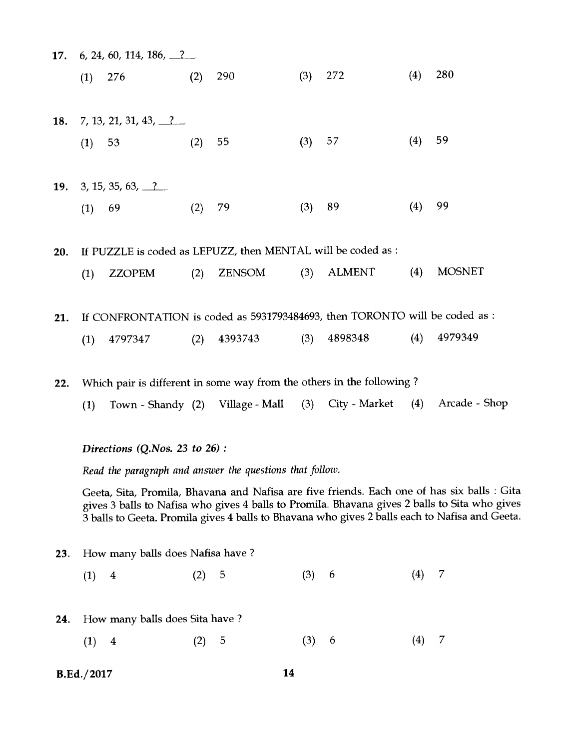17. 6, 24, 60, 114, 186, __?__

(1) 276 (2) 290 (3) 272 (4) 280

18. 7, 13, 21, 31, 43, __?__

(1) 53 (2) 55 (3) 57 (4) 59

19. 3, 15, 35, 63, __?__

(1) 69 (2) 79 (3) 89 (4) 99

20. If PUZZLE is coded as LEPUZZ, then MENTAL will be coded as :

(1) ZZOPEM (2) ZENSOM (3) ALMENT (4) MOSNET

21. If CONFRONTATION is coded as 5931793484693, then TORONTO will be coded as :

(1) 4797347 (2) 4393743 (3) 4898348 (4) 4979349

22. Which pair is different in some way from the others in the following ?

(1) Town - Shandy (2) Village - Mall (3) City - Market (4) Arcade - Shop

*Directions (Q.Nos. 23 to 26) :*

*Read the paragraph and answer the questions that follow.*

Geeta, Sita, Promila, Bhavana and Nafisa are five friends. Each one of has six balls : Gita gives 3 balls to Nafisa who gives 4 balls to Promila. Bhavana gives 2 balls to Sita who gives 3 balls to Geeta. Promila gives 4 balls to Bhavana who gives 2 balls each to Nafisa and Geeta.

23. How many balls does Nafisa have ?

(1) 4 (2) 5 (3) 6 (4) 7

24. How many balls does Sita have ?

(1) 4 (2) 5 (3) 6 (4) 7

B.Ed./2017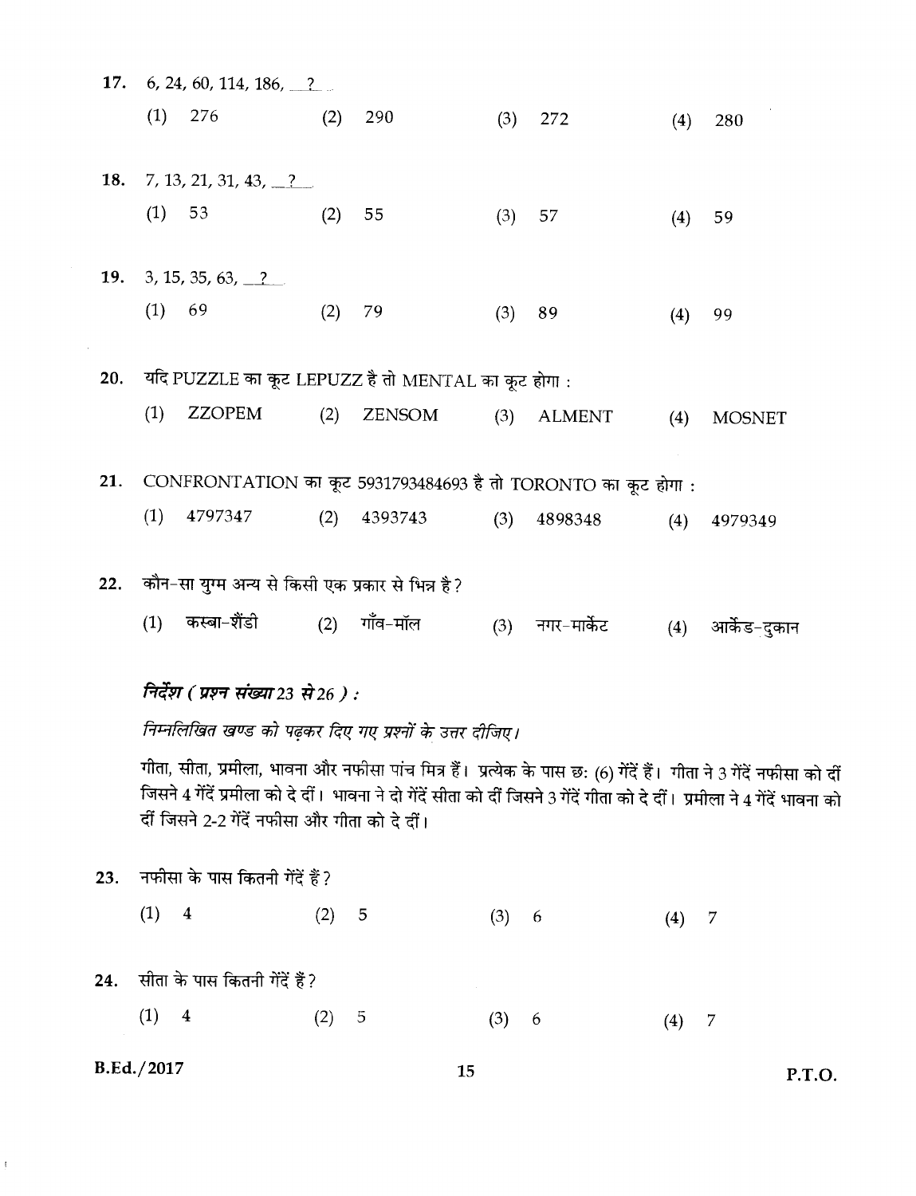17. 6, 24, 60, 114, 186, __?__

(1) 276 (2) 290 (3) 272 (4) 280

18. 7, 13, 21, 31, 43, __?__

(1) 53 (2) 55 (3) 57 (4) 59

19. 3, 15, 35, 63, __?__

(1) 69 (2) 79 (3) 89 (4) 99

20. यदि PUZZLE का कूट LEPUZZ है तो MENTAL का कूट होगा :

(1) ZZOPEM (2) ZENSOM (3) ALMENT (4) MOSNET

21. CONFRONTATION का कूट 5931793484693 है तो TORONTO का कूट होगा :

(1) 4797347 (2) 4393743 (3) 4898348 (4) 4979349

22. कौन-सा युग्म अन्य से किसी एक प्रकार से भिन्न है?

(1) कस्बा-शैंडी (2) गाँव-मॉल (3) नगर-मार्केट (4) आर्केड-दुकान

*निर्देश ( प्रश्न संख्या 23 से 26 ) :*

*निम्नलिखित खण्ड को पढ़कर दिए गए प्रश्नों के उत्तर दीजिए।*

गीता, सीता, प्रमीला, भावना और नफीसा पांच मित्र हैं। प्रत्येक के पास छः (6) गेंदें हैं। गीता ने 3 गेंदें नफीसा को दीं जिसने 4 गेंदें प्रमीला को दे दीं। भावना ने दो गेंदें सीता को दीं जिसने 3 गेंदें गीता को दे दीं। प्रमीला ने 4 गेंदें भावना को दीं जिसने 2-2 गेंदें नफीसा और गीता को दे दीं।

23. नफीसा के पास कितनी गेंदें हैं?

(1) 4 (2) 5 (3) 6 (4) 7

24. सीता के पास कितनी गेंदें हैं?

(1) 4 (2) 5 (3) 6 (4) 7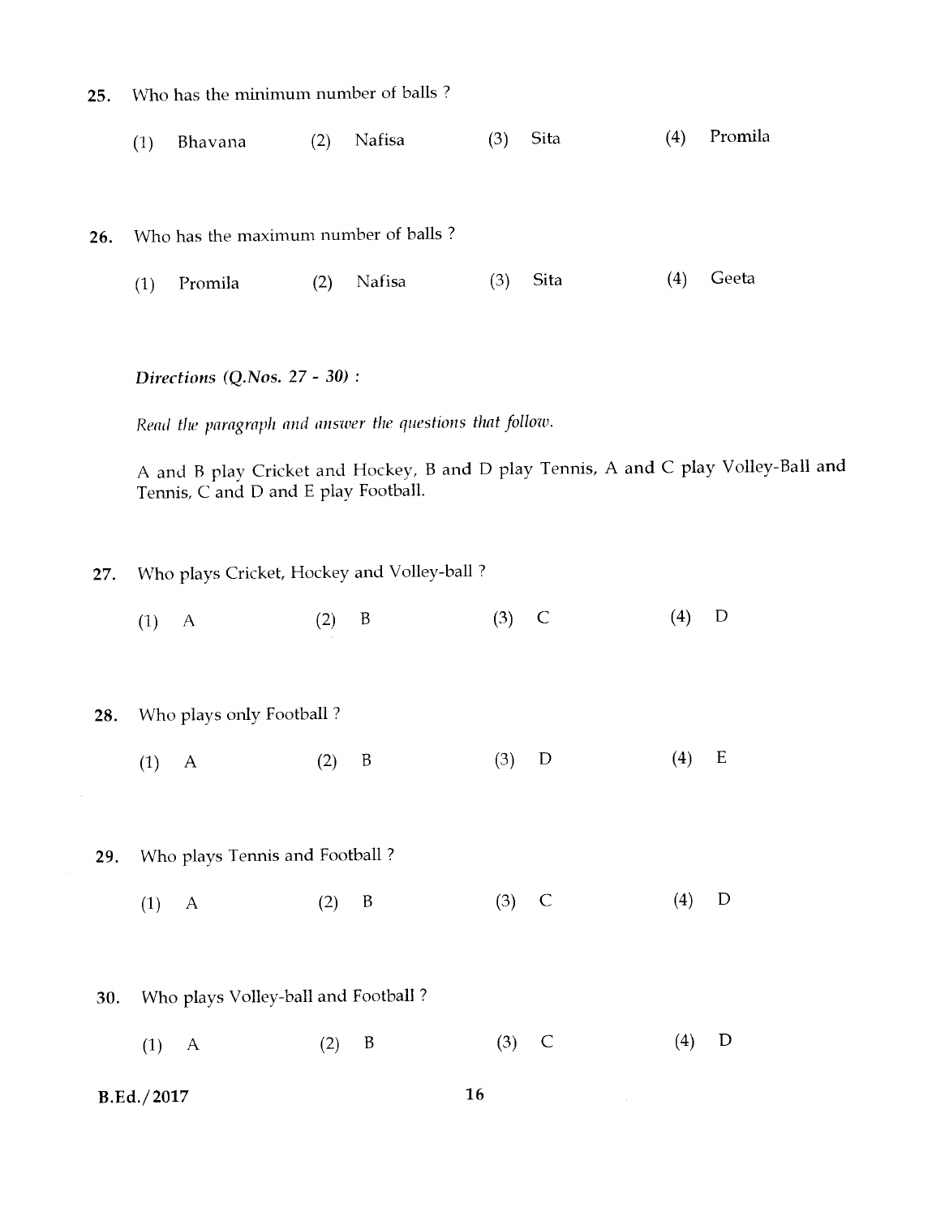25. Who has the minimum number of balls ?

    (1) Bhavana (2) Nafisa (3) Sita (4) Promila

26. Who has the maximum number of balls ?

    (1) Promila (2) Nafisa (3) Sita (4) Geeta

*Directions (Q.Nos. 27 - 30) :*

*Read the paragraph and answer the questions that follow.*

A and B play Cricket and Hockey, B and D play Tennis, A and C play Volley-Ball and Tennis, C and D and E play Football.

27. Who plays Cricket, Hockey and Volley-ball ?

    (1) A (2) B (3) C (4) D

28. Who plays only Football ?

    (1) A (2) B (3) D (4) E

29. Who plays Tennis and Football ?

    (1) A (2) B (3) C (4) D

30. Who plays Volley-ball and Football ?

    (1) A (2) B (3) C (4) D

B.Ed./2017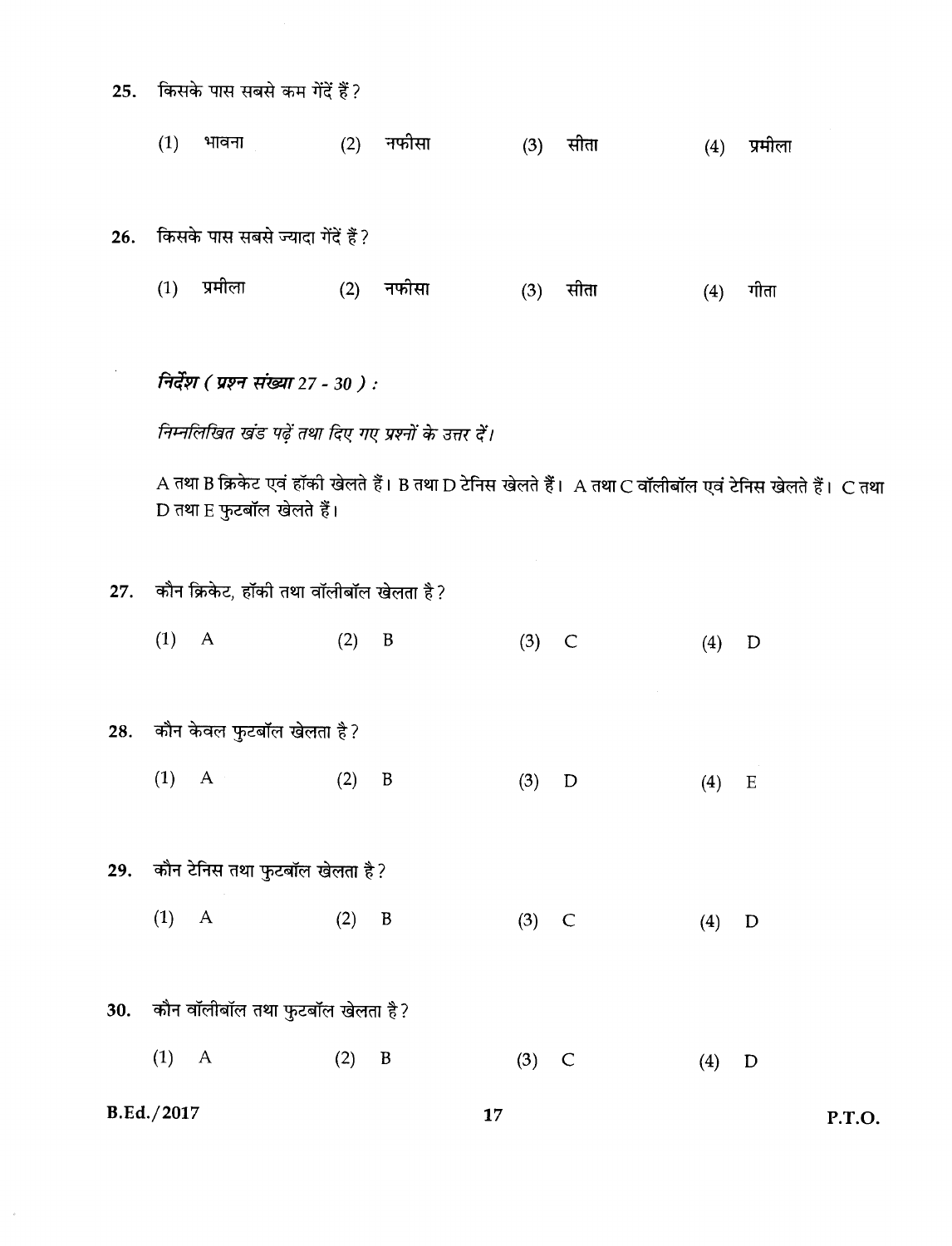25. किसके पास सबसे कम गेंदें हैं?

    (1) भावना  (2) नफीसा  (3) सीता  (4) प्रमीला

26. किसके पास सबसे ज्यादा गेंदें हैं?

    (1) प्रमीला  (2) नफीसा  (3) सीता  (4) गीता

***निर्देश ( प्रश्न संख्या 27 - 30 ) :***

*निम्नलिखित खंड पढ़ें तथा दिए गए प्रश्नों के उत्तर दें।*

A तथा B क्रिकेट एवं हॉकी खेलते हैं। B तथा D टेनिस खेलते हैं। A तथा C वॉलीबॉल एवं टेनिस खेलते हैं। C तथा D तथा E फुटबॉल खेलते हैं।

27. कौन क्रिकेट, हॉकी तथा वॉलीबॉल खेलता है?

    (1) A  (2) B  (3) C  (4) D

28. कौन केवल फुटबॉल खेलता है?

    (1) A  (2) B  (3) D  (4) E

29. कौन टेनिस तथा फुटबॉल खेलता है?

    (1) A  (2) B  (3) C  (4) D

30. कौन वॉलीबॉल तथा फुटबॉल खेलता है?

    (1) A  (2) B  (3) C  (4) D

B.Ed./2017

P.T.O.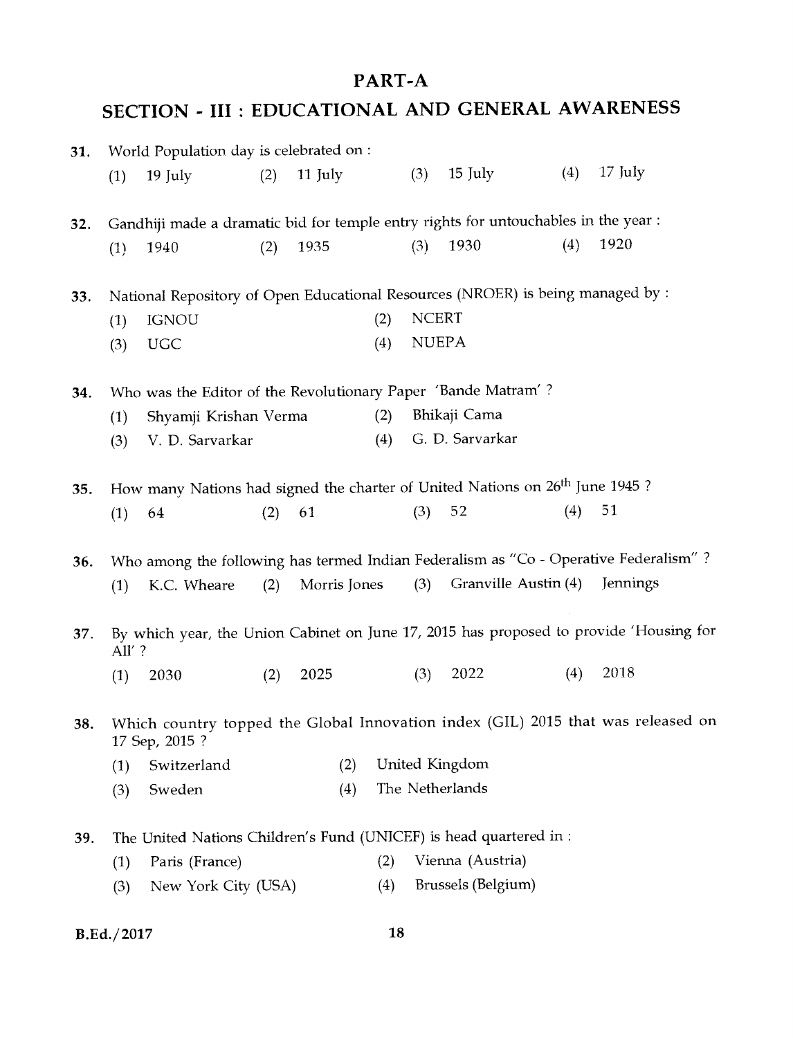# PART-A

## SECTION - III : EDUCATIONAL AND GENERAL AWARENESS

**31.** World Population day is celebrated on :

(1) 19 July (2) 11 July (3) 15 July (4) 17 July

**32.** Gandhiji made a dramatic bid for temple entry rights for untouchables in the year :

(1) 1940 (2) 1935 (3) 1930 (4) 1920

**33.** National Repository of Open Educational Resources (NROER) is being managed by :

(1) IGNOU (2) NCERT
(3) UGC (4) NUEPA

**34.** Who was the Editor of the Revolutionary Paper 'Bande Matram' ?

(1) Shyamji Krishan Verma (2) Bhikaji Cama
(3) V. D. Sarvarkar (4) G. D. Sarvarkar

**35.** How many Nations had signed the charter of United Nations on 26th June 1945 ?

(1) 64 (2) 61 (3) 52 (4) 51

**36.** Who among the following has termed Indian Federalism as "Co - Operative Federalism" ?

(1) K.C. Wheare (2) Morris Jones (3) Granville Austin (4) Jennings

**37.** By which year, the Union Cabinet on June 17, 2015 has proposed to provide 'Housing for All' ?

(1) 2030 (2) 2025 (3) 2022 (4) 2018

**38.** Which country topped the Global Innovation index (GIL) 2015 that was released on 17 Sep, 2015 ?

(1) Switzerland (2) United Kingdom
(3) Sweden (4) The Netherlands

**39.** The United Nations Children's Fund (UNICEF) is head quartered in :

(1) Paris (France) (2) Vienna (Austria)
(3) New York City (USA) (4) Brussels (Belgium)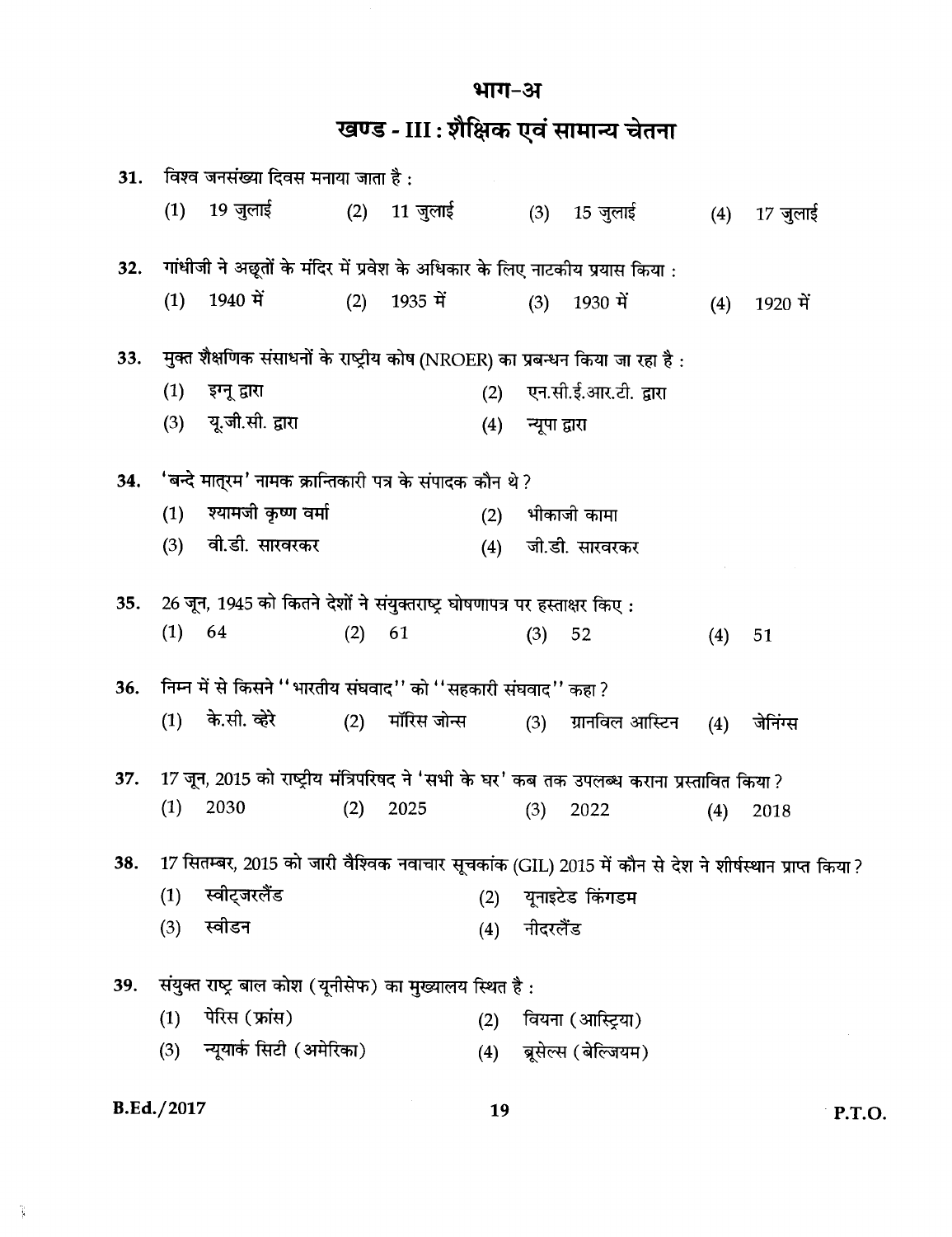# भाग-अ

## खण्ड - III : शैक्षिक एवं सामान्य चेतना

**31.** विश्व जनसंख्या दिवस मनाया जाता है :

(1) 19 जुलाई (2) 11 जुलाई (3) 15 जुलाई (4) 17 जुलाई

**32.** गांधीजी ने अछूतों के मंदिर में प्रवेश के अधिकार के लिए नाटकीय प्रयास किया :

(1) 1940 में (2) 1935 में (3) 1930 में (4) 1920 में

**33.** मुक्त शैक्षणिक संसाधनों के राष्ट्रीय कोष (NROER) का प्रबन्धन किया जा रहा है :

(1) इग्नू द्वारा (2) एन.सी.ई.आर.टी. द्वारा

(3) यू.जी.सी. द्वारा (4) न्यूपा द्वारा

**34.** 'बन्दे मातृम' नामक क्रान्तिकारी पत्र के संपादक कौन थे ?

(1) श्यामजी कृष्ण वर्मा (2) भीकाजी कामा

(3) वी.डी. सारवरकर (4) जी.डी. सारवरकर

**35.** 26 जून, 1945 को कितने देशों ने संयुक्तराष्ट्र घोषणापत्र पर हस्ताक्षर किए :

(1) 64 (2) 61 (3) 52 (4) 51

**36.** निम्न में से किसने "भारतीय संघवाद" को "सहकारी संघवाद" कहा ?

(1) के.सी. व्हेरे (2) मॉरिस जोन्स (3) ग्रानविल आस्टिन (4) जेनिंग्स

**37.** 17 जून, 2015 को राष्ट्रीय मंत्रिपरिषद ने 'सभी के घर' कब तक उपलब्ध कराना प्रस्तावित किया ?

(1) 2030 (2) 2025 (3) 2022 (4) 2018

**38.** 17 सितम्बर, 2015 को जारी वैश्विक नवाचार सूचकांक (GIL) 2015 में कौन से देश ने शीर्षस्थान प्राप्त किया ?

(1) स्वीट्जरलैंड (2) यूनाइटेड किंगडम

(3) स्वीडन (4) नीदरलैंड

**39.** संयुक्त राष्ट्र बाल कोश (यूनीसेफ) का मुख्यालय स्थित है :

(1) पेरिस (फ्रांस) (2) वियना (आस्ट्रिया)

(3) न्यूयार्क सिटी (अमेरिका) (4) ब्रूसेल्स (बेल्जियम)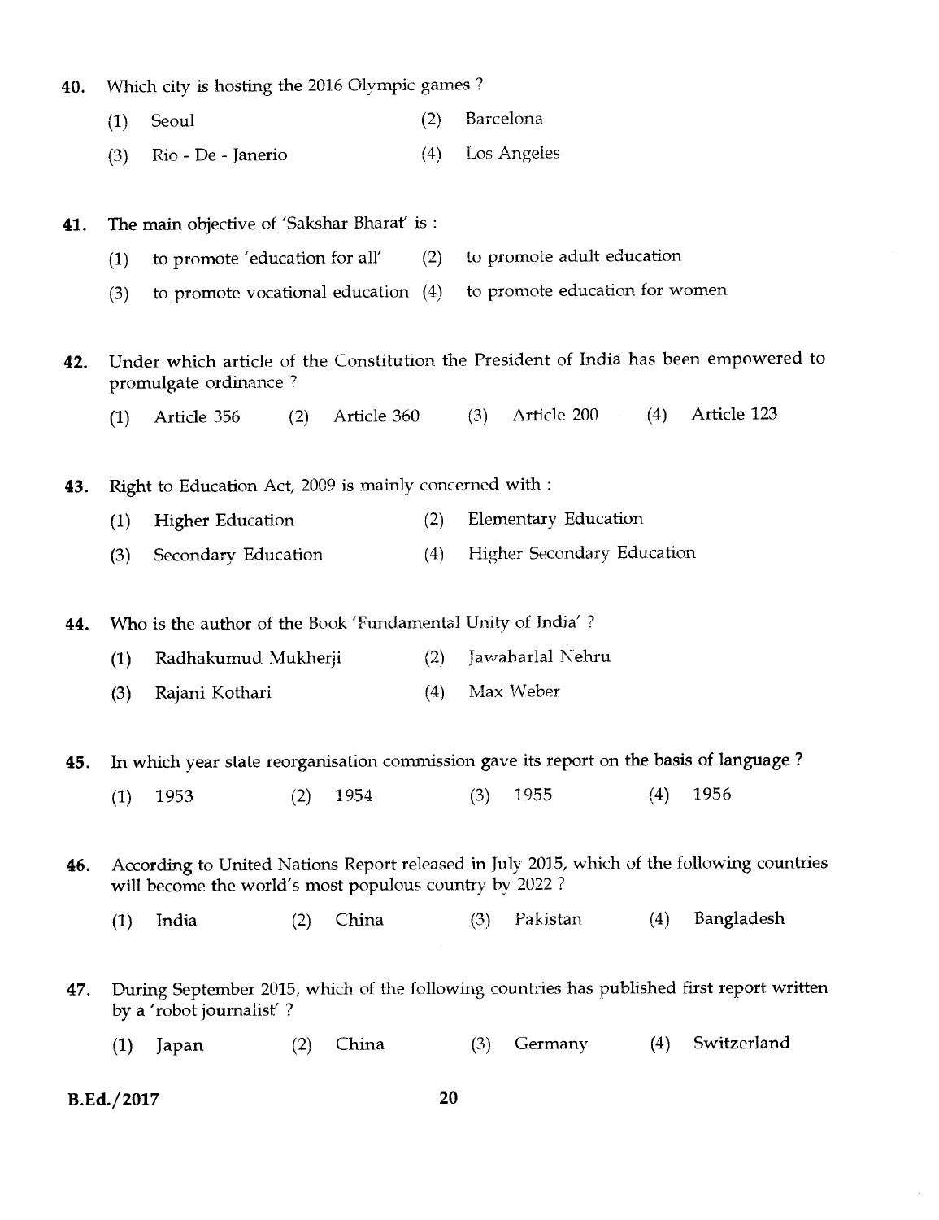40. Which city is hosting the 2016 Olympic games ?

(1) Seoul (2) Barcelona

(3) Rio - De - Janerio (4) Los Angeles

41. The main objective of 'Sakshar Bharat' is :

(1) to promote 'education for all' (2) to promote adult education

(3) to promote vocational education (4) to promote education for women

42. Under which article of the Constitution the President of India has been empowered to promulgate ordinance ?

(1) Article 356 (2) Article 360 (3) Article 200 (4) Article 123

43. Right to Education Act, 2009 is mainly concerned with :

(1) Higher Education (2) Elementary Education

(3) Secondary Education (4) Higher Secondary Education

44. Who is the author of the Book 'Fundamental Unity of India' ?

(1) Radhakumud Mukherji (2) Jawaharlal Nehru

(3) Rajani Kothari (4) Max Weber

45. In which year state reorganisation commission gave its report on the basis of language ?

(1) 1953 (2) 1954 (3) 1955 (4) 1956

46. According to United Nations Report released in July 2015, which of the following countries will become the world's most populous country by 2022 ?

(1) India (2) China (3) Pakistan (4) Bangladesh

47. During September 2015, which of the following countries has published first report written by a 'robot journalist' ?

(1) Japan (2) China (3) Germany (4) Switzerland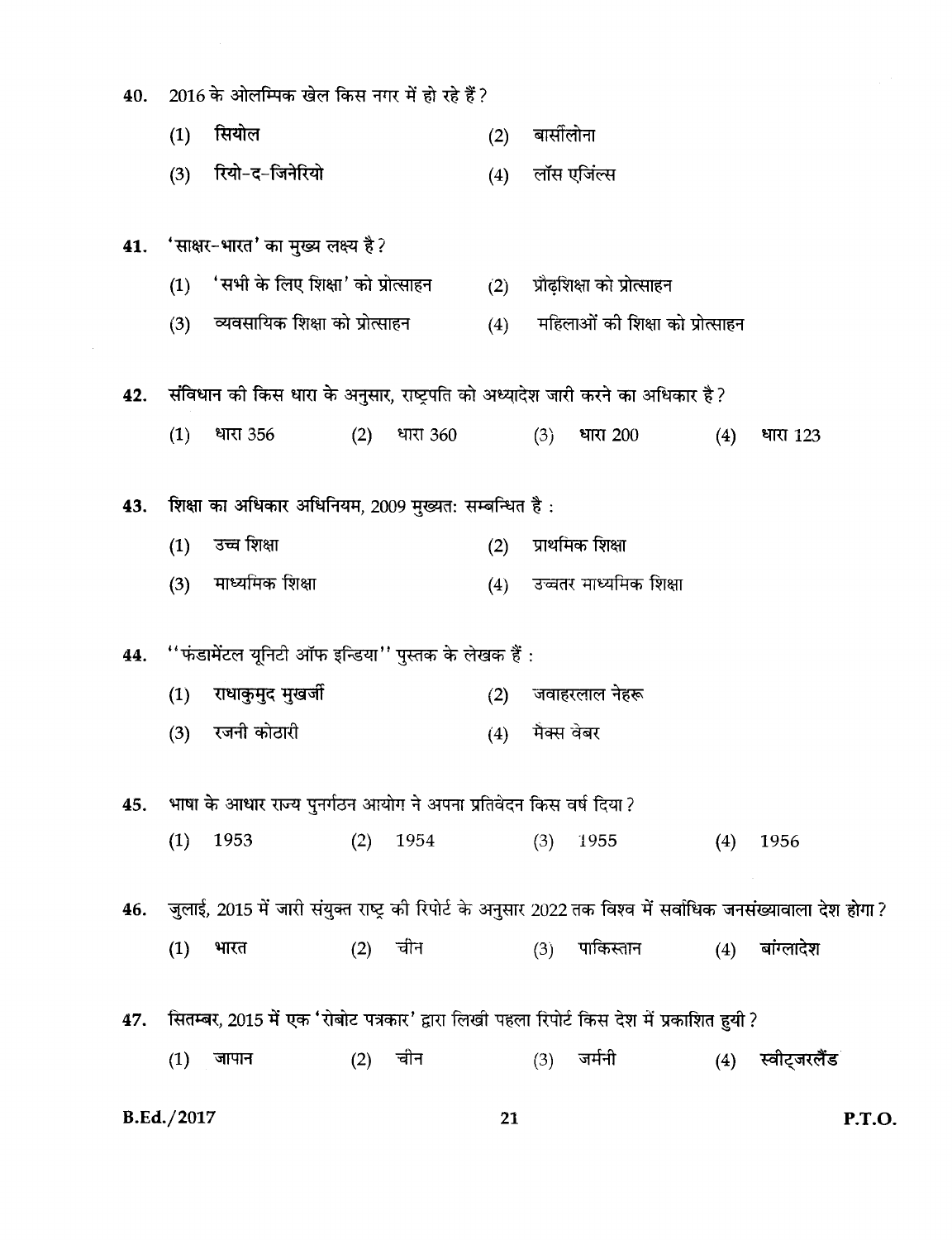40. 2016 के ओलम्पिक खेल किस नगर में हो रहे हैं ?

(1) सियोल (2) बार्सीलोना

(3) रियो-द-जिनेरियो (4) लॉस एंजिल्स

41. 'साक्षर-भारत' का मुख्य लक्ष्य है ?

(1) 'सभी के लिए शिक्षा' को प्रोत्साहन (2) प्रौढ़शिक्षा को प्रोत्साहन

(3) व्यवसायिक शिक्षा को प्रोत्साहन (4) महिलाओं की शिक्षा को प्रोत्साहन

42. संविधान की किस धारा के अनुसार, राष्ट्रपति को अध्यादेश जारी करने का अधिकार है ?

(1) धारा 356 (2) धारा 360 (3) धारा 200 (4) धारा 123

43. शिक्षा का अधिकार अधिनियम, 2009 मुख्यतः सम्बन्धित है :

(1) उच्च शिक्षा (2) प्राथमिक शिक्षा

(3) माध्यमिक शिक्षा (4) उच्चतर माध्यमिक शिक्षा

44. "फंडामेंटल यूनिटी ऑफ इन्डिया" पुस्तक के लेखक हैं :

(1) राधाकुमुद मुखर्जी (2) जवाहरलाल नेहरू

(3) रजनी कोठारी (4) मैक्स वेबर

45. भाषा के आधार राज्य पुनर्गठन आयोग ने अपना प्रतिवेदन किस वर्ष दिया ?

(1) 1953 (2) 1954 (3) 1955 (4) 1956

46. जुलाई, 2015 में जारी संयुक्त राष्ट्र की रिपोर्ट के अनुसार 2022 तक विश्व में सर्वाधिक जनसंख्यावाला देश होगा ?

(1) भारत (2) चीन (3) पाकिस्तान (4) बांग्लादेश

47. सितम्बर, 2015 में एक 'रोबोट पत्रकार' द्वारा लिखी पहला रिपोर्ट किस देश में प्रकाशित हुयी ?

(1) जापान (2) चीन (3) जर्मनी (4) स्वीट्जरलैंड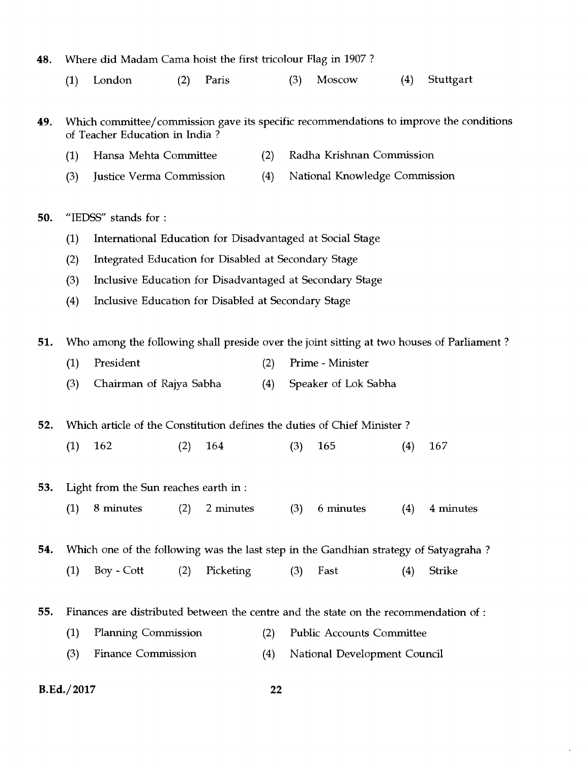48. Where did Madam Cama hoist the first tricolour Flag in 1907 ?

(1) London (2) Paris (3) Moscow (4) Stuttgart

49. Which committee/commission gave its specific recommendations to improve the conditions of Teacher Education in India ?

(1) Hansa Mehta Committee (2) Radha Krishnan Commission

(3) Justice Verma Commission (4) National Knowledge Commission

50. "IEDSS" stands for :

(1) International Education for Disadvantaged at Social Stage

(2) Integrated Education for Disabled at Secondary Stage

(3) Inclusive Education for Disadvantaged at Secondary Stage

(4) Inclusive Education for Disabled at Secondary Stage

51. Who among the following shall preside over the joint sitting at two houses of Parliament ?

(1) President (2) Prime - Minister

(3) Chairman of Rajya Sabha (4) Speaker of Lok Sabha

52. Which article of the Constitution defines the duties of Chief Minister ?

(1) 162 (2) 164 (3) 165 (4) 167

53. Light from the Sun reaches earth in :

(1) 8 minutes (2) 2 minutes (3) 6 minutes (4) 4 minutes

54. Which one of the following was the last step in the Gandhian strategy of Satyagraha ?

(1) Boy - Cott (2) Picketing (3) Fast (4) Strike

55. Finances are distributed between the centre and the state on the recommendation of :

(1) Planning Commission (2) Public Accounts Committee

(3) Finance Commission (4) National Development Council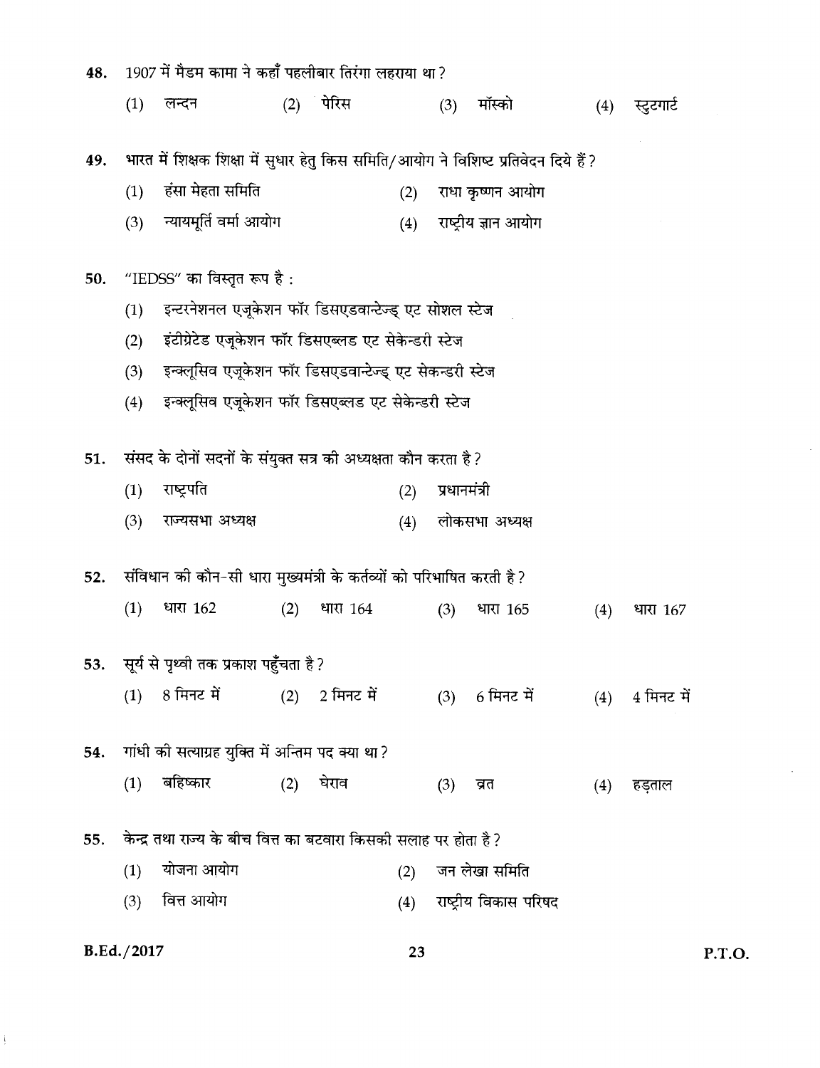48. 1907 में मैडम कामा ने कहाँ पहलीबार तिरंगा लहराया था ?

(1) लन्दन (2) पेरिस (3) मॉस्को (4) स्टुटगार्ट

49. भारत में शिक्षक शिक्षा में सुधार हेतु किस समिति/आयोग ने विशिष्ट प्रतिवेदन दिये हैं ?

(1) हंसा मेहता समिति (2) राधा कृष्णन आयोग

(3) न्यायमूर्ति वर्मा आयोग (4) राष्ट्रीय ज्ञान आयोग

50. "IEDSS" का विस्तृत रूप है :

(1) इन्टरनेशनल एजूकेशन फॉर डिसएडवान्टेज्ड् एट सोशल स्टेज

(2) इंटीग्रेटेड एजूकेशन फॉर डिसएब्लड एट सेकेन्डरी स्टेज

(3) इन्क्लूसिव एजूकेशन फॉर डिसएडवान्टेज्ड् एट सेकन्डरी स्टेज

(4) इन्क्लूसिव एजूकेशन फॉर डिसएब्लड एट सेकेन्डरी स्टेज

51. संसद के दोनों सदनों के संयुक्त सत्र की अध्यक्षता कौन करता है ?

(1) राष्ट्रपति (2) प्रधानमंत्री

(3) राज्यसभा अध्यक्ष (4) लोकसभा अध्यक्ष

52. संविधान की कौन-सी धारा मुख्यमंत्री के कर्तव्यों को परिभाषित करती है ?

(1) धारा 162 (2) धारा 164 (3) धारा 165 (4) धारा 167

53. सूर्य से पृथ्वी तक प्रकाश पहुँचता है ?

(1) 8 मिनट में (2) 2 मिनट में (3) 6 मिनट में (4) 4 मिनट में

54. गांधी की सत्याग्रह युक्ति में अन्तिम पद क्या था ?

(1) बहिष्कार (2) घेराव (3) व्रत (4) हड़ताल

55. केन्द्र तथा राज्य के बीच वित्त का बटवारा किसकी सलाह पर होता है ?

(1) योजना आयोग (2) जन लेखा समिति

(3) वित्त आयोग (4) राष्ट्रीय विकास परिषद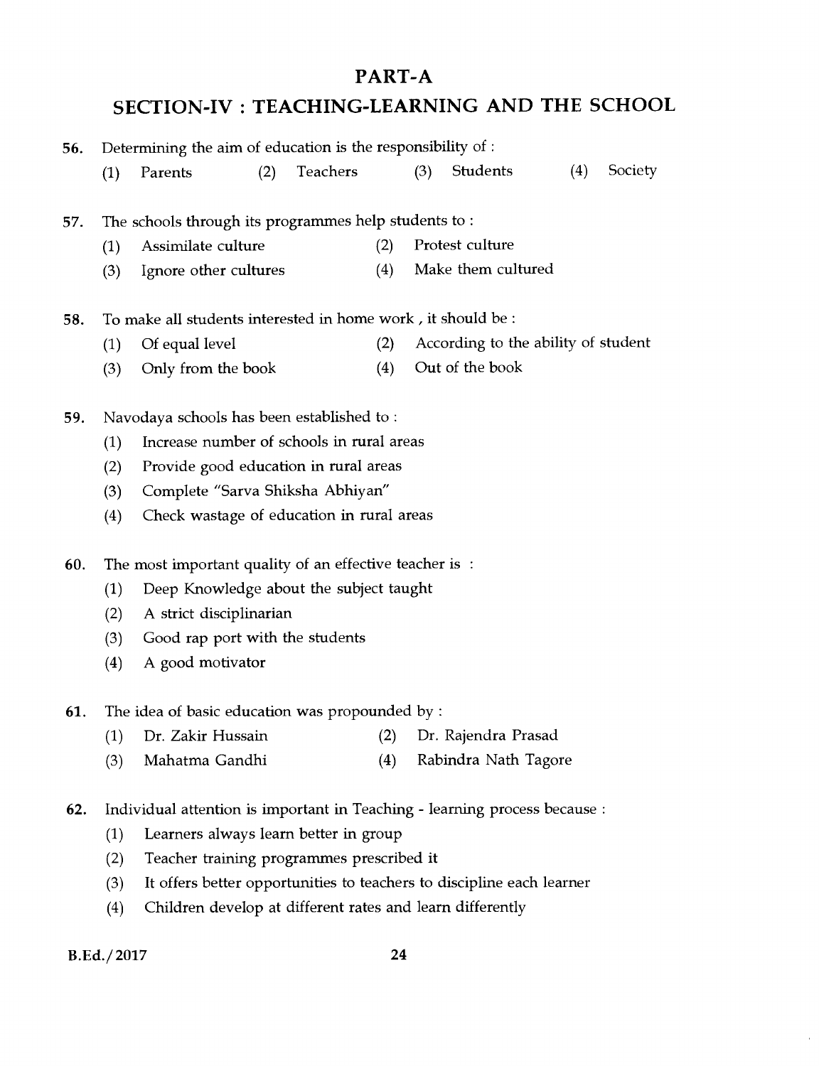# PART-A

## SECTION-IV : TEACHING-LEARNING AND THE SCHOOL

**56.** Determining the aim of education is the responsibility of :

(1) Parents (2) Teachers (3) Students (4) Society

**57.** The schools through its programmes help students to :

(1) Assimilate culture
(2) Protest culture
(3) Ignore other cultures
(4) Make them cultured

**58.** To make all students interested in home work , it should be :

(1) Of equal level
(2) According to the ability of student
(3) Only from the book
(4) Out of the book

**59.** Navodaya schools has been established to :

(1) Increase number of schools in rural areas
(2) Provide good education in rural areas
(3) Complete "Sarva Shiksha Abhiyan"
(4) Check wastage of education in rural areas

**60.** The most important quality of an effective teacher is :

(1) Deep Knowledge about the subject taught
(2) A strict disciplinarian
(3) Good rap port with the students
(4) A good motivator

**61.** The idea of basic education was propounded by :

(1) Dr. Zakir Hussain
(2) Dr. Rajendra Prasad
(3) Mahatma Gandhi
(4) Rabindra Nath Tagore

**62.** Individual attention is important in Teaching - learning process because :

(1) Learners always learn better in group
(2) Teacher training programmes prescribed it
(3) It offers better opportunities to teachers to discipline each learner
(4) Children develop at different rates and learn differently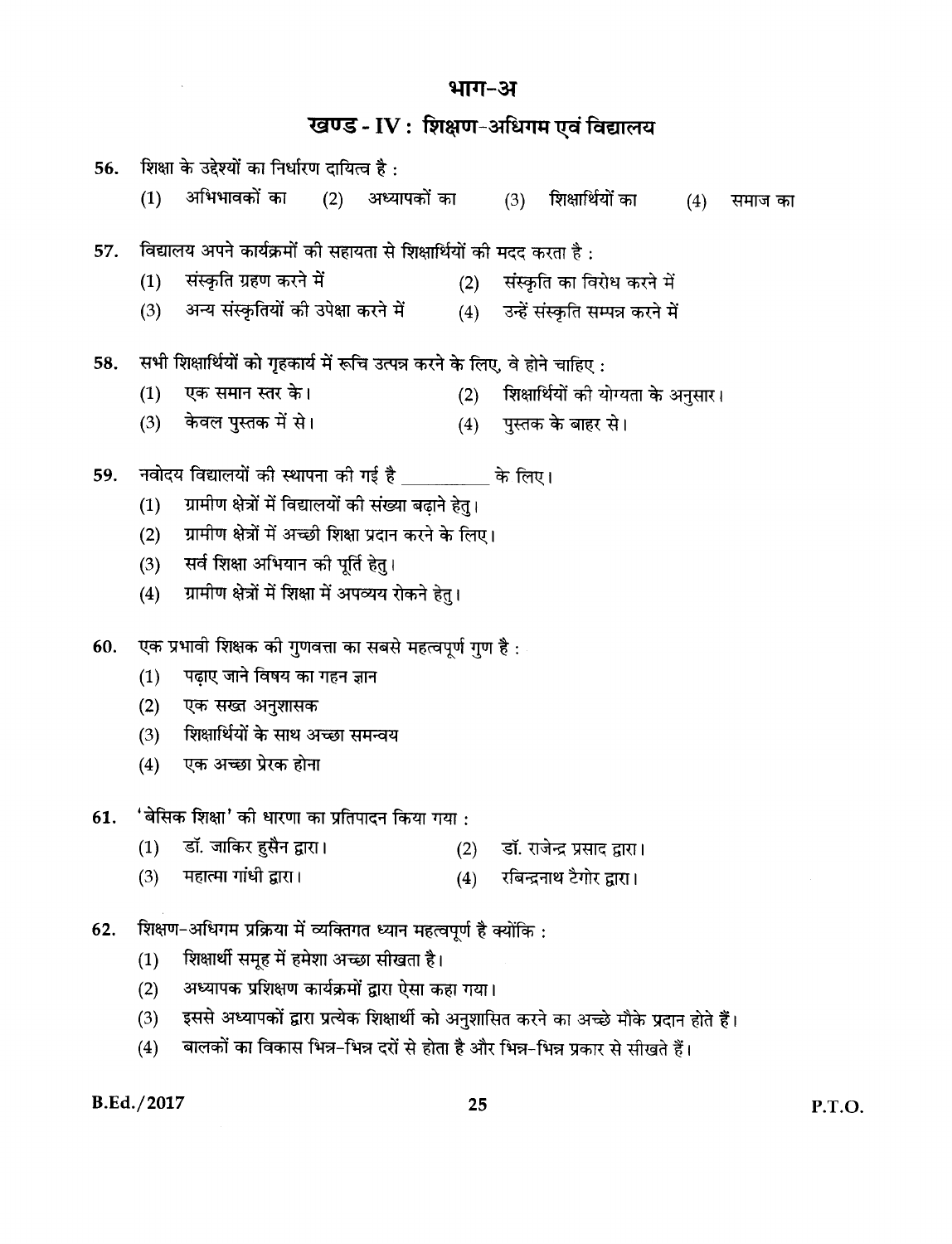# भाग-अ

## खण्ड - IV : शिक्षण-अधिगम एवं विद्यालय

**56.** शिक्षा के उद्देश्यों का निर्धारण दायित्व है :

(1) अभिभावकों का (2) अध्यापकों का (3) शिक्षार्थियों का (4) समाज का

**57.** विद्यालय अपने कार्यक्रमों की सहायता से शिक्षार्थियों की मदद करता है :

(1) संस्कृति ग्रहण करने में (2) संस्कृति का विरोध करने में

(3) अन्य संस्कृतियों की उपेक्षा करने में (4) उन्हें संस्कृति सम्पन्न करने में

**58.** सभी शिक्षार्थियों को गृहकार्य में रूचि उत्पन्न करने के लिए, वे होने चाहिए :

(1) एक समान स्तर के। (2) शिक्षार्थियों की योग्यता के अनुसार।

(3) केवल पुस्तक में से। (4) पुस्तक के बाहर से।

**59.** नवोदय विद्यालयों की स्थापना की गई है __________ के लिए।

(1) ग्रामीण क्षेत्रों में विद्यालयों की संख्या बढ़ाने हेतु।

(2) ग्रामीण क्षेत्रों में अच्छी शिक्षा प्रदान करने के लिए।

(3) सर्व शिक्षा अभियान की पूर्ति हेतु।

(4) ग्रामीण क्षेत्रों में शिक्षा में अपव्यय रोकने हेतु।

**60.** एक प्रभावी शिक्षक की गुणवत्ता का सबसे महत्वपूर्ण गुण है :

(1) पढ़ाए जाने विषय का गहन ज्ञान

(2) एक सख्त अनुशासक

(3) शिक्षार्थियों के साथ अच्छा समन्वय

(4) एक अच्छा प्रेरक होना

**61.** 'बेसिक शिक्षा' की धारणा का प्रतिपादन किया गया :

(1) डॉ. जाकिर हुसैन द्वारा। (2) डॉ. राजेन्द्र प्रसाद द्वारा।

(3) महात्मा गांधी द्वारा। (4) रबिन्द्रनाथ टैगोर द्वारा।

**62.** शिक्षण-अधिगम प्रक्रिया में व्यक्तिगत ध्यान महत्वपूर्ण है क्योंकि :

(1) शिक्षार्थी समूह में हमेशा अच्छा सीखता है।

(2) अध्यापक प्रशिक्षण कार्यक्रमों द्वारा ऐसा कहा गया।

(3) इससे अध्यापकों द्वारा प्रत्येक शिक्षार्थी को अनुशासित करने का अच्छे मौके प्रदान होते हैं।

(4) बालकों का विकास भिन्न-भिन्न दरों से होता है और भिन्न-भिन्न प्रकार से सीखते हैं।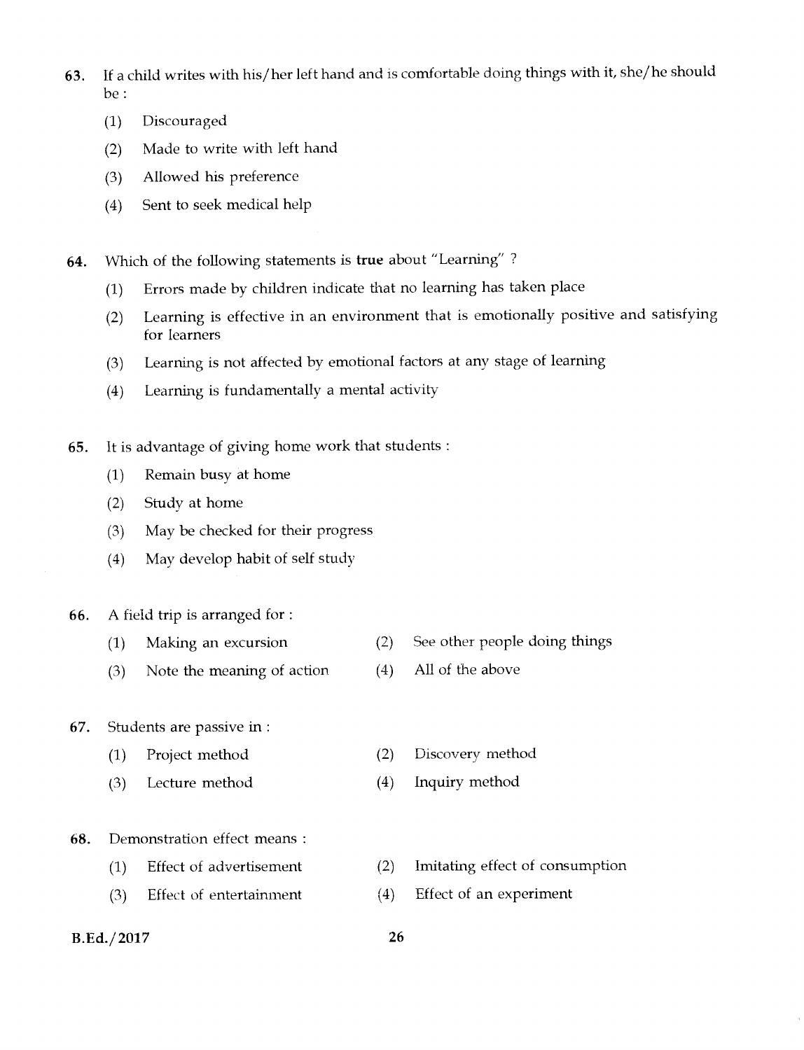63. If a child writes with his/her left hand and is comfortable doing things with it, she/he should be :

(1) Discouraged

(2) Made to write with left hand

(3) Allowed his preference

(4) Sent to seek medical help

64. Which of the following statements is **true** about "Learning" ?

(1) Errors made by children indicate that no learning has taken place

(2) Learning is effective in an environment that is emotionally positive and satisfying for learners

(3) Learning is not affected by emotional factors at any stage of learning

(4) Learning is fundamentally a mental activity

65. It is advantage of giving home work that students :

(1) Remain busy at home

(2) Study at home

(3) May be checked for their progress

(4) May develop habit of self study

66. A field trip is arranged for :

(1) Making an excursion

(2) See other people doing things

(3) Note the meaning of action

(4) All of the above

67. Students are passive in :

(1) Project method

(2) Discovery method

(3) Lecture method

(4) Inquiry method

68. Demonstration effect means :

(1) Effect of advertisement

(2) Imitating effect of consumption

(3) Effect of entertainment

(4) Effect of an experiment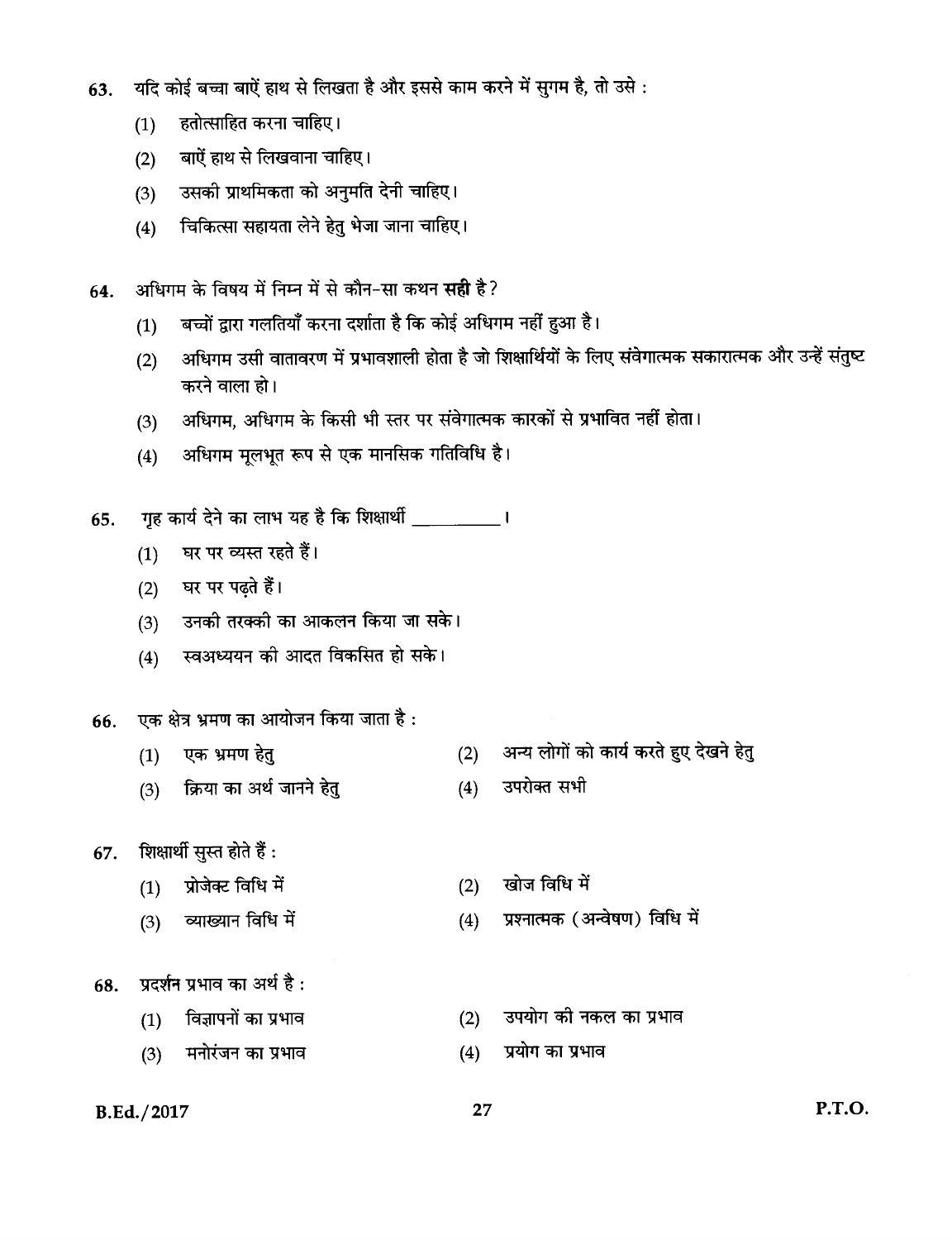63. यदि कोई बच्चा बाऐं हाथ से लिखता है और इससे काम करने में सुगम है, तो उसे :

    (1) हतोत्साहित करना चाहिए।

    (2) बाऐं हाथ से लिखवाना चाहिए।

    (3) उसकी प्राथमिकता को अनुमति देनी चाहिए।

    (4) चिकित्सा सहायता लेने हेतु भेजा जाना चाहिए।

64. अधिगम के विषय में निम्न में से कौन-सा कथन **सही** है?

    (1) बच्चों द्वारा गलतियाँ करना दर्शाता है कि कोई अधिगम नहीं हुआ है।

    (2) अधिगम उसी वातावरण में प्रभावशाली होता है जो शिक्षार्थियों के लिए संवेगात्मक सकारात्मक और उन्हें संतुष्ट करने वाला हो।

    (3) अधिगम, अधिगम के किसी भी स्तर पर संवेगात्मक कारकों से प्रभावित नहीं होता।

    (4) अधिगम मूलभूत रूप से एक मानसिक गतिविधि है।

65. गृह कार्य देने का लाभ यह है कि शिक्षार्थी __________ ।

    (1) घर पर व्यस्त रहते हैं।

    (2) घर पर पढ़ते हैं।

    (3) उनकी तरक्की का आकलन किया जा सके।

    (4) स्वअध्ययन की आदत विकसित हो सके।

66. एक क्षेत्र भ्रमण का आयोजन किया जाता है :

    (1) एक भ्रमण हेतु

    (2) अन्य लोगों को कार्य करते हुए देखने हेतु

    (3) क्रिया का अर्थ जानने हेतु

    (4) उपरोक्त सभी

67. शिक्षार्थी सुस्त होते हैं :

    (1) प्रोजेक्ट विधि में

    (2) खोज विधि में

    (3) व्याख्यान विधि में

    (4) प्रश्नात्मक (अन्वेषण) विधि में

68. प्रदर्शन प्रभाव का अर्थ है :

    (1) विज्ञापनों का प्रभाव

    (2) उपयोग की नकल का प्रभाव

    (3) मनोरंजन का प्रभाव

    (4) प्रयोग का प्रभाव

B.Ed./2017

P.T.O.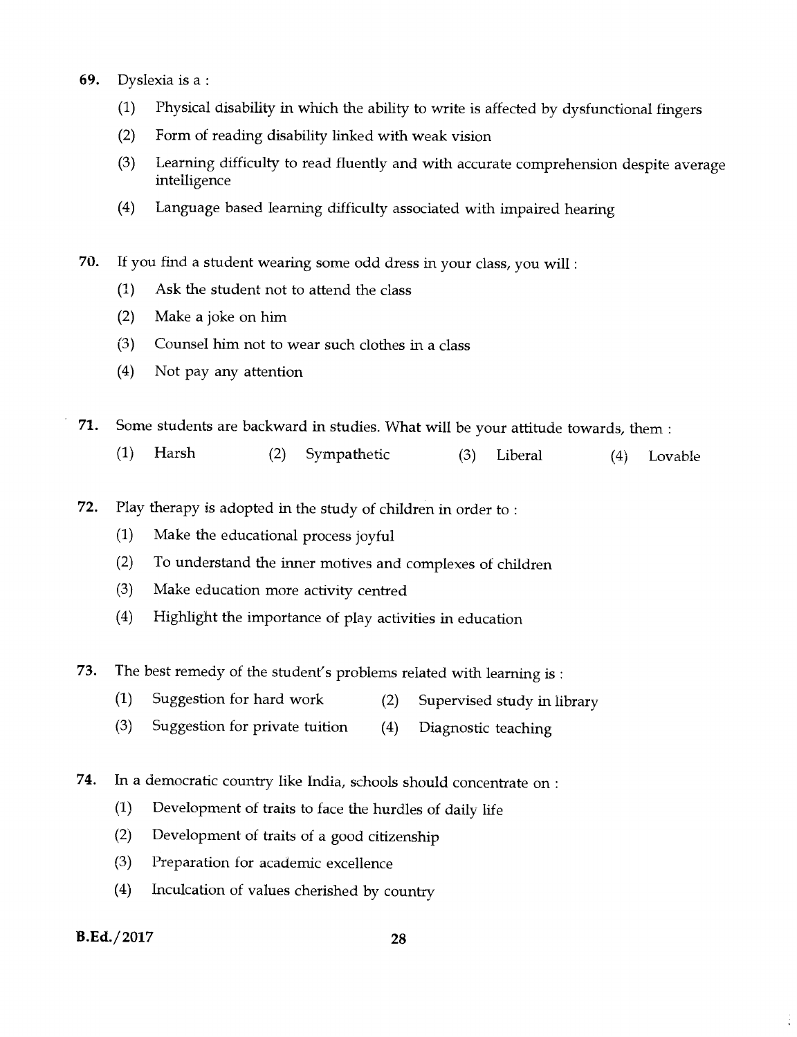69. Dyslexia is a :

    (1) Physical disability in which the ability to write is affected by dysfunctional fingers

    (2) Form of reading disability linked with weak vision

    (3) Learning difficulty to read fluently and with accurate comprehension despite average intelligence

    (4) Language based learning difficulty associated with impaired hearing

70. If you find a student wearing some odd dress in your class, you will :

    (1) Ask the student not to attend the class

    (2) Make a joke on him

    (3) Counsel him not to wear such clothes in a class

    (4) Not pay any attention

71. Some students are backward in studies. What will be your attitude towards, them :

    (1) Harsh (2) Sympathetic (3) Liberal (4) Lovable

72. Play therapy is adopted in the study of children in order to :

    (1) Make the educational process joyful

    (2) To understand the inner motives and complexes of children

    (3) Make education more activity centred

    (4) Highlight the importance of play activities in education

73. The best remedy of the student's problems related with learning is :

    (1) Suggestion for hard work (2) Supervised study in library

    (3) Suggestion for private tuition (4) Diagnostic teaching

74. In a democratic country like India, schools should concentrate on :

    (1) Development of traits to face the hurdles of daily life

    (2) Development of traits of a good citizenship

    (3) Preparation for academic excellence

    (4) Inculcation of values cherished by country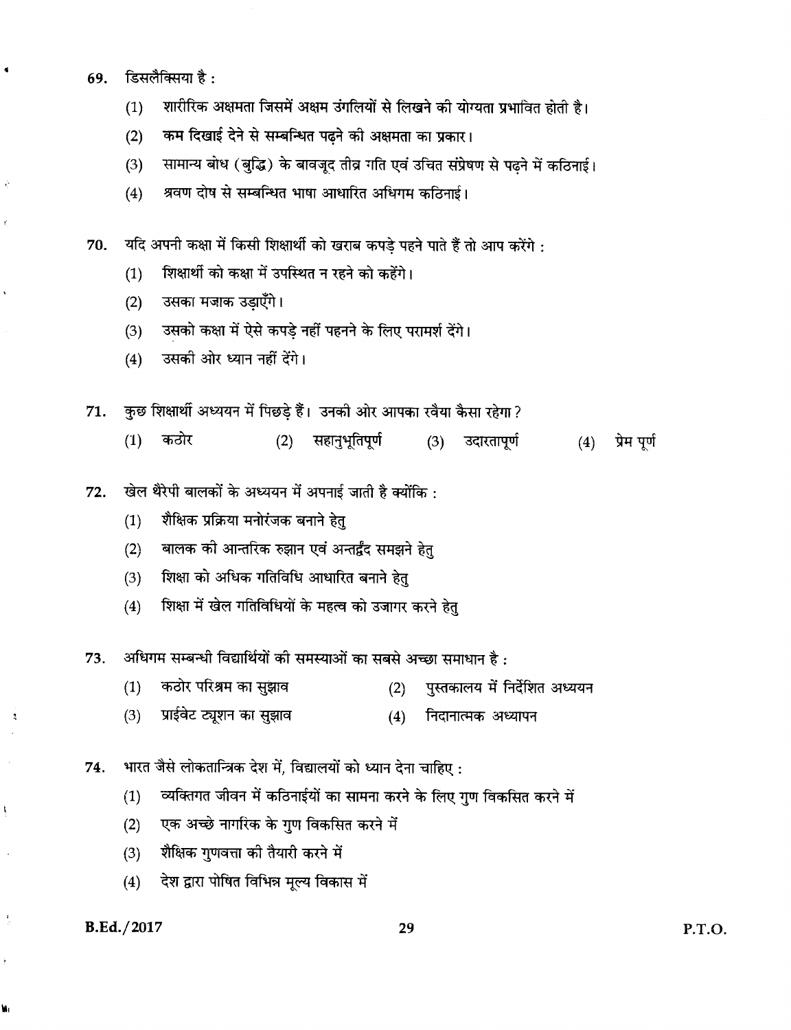69. डिसलैक्सिया है :

    (1) शारीरिक अक्षमता जिसमें अक्षम उंगलियों से लिखने की योग्यता प्रभावित होती है।

    (2) कम दिखाई देने से सम्बन्धित पढ़ने की अक्षमता का प्रकार।

    (3) सामान्य बोध (बुद्धि) के बावजूद तीव्र गति एवं उचित संप्रेषण से पढ़ने में कठिनाई।

    (4) श्रवण दोष से सम्बन्धित भाषा आधारित अधिगम कठिनाई।

70. यदि अपनी कक्षा में किसी शिक्षार्थी को खराब कपड़े पहने पाते हैं तो आप करेंगे :

    (1) शिक्षार्थी को कक्षा में उपस्थित न रहने को कहेंगे।

    (2) उसका मज़ाक उड़ाएँगे।

    (3) उसको कक्षा में ऐसे कपड़े नहीं पहनने के लिए परामर्श देंगे।

    (4) उसकी ओर ध्यान नहीं देंगे।

71. कुछ शिक्षार्थी अध्ययन में पिछड़े हैं। उनकी ओर आपका रवैया कैसा रहेगा ?

    (1) कठोर (2) सहानुभूतिपूर्ण (3) उदारतापूर्ण (4) प्रेम पूर्ण

72. खेल थैरेपी बालकों के अध्ययन में अपनाई जाती है क्योंकि :

    (1) शैक्षिक प्रक्रिया मनोरंजक बनाने हेतु

    (2) बालक की आन्तरिक रुझान एवं अन्तर्द्वंद समझने हेतु

    (3) शिक्षा को अधिक गतिविधि आधारित बनाने हेतु

    (4) शिक्षा में खेल गतिविधियों के महत्व को उजागर करने हेतु

73. अधिगम सम्बन्धी विद्यार्थियों की समस्याओं का सबसे अच्छा समाधान है :

    (1) कठोर परिश्रम का सुझाव (2) पुस्तकालय में निर्देशित अध्ययन

    (3) प्राईवेट ट्यूशन का सुझाव (4) निदानात्मक अध्यापन

74. भारत जैसे लोकतान्त्रिक देश में, विद्यालयों को ध्यान देना चाहिए :

    (1) व्यक्तिगत जीवन में कठिनाईयों का सामना करने के लिए गुण विकसित करने में

    (2) एक अच्छे नागरिक के गुण विकसित करने में

    (3) शैक्षिक गुणवत्ता की तैयारी करने में

    (4) देश द्वारा पोषित विभिन्न मूल्य विकास में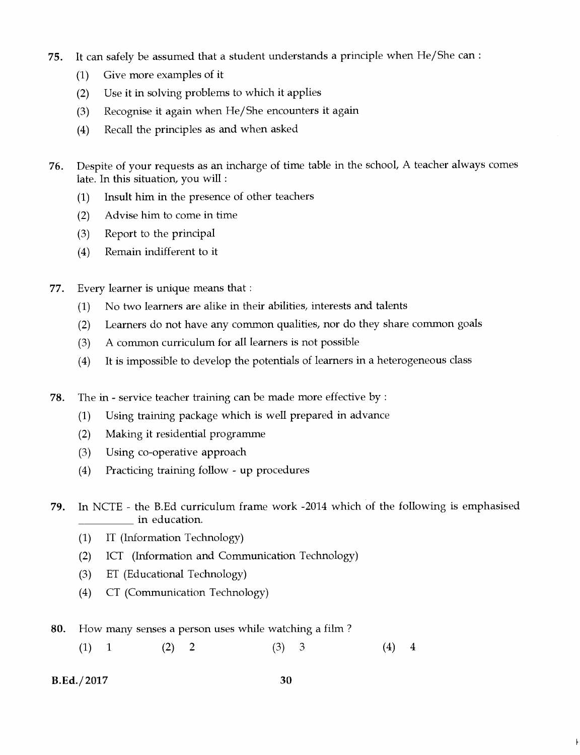75. It can safely be assumed that a student understands a principle when He/She can :

(1) Give more examples of it

(2) Use it in solving problems to which it applies

(3) Recognise it again when He/She encounters it again

(4) Recall the principles as and when asked

76. Despite of your requests as an incharge of time table in the school, A teacher always comes late. In this situation, you will :

(1) Insult him in the presence of other teachers

(2) Advise him to come in time

(3) Report to the principal

(4) Remain indifferent to it

77. Every learner is unique means that :

(1) No two learners are alike in their abilities, interests and talents

(2) Learners do not have any common qualities, nor do they share common goals

(3) A common curriculum for all learners is not possible

(4) It is impossible to develop the potentials of learners in a heterogeneous class

78. The in - service teacher training can be made more effective by :

(1) Using training package which is well prepared in advance

(2) Making it residential programme

(3) Using co-operative approach

(4) Practicing training follow - up procedures

79. In NCTE - the B.Ed curriculum frame work -2014 which of the following is emphasised __________ in education.

(1) IT (Information Technology)

(2) ICT (Information and Communication Technology)

(3) ET (Educational Technology)

(4) CT (Communication Technology)

80. How many senses a person uses while watching a film ?

(1) 1 (2) 2 (3) 3 (4) 4

B.Ed./2017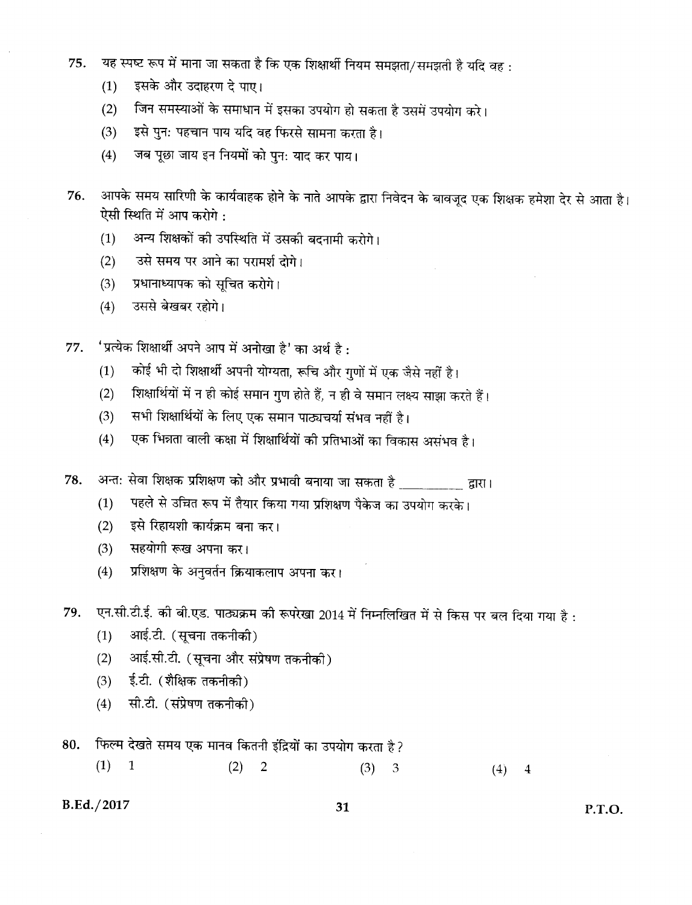75. यह स्पष्ट रूप में माना जा सकता है कि एक शिक्षार्थी नियम समझता/समझती है यदि वह :

(1) इसके और उदाहरण दे पाए।

(2) जिन समस्याओं के समाधान में इसका उपयोग हो सकता है उसमें उपयोग करे।

(3) इसे पुनः पहचान पाय यदि वह फिरसे सामना करता है।

(4) जब पूछा जाय इन नियमों को पुनः याद कर पाय।

76. आपके समय सारिणी के कार्यवाहक होने के नाते आपके द्वारा निवेदन के बावजूद एक शिक्षक हमेशा देर से आता है। ऐसी स्थिति में आप करोगे :

(1) अन्य शिक्षकों की उपस्थिति में उसकी बदनामी करोगे।

(2) उसे समय पर आने का परामर्श दोगे।

(3) प्रधानाध्यापक को सूचित करोगे।

(4) उससे बेखबर रहोगे।

77. 'प्रत्येक शिक्षार्थी अपने आप में अनोखा है' का अर्थ है :

(1) कोई भी दो शिक्षार्थी अपनी योग्यता, रूचि और गुणों में एक जैसे नहीं है।

(2) शिक्षार्थियों में न ही कोई समान गुण होते हैं, न ही वे समान लक्ष्य साझा करते हैं।

(3) सभी शिक्षार्थियों के लिए एक समान पाठ्यचर्या संभव नहीं है।

(4) एक भिन्नता वाली कक्षा में शिक्षार्थियों की प्रतिभाओं का विकास असंभव है।

78. अन्तः सेवा शिक्षक प्रशिक्षण को और प्रभावी बनाया जा सकता है __________ द्वारा।

(1) पहले से उचित रूप में तैयार किया गया प्रशिक्षण पैकेज का उपयोग करके।

(2) इसे रिहायशी कार्यक्रम बना कर।

(3) सहयोगी रूख अपना कर।

(4) प्रशिक्षण के अनुवर्तन क्रियाकलाप अपना कर।

79. एन.सी.टी.ई. की बी.एड. पाठ्यक्रम की रूपरेखा 2014 में निम्नलिखित में से किस पर बल दिया गया है :

(1) आई.टी. (सूचना तकनीकी)

(2) आई.सी.टी. (सूचना और संप्रेषण तकनीकी)

(3) ई.टी. (शैक्षिक तकनीकी)

(4) सी.टी. (संप्रेषण तकनीकी)

80. फिल्म देखते समय एक मानव कितनी इंद्रियों का उपयोग करता है?

(1) 1 (2) 2 (3) 3 (4) 4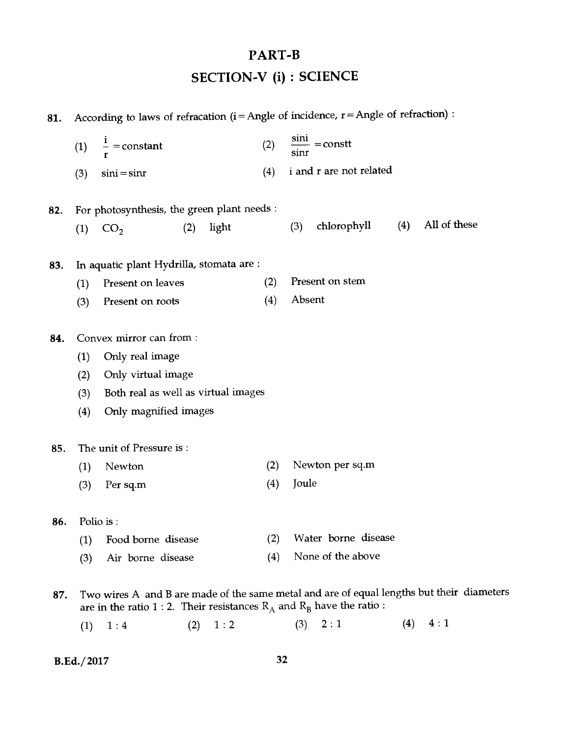# PART-B

## SECTION-V (i) : SCIENCE

**81.** According to laws of refracation (i = Angle of incidence, r = Angle of refraction) :

(1) $\frac{i}{r}$ = constant  (2) $\frac{\sin i}{\sin r}$ = constt

(3) sini = sinr  (4) i and r are not related

**82.** For photosynthesis, the green plant needs :

(1) $CO_2$  (2) light  (3) chlorophyll  (4) All of these

**83.** In aquatic plant Hydrilla, stomata are :

(1) Present on leaves  (2) Present on stem

(3) Present on roots  (4) Absent

**84.** Convex mirror can from :

(1) Only real image

(2) Only virtual image

(3) Both real as well as virtual images

(4) Only magnified images

**85.** The unit of Pressure is :

(1) Newton  (2) Newton per sq.m

(3) Per sq.m  (4) Joule

**86.** Polio is :

(1) Food borne disease  (2) Water borne disease

(3) Air borne disease  (4) None of the above

**87.** Two wires A and B are made of the same metal and are of equal lengths but their diameters are in the ratio 1 : 2. Their resistances $R_A$ and $R_B$ have the ratio :

(1) 1 : 4  (2) 1 : 2  (3) 2 : 1  (4) 4 : 1

B.Ed./2017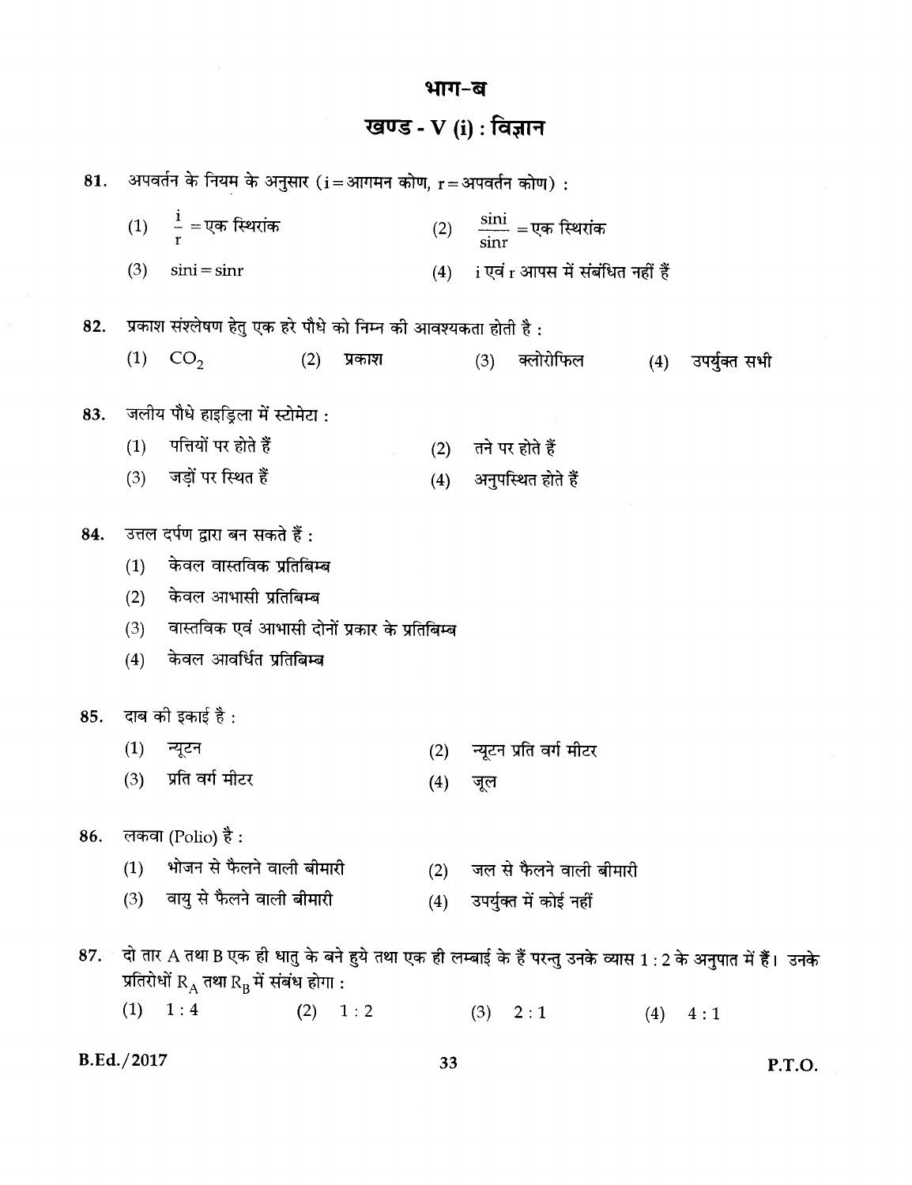# भाग-ब

## खण्ड - V (i) : विज्ञान

**81.** अपवर्तन के नियम के अनुसार ($i$ = आगमन कोण, $r$ = अपवर्तन कोण) :

(1) $\frac{i}{r}$ = एक स्थिरांक

(2) $\frac{\sin i}{\sin r}$ = एक स्थिरांक

(3) $\sin i = \sin r$

(4) $i$ एवं $r$ आपस में संबंधित नहीं हैं

**82.** प्रकाश संश्लेषण हेतु एक हरे पौधे को निम्न की आवश्यकता होती है :

(1) $CO_2$ (2) प्रकाश (3) क्लोरोफिल (4) उपर्युक्त सभी

**83.** जलीय पौधे हाइड्रिला में स्टोमेटा :

(1) पत्तियों पर होते हैं

(2) तने पर होते हैं

(3) जड़ों पर स्थित हैं

(4) अनुपस्थित होते हैं

**84.** उत्तल दर्पण द्वारा बन सकते हैं :

(1) केवल वास्तविक प्रतिबिम्ब

(2) केवल आभासी प्रतिबिम्ब

(3) वास्तविक एवं आभासी दोनों प्रकार के प्रतिबिम्ब

(4) केवल आवर्धित प्रतिबिम्ब

**85.** दाब की इकाई है :

(1) न्यूटन

(2) न्यूटन प्रति वर्ग मीटर

(3) प्रति वर्ग मीटर

(4) जूल

**86.** लकवा (Polio) है :

(1) भोजन से फैलने वाली बीमारी

(2) जल से फैलने वाली बीमारी

(3) वायु से फैलने वाली बीमारी

(4) उपर्युक्त में कोई नहीं

**87.** दो तार A तथा B एक ही धातु के बने हुये तथा एक ही लम्बाई के हैं परन्तु उनके व्यास 1 : 2 के अनुपात में हैं। उनके प्रतिरोधों $R_A$ तथा $R_B$ में संबंध होगा :

(1) 1 : 4 (2) 1 : 2 (3) 2 : 1 (4) 4 : 1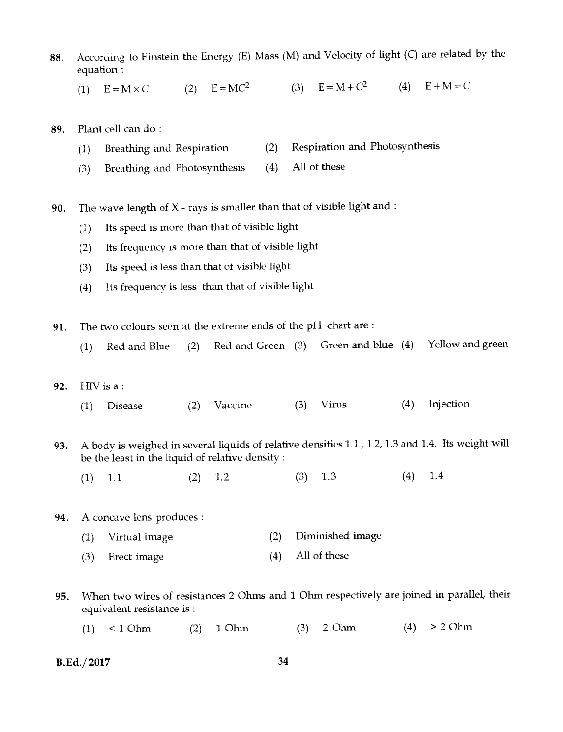88. According to Einstein the Energy (E) Mass (M) and Velocity of light (C) are related by the equation :

(1) $E = M \times C$ (2) $E = MC^2$ (3) $E = M + C^2$ (4) $E + M = C$

89. Plant cell can do :

(1) Breathing and Respiration (2) Respiration and Photosynthesis

(3) Breathing and Photosynthesis (4) All of these

90. The wave length of X - rays is smaller than that of visible light and :

(1) Its speed is more than that of visible light

(2) Its frequency is more than that of visible light

(3) Its speed is less than that of visible light

(4) Its frequency is less than that of visible light

91. The two colours seen at the extreme ends of the pH chart are :

(1) Red and Blue (2) Red and Green (3) Green and blue (4) Yellow and green

92. HIV is a :

(1) Disease (2) Vaccine (3) Virus (4) Injection

93. A body is weighed in several liquids of relative densities 1.1 , 1.2, 1.3 and 1.4. Its weight will be the least in the liquid of relative density :

(1) 1.1 (2) 1.2 (3) 1.3 (4) 1.4

94. A concave lens produces :

(1) Virtual image (2) Diminished image

(3) Erect image (4) All of these

95. When two wires of resistances 2 Ohms and 1 Ohm respectively are joined in parallel, their equivalent resistance is :

(1) < 1 Ohm (2) 1 Ohm (3) 2 Ohm (4) > 2 Ohm

B.Ed./2017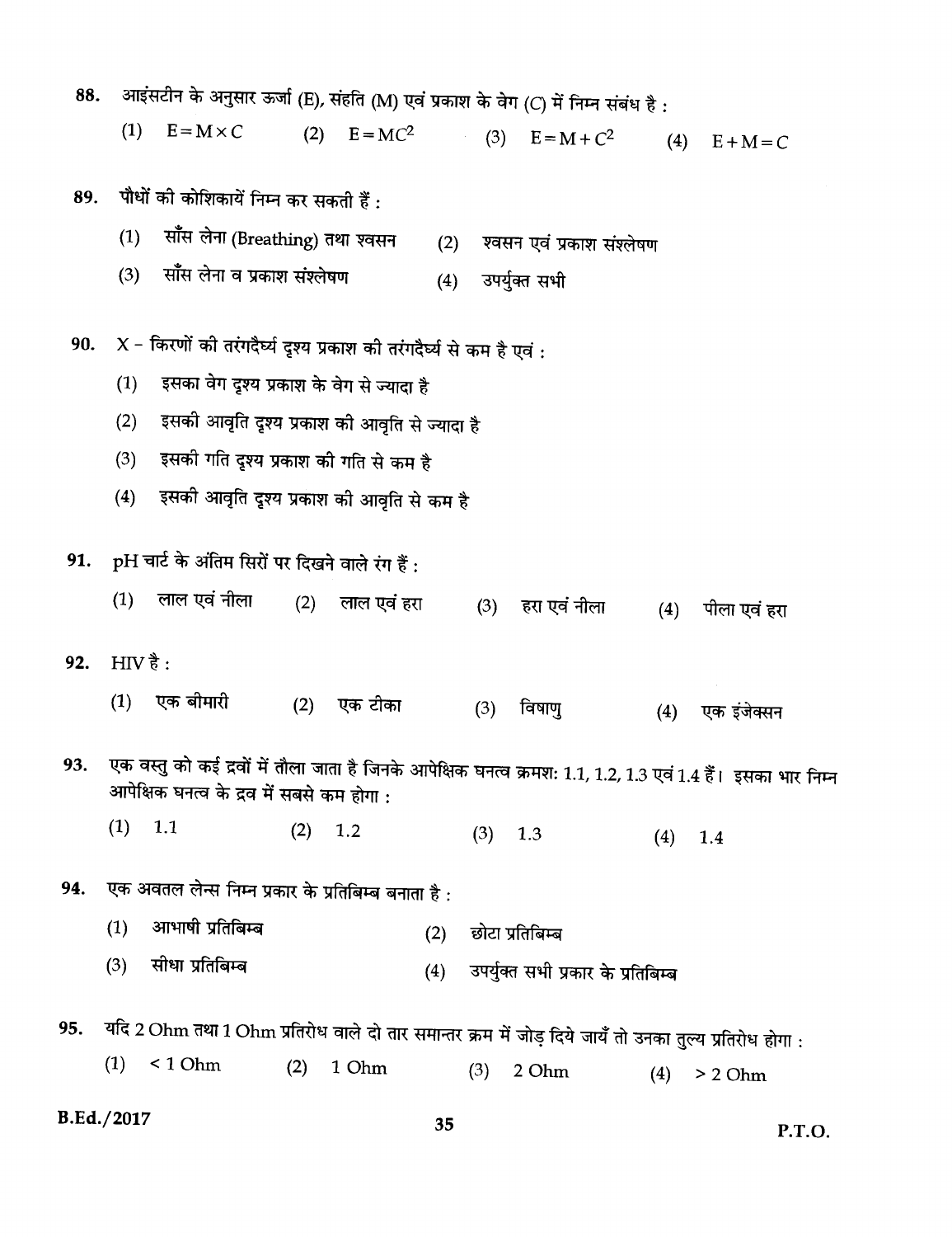88. आइंसटीन के अनुसार ऊर्जा (E), संहति (M) एवं प्रकाश के वेग (C) में निम्न संबंध है :

(1) $E = M \times C$ (2) $E = MC^2$ (3) $E = M + C^2$ (4) $E + M = C$

89. पौधों की कोशिकायें निम्न कर सकती हैं :

(1) साँस लेना (Breathing) तथा श्वसन (2) श्वसन एवं प्रकाश संश्लेषण

(3) साँस लेना व प्रकाश संश्लेषण (4) उपर्युक्त सभी

90. X - किरणों की तरंगदैर्घ्य दृश्य प्रकाश की तरंगदैर्घ्य से कम है एवं :

(1) इसका वेग दृश्य प्रकाश के वेग से ज्यादा है

(2) इसकी आवृति दृश्य प्रकाश की आवृति से ज्यादा है

(3) इसकी गति दृश्य प्रकाश की गति से कम है

(4) इसकी आवृति दृश्य प्रकाश की आवृति से कम है

91. pH चार्ट के अंतिम सिरों पर दिखने वाले रंग हैं :

(1) लाल एवं नीला (2) लाल एवं हरा (3) हरा एवं नीला (4) पीला एवं हरा

92. HIV है :

(1) एक बीमारी (2) एक टीका (3) विषाणु (4) एक इंजेक्सन

93. एक वस्तु को कई द्रवों में तौला जाता है जिनके आपेक्षिक घनत्व क्रमशः 1.1, 1.2, 1.3 एवं 1.4 हैं। इसका भार निम्न आपेक्षिक घनत्व के द्रव में सबसे कम होगा :

(1) 1.1 (2) 1.2 (3) 1.3 (4) 1.4

94. एक अवतल लेन्स निम्न प्रकार के प्रतिबिम्ब बनाता है :

(1) आभाषी प्रतिबिम्ब (2) छोटा प्रतिबिम्ब

(3) सीधा प्रतिबिम्ब (4) उपर्युक्त सभी प्रकार के प्रतिबिम्ब

95. यदि 2 Ohm तथा 1 Ohm प्रतिरोध वाले दो तार समान्तर क्रम में जोड़ दिये जायँ तो उनका तुल्य प्रतिरोध होगा :

(1) < 1 Ohm (2) 1 Ohm (3) 2 Ohm (4) > 2 Ohm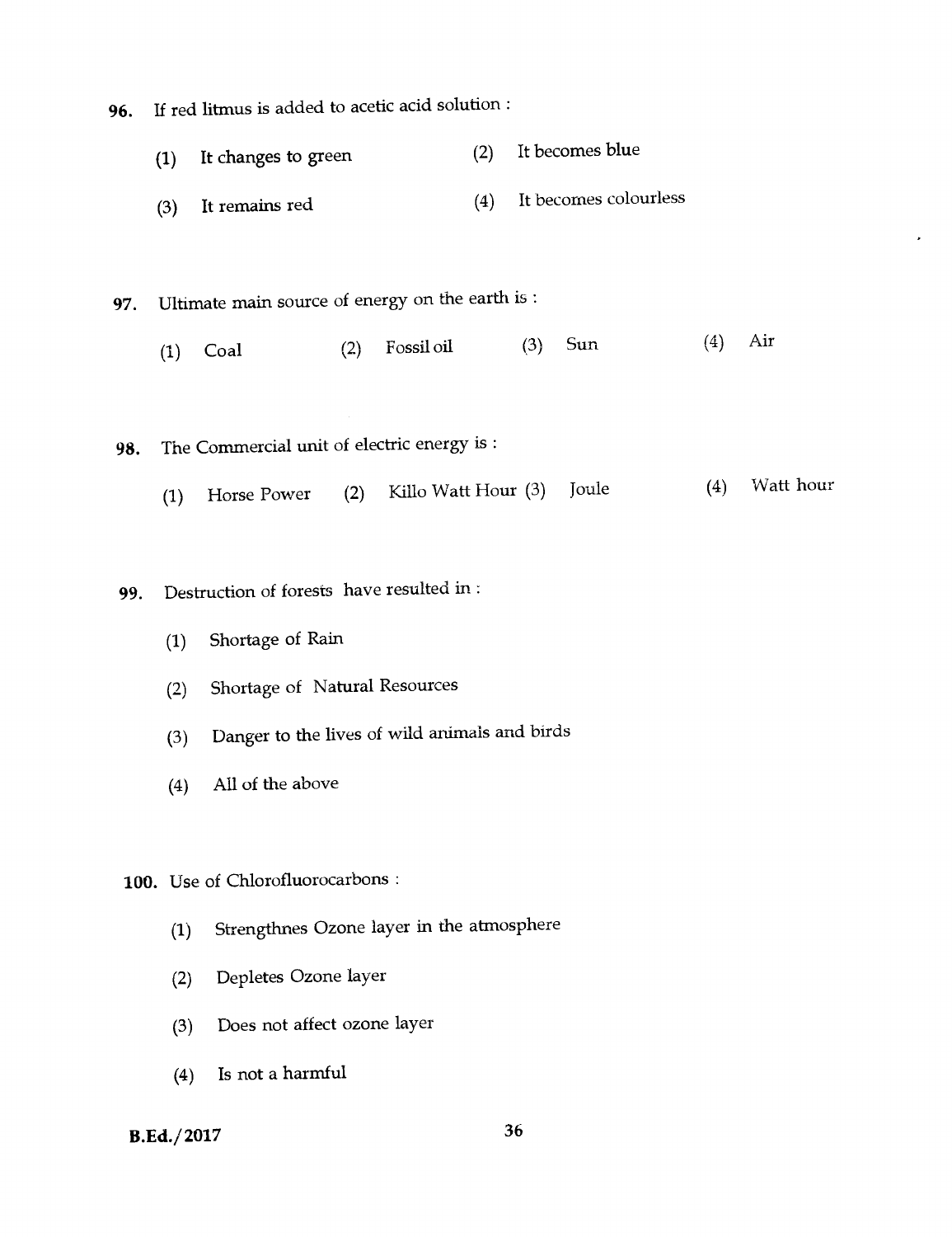96. If red litmus is added to acetic acid solution :

(1) It changes to green (2) It becomes blue

(3) It remains red (4) It becomes colourless

97. Ultimate main source of energy on the earth is :

(1) Coal (2) Fossil oil (3) Sun (4) Air

98. The Commercial unit of electric energy is :

(1) Horse Power (2) Killo Watt Hour (3) Joule (4) Watt hour

99. Destruction of forests have resulted in :

(1) Shortage of Rain

(2) Shortage of Natural Resources

(3) Danger to the lives of wild animals and birds

(4) All of the above

100. Use of Chlorofluorocarbons :

(1) Strengthnes Ozone layer in the atmosphere

(2) Depletes Ozone layer

(3) Does not affect ozone layer

(4) Is not a harmful

B.Ed./2017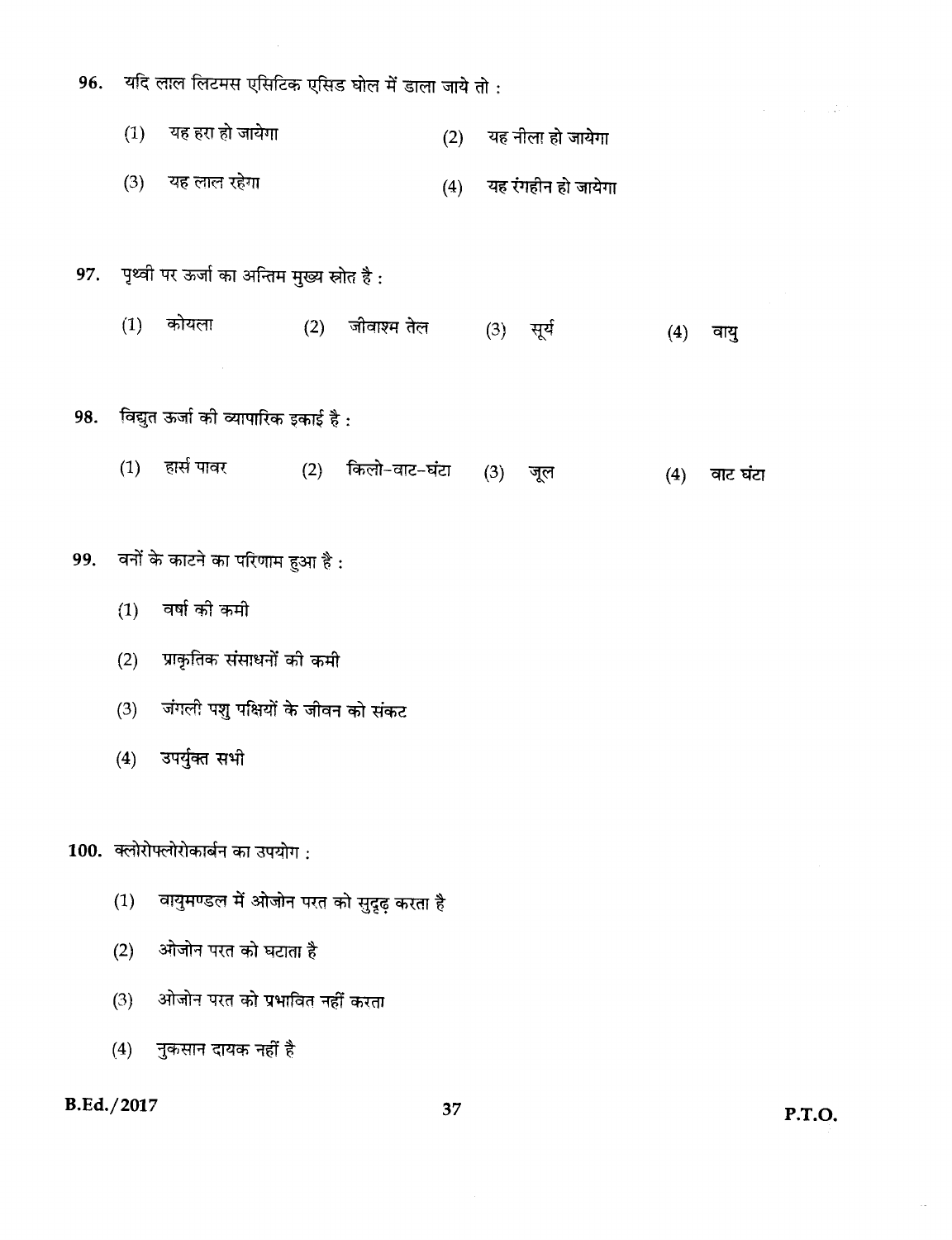96. यदि लाल लिटमस एसिटिक एसिड घोल में डाला जाये तो :

(1) यह हरा हो जायेगा
(2) यह नीला हो जायेगा
(3) यह लाल रहेगा
(4) यह रंगहीन हो जायेगा

97. पृथ्वी पर ऊर्जा का अन्तिम मुख्य स्रोत है :

(1) कोयला
(2) जीवाश्म तेल
(3) सूर्य
(4) वायु

98. विद्युत ऊर्जा की व्यापारिक इकाई है :

(1) हार्स पावर
(2) किलो-वाट-घंटा
(3) जूल
(4) वाट घंटा

99. वनों के काटने का परिणाम हुआ है :

(1) वर्षा की कमी
(2) प्राकृतिक संसाधनों की कमी
(3) जंगली पशु पक्षियों के जीवन को संकट
(4) उपर्युक्त सभी

100. क्लोरोफ्लोरोकार्बन का उपयोग :

(1) वायुमण्डल में ओजोन परत को सुदृढ़ करता है
(2) ओजोन परत को घटाता है
(3) ओजोन परत को प्रभावित नहीं करता
(4) नुकसान दायक नहीं है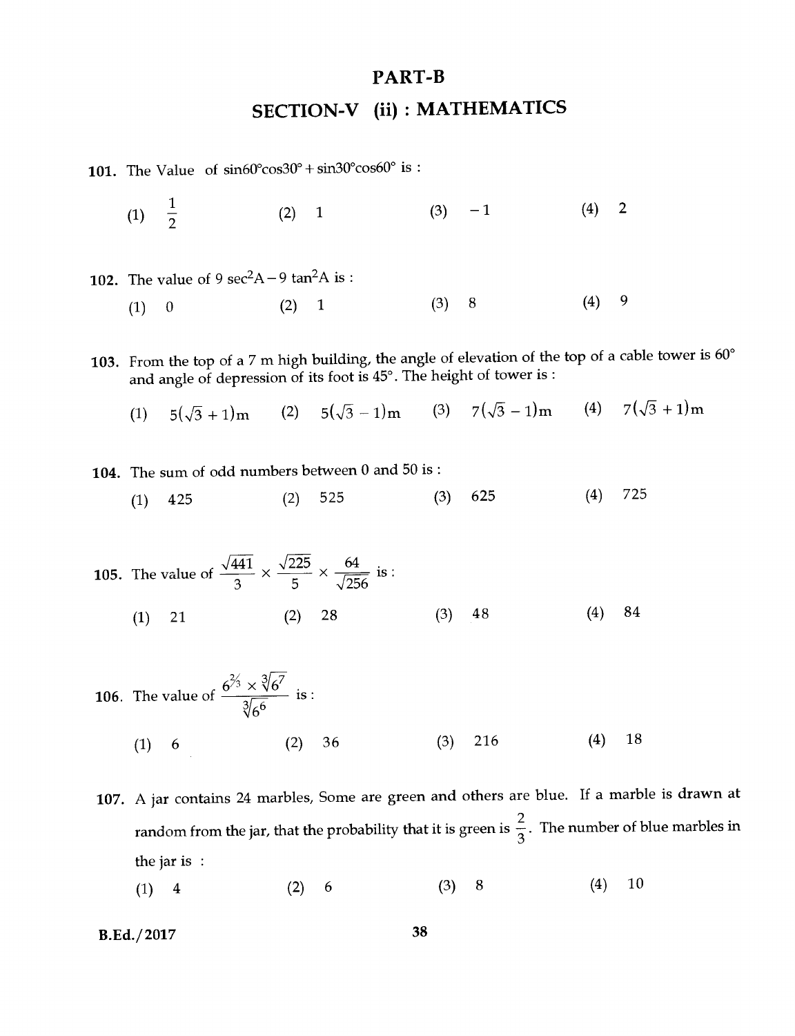# PART-B

## SECTION-V (ii) : MATHEMATICS

**101.** The Value of $\sin 60^\circ \cos 30^\circ + \sin 30^\circ \cos 60^\circ$ is :

(1) $\frac{1}{2}$ (2) 1 (3) $-1$ (4) 2

**102.** The value of $9 \sec^2 A - 9 \tan^2 A$ is :

(1) 0 (2) 1 (3) 8 (4) 9

**103.** From the top of a 7 m high building, the angle of elevation of the top of a cable tower is 60° and angle of depression of its foot is 45°. The height of tower is :

(1) $5(\sqrt{3}+1)$m (2) $5(\sqrt{3}-1)$m (3) $7(\sqrt{3}-1)$m (4) $7(\sqrt{3}+1)$m

**104.** The sum of odd numbers between 0 and 50 is :

(1) 425 (2) 525 (3) 625 (4) 725

**105.** The value of $\frac{\sqrt{441}}{3} \times \frac{\sqrt{225}}{5} \times \frac{64}{\sqrt{256}}$ is :

(1) 21 (2) 28 (3) 48 (4) 84

**106.** The value of $\frac{6^{2/3} \times \sqrt[3]{6^7}}{\sqrt[3]{6^6}}$ is :

(1) 6 (2) 36 (3) 216 (4) 18

**107.** A jar contains 24 marbles, Some are green and others are blue. If a marble is drawn at random from the jar, that the probability that it is green is $\frac{2}{3}$. The number of blue marbles in the jar is :

(1) 4 (2) 6 (3) 8 (4) 10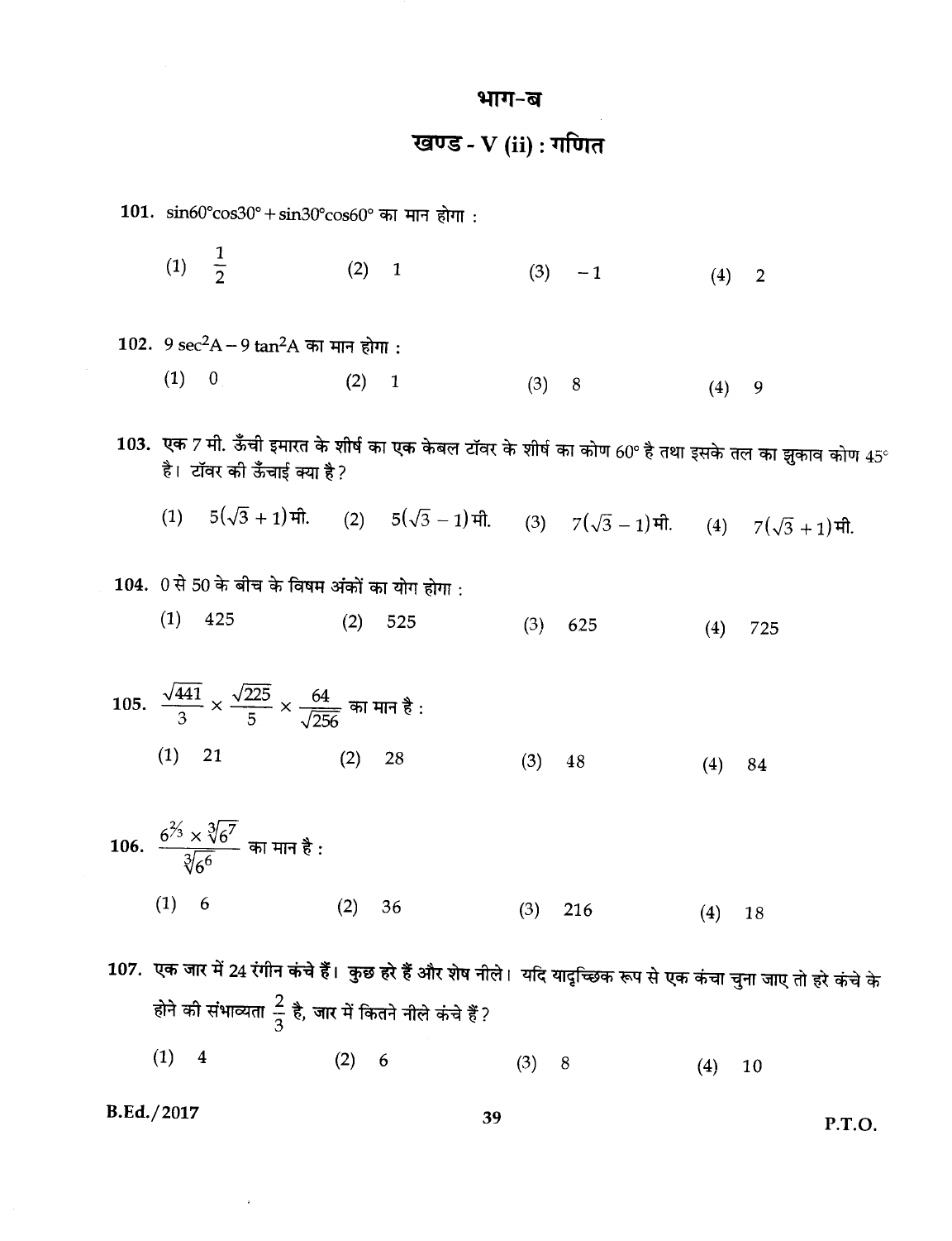## भाग-ब

## खण्ड - V (ii) : गणित

**101.** $\sin 60° \cos 30° + \sin 30° \cos 60°$ का मान होगा :

(1) $\frac{1}{2}$ (2) 1 (3) $-1$ (4) 2

**102.** $9 \sec^2 A - 9 \tan^2 A$ का मान होगा :

(1) 0 (2) 1 (3) 8 (4) 9

**103.** एक 7 मी. ऊँची इमारत के शीर्ष का एक केबल टॉवर के शीर्ष का कोण 60° है तथा इसके तल का झुकाव कोण 45° है। टॉवर की ऊँचाई क्या है ?

(1) $5(\sqrt{3}+1)$ मी. (2) $5(\sqrt{3}-1)$ मी. (3) $7(\sqrt{3}-1)$ मी. (4) $7(\sqrt{3}+1)$ मी.

**104.** 0 से 50 के बीच के विषम अंकों का योग होगा :

(1) 425 (2) 525 (3) 625 (4) 725

**105.** $\frac{\sqrt{441}}{3} \times \frac{\sqrt{225}}{5} \times \frac{64}{\sqrt{256}}$ का मान है :

(1) 21 (2) 28 (3) 48 (4) 84

**106.** $\frac{6^{2/3} \times \sqrt[3]{6^7}}{\sqrt[3]{6^6}}$ का मान है :

(1) 6 (2) 36 (3) 216 (4) 18

**107.** एक जार में 24 रंगीन कंचे हैं। कुछ हरे हैं और शेष नीले। यदि यादृच्छिक रूप से एक कंचा चुना जाए तो हरे कंचे के होने की संभाव्यता $\frac{2}{3}$ है, जार में कितने नीले कंचे हैं ?

(1) 4 (2) 6 (3) 8 (4) 10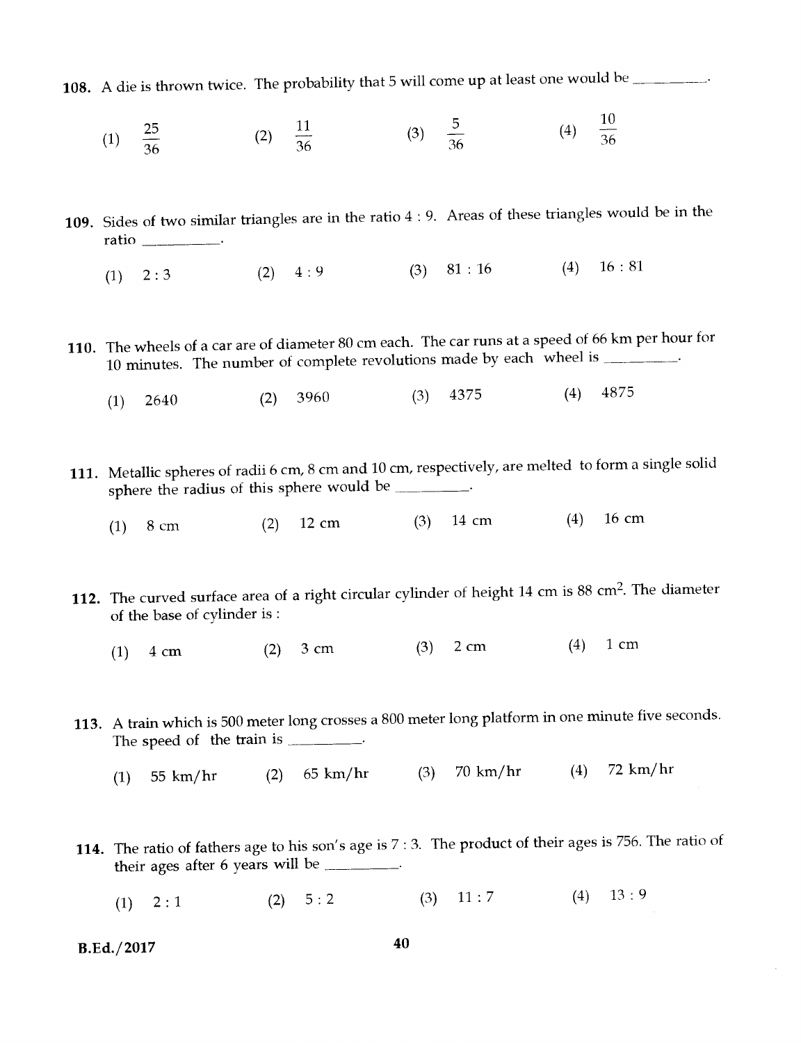108. A die is thrown twice. The probability that 5 will come up at least one would be ________.

(1) $\frac{25}{36}$ (2) $\frac{11}{36}$ (3) $\frac{5}{36}$ (4) $\frac{10}{36}$

109. Sides of two similar triangles are in the ratio 4 : 9. Areas of these triangles would be in the ratio ________.

(1) 2 : 3 (2) 4 : 9 (3) 81 : 16 (4) 16 : 81

110. The wheels of a car are of diameter 80 cm each. The car runs at a speed of 66 km per hour for 10 minutes. The number of complete revolutions made by each wheel is ________.

(1) 2640 (2) 3960 (3) 4375 (4) 4875

111. Metallic spheres of radii 6 cm, 8 cm and 10 cm, respectively, are melted to form a single solid sphere the radius of this sphere would be ________.

(1) 8 cm (2) 12 cm (3) 14 cm (4) 16 cm

112. The curved surface area of a right circular cylinder of height 14 cm is 88 $cm^2$. The diameter of the base of cylinder is :

(1) 4 cm (2) 3 cm (3) 2 cm (4) 1 cm

113. A train which is 500 meter long crosses a 800 meter long platform in one minute five seconds. The speed of the train is ________.

(1) 55 km/hr (2) 65 km/hr (3) 70 km/hr (4) 72 km/hr

114. The ratio of fathers age to his son's age is 7 : 3. The product of their ages is 756. The ratio of their ages after 6 years will be ________.

(1) 2 : 1 (2) 5 : 2 (3) 11 : 7 (4) 13 : 9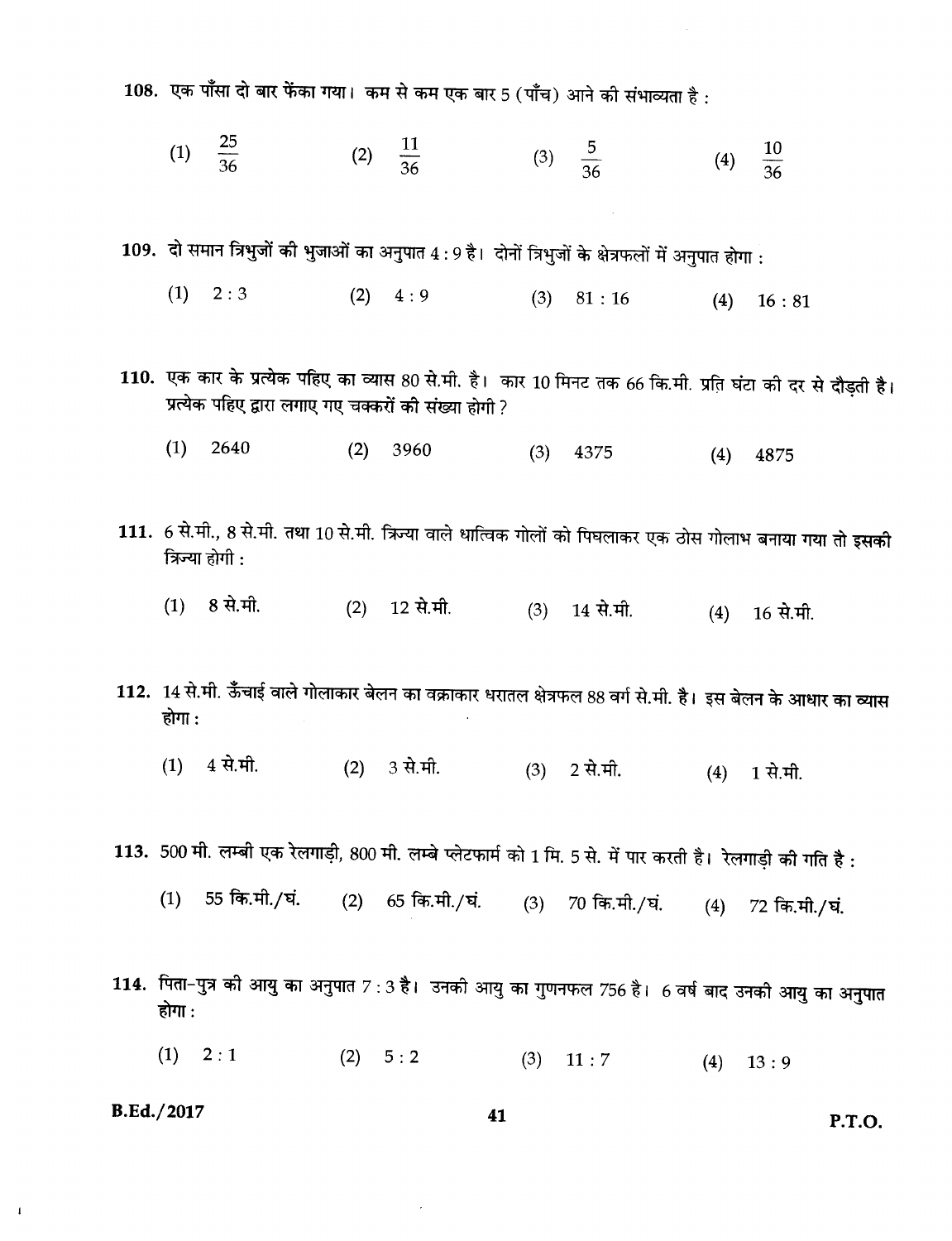108. एक पाँसा दो बार फेंका गया। कम से कम एक बार 5 (पाँच) आने की संभाव्यता है :

(1) $\frac{25}{36}$ (2) $\frac{11}{36}$ (3) $\frac{5}{36}$ (4) $\frac{10}{36}$

109. दो समान त्रिभुजों की भुजाओं का अनुपात 4 : 9 है। दोनों त्रिभुजों के क्षेत्रफलों में अनुपात होगा :

(1) 2 : 3 (2) 4 : 9 (3) 81 : 16 (4) 16 : 81

110. एक कार के प्रत्येक पहिए का व्यास 80 से.मी. है। कार 10 मिनट तक 66 कि.मी. प्रति घंटा की दर से दौड़ती है। प्रत्येक पहिए द्वारा लगाए गए चक्करों की संख्या होगी ?

(1) 2640 (2) 3960 (3) 4375 (4) 4875

111. 6 से.मी., 8 से.मी. तथा 10 से.मी. त्रिज्या वाले धात्विक गोलों को पिघलाकर एक ठोस गोलाभ बनाया गया तो इसकी त्रिज्या होगी :

(1) 8 से.मी. (2) 12 से.मी. (3) 14 से.मी. (4) 16 से.मी.

112. 14 से.मी. ऊँचाई वाले गोलाकार बेलन का वक्राकार धरातल क्षेत्रफल 88 वर्ग से.मी. है। इस बेलन के आधार का व्यास होगा :

(1) 4 से.मी. (2) 3 से.मी. (3) 2 से.मी. (4) 1 से.मी.

113. 500 मी. लम्बी एक रेलगाड़ी, 800 मी. लम्बे प्लेटफार्म को 1 मि. 5 से. में पार करती है। रेलगाड़ी की गति है :

(1) 55 कि.मी./घं. (2) 65 कि.मी./घं. (3) 70 कि.मी./घं. (4) 72 कि.मी./घं.

114. पिता-पुत्र की आयु का अनुपात 7 : 3 है। उनकी आयु का गुणनफल 756 है। 6 वर्ष बाद उनकी आयु का अनुपात होगा :

(1) 2 : 1 (2) 5 : 2 (3) 11 : 7 (4) 13 : 9

B.Ed./2017

P.T.O.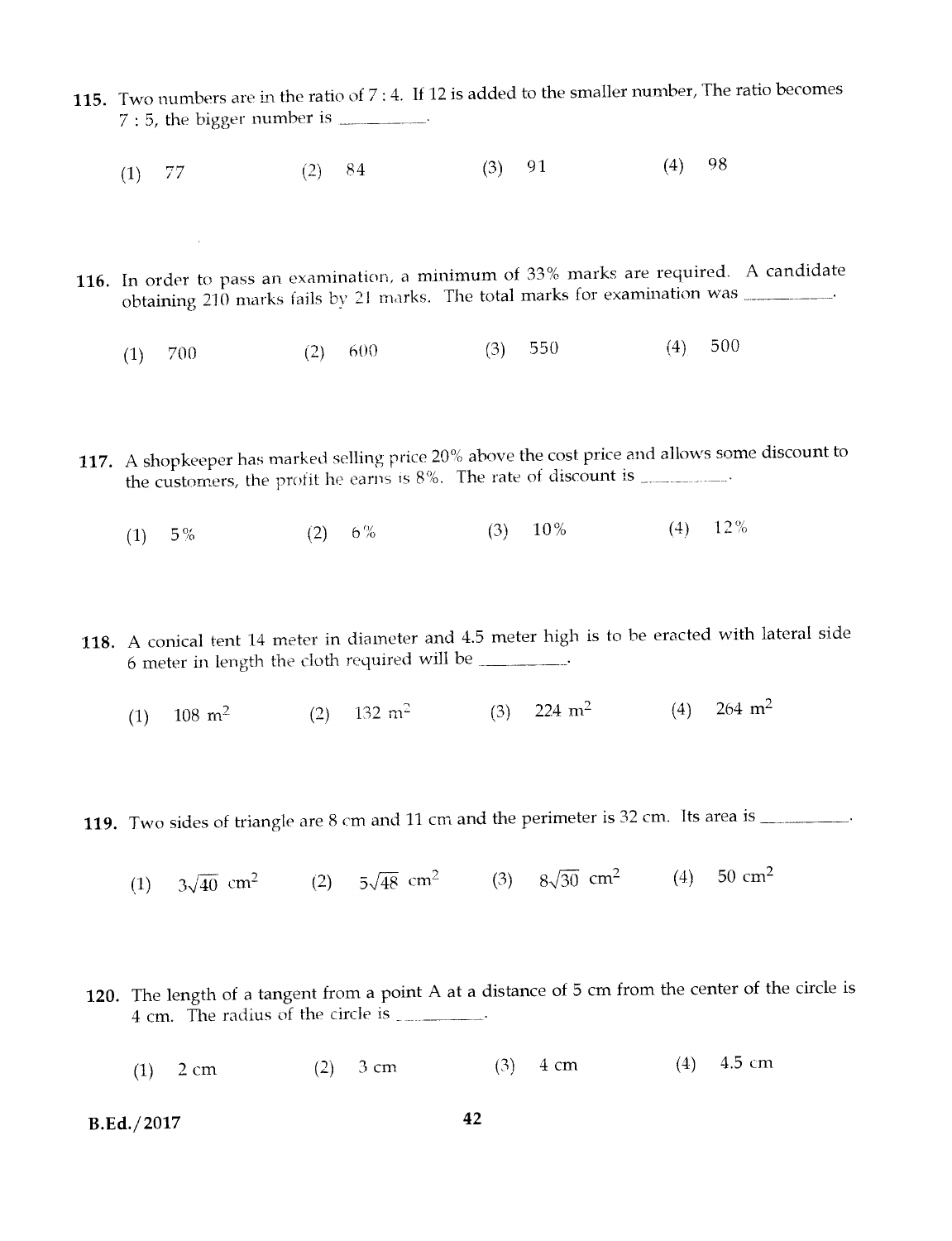115. Two numbers are in the ratio of 7 : 4. If 12 is added to the smaller number, The ratio becomes 7 : 5, the bigger number is ________.

(1) 77 (2) 84 (3) 91 (4) 98

116. In order to pass an examination, a minimum of 33% marks are required. A candidate obtaining 210 marks fails by 21 marks. The total marks for examination was ________.

(1) 700 (2) 600 (3) 550 (4) 500

117. A shopkeeper has marked selling price 20% above the cost price and allows some discount to the customers, the profit he earns is 8%. The rate of discount is ________.

(1) 5% (2) 6% (3) 10% (4) 12%

118. A conical tent 14 meter in diameter and 4.5 meter high is to be eracted with lateral side 6 meter in length the cloth required will be ________.

(1) 108 $m^2$ (2) 132 $m^2$ (3) 224 $m^2$ (4) 264 $m^2$

119. Two sides of triangle are 8 cm and 11 cm and the perimeter is 32 cm. Its area is ________.

(1) $3\sqrt{40}$ $cm^2$ (2) $5\sqrt{48}$ $cm^2$ (3) $8\sqrt{30}$ $cm^2$ (4) 50 $cm^2$

120. The length of a tangent from a point A at a distance of 5 cm from the center of the circle is 4 cm. The radius of the circle is ________.

(1) 2 cm (2) 3 cm (3) 4 cm (4) 4.5 cm

B.Ed./2017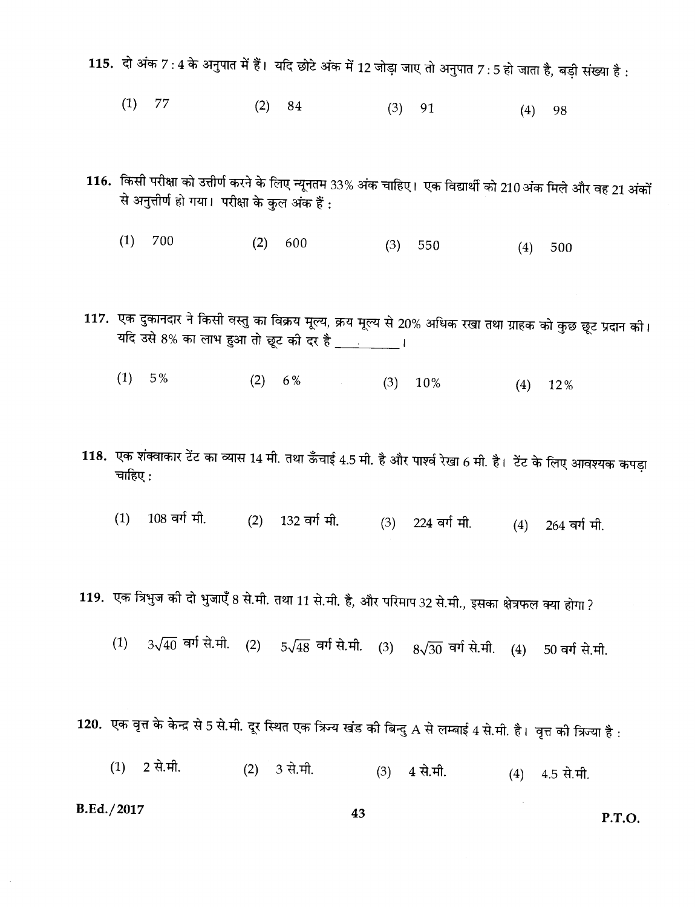115. दो अंक 7 : 4 के अनुपात में हैं। यदि छोटे अंक में 12 जोड़ा जाए तो अनुपात 7 : 5 हो जाता है, बड़ी संख्या है :

(1) 77 (2) 84 (3) 91 (4) 98

116. किसी परीक्षा को उत्तीर्ण करने के लिए न्यूनतम 33% अंक चाहिए। एक विद्यार्थी को 210 अंक मिले और वह 21 अंकों से अनुत्तीर्ण हो गया। परीक्षा के कुल अंक हैं :

(1) 700 (2) 600 (3) 550 (4) 500

117. एक दुकानदार ने किसी वस्तु का विक्रय मूल्य, क्रय मूल्य से 20% अधिक रखा तथा ग्राहक को कुछ छूट प्रदान की। यदि उसे 8% का लाभ हुआ तो छूट की दर है ________ ।

(1) 5% (2) 6% (3) 10% (4) 12%

118. एक शंक्वाकार टेंट का व्यास 14 मी. तथा ऊँचाई 4.5 मी. है और पार्श्व रेखा 6 मी. है। टेंट के लिए आवश्यक कपड़ा चाहिए :

(1) 108 वर्ग मी. (2) 132 वर्ग मी. (3) 224 वर्ग मी. (4) 264 वर्ग मी.

119. एक त्रिभुज की दो भुजाएँ 8 से.मी. तथा 11 से.मी. है, और परिमाप 32 से.मी., इसका क्षेत्रफल क्या होगा ?

(1) $3\sqrt{40}$ वर्ग से.मी. (2) $5\sqrt{48}$ वर्ग से.मी. (3) $8\sqrt{30}$ वर्ग से.मी. (4) 50 वर्ग से.मी.

120. एक वृत्त के केन्द्र से 5 से.मी. दूर स्थित एक त्रिज्य खंड की बिन्दु A से लम्बाई 4 से.मी. है। वृत्त की त्रिज्या है :

(1) 2 से.मी. (2) 3 से.मी. (3) 4 से.मी. (4) 4.5 से.मी.

B.Ed./2017

P.T.O.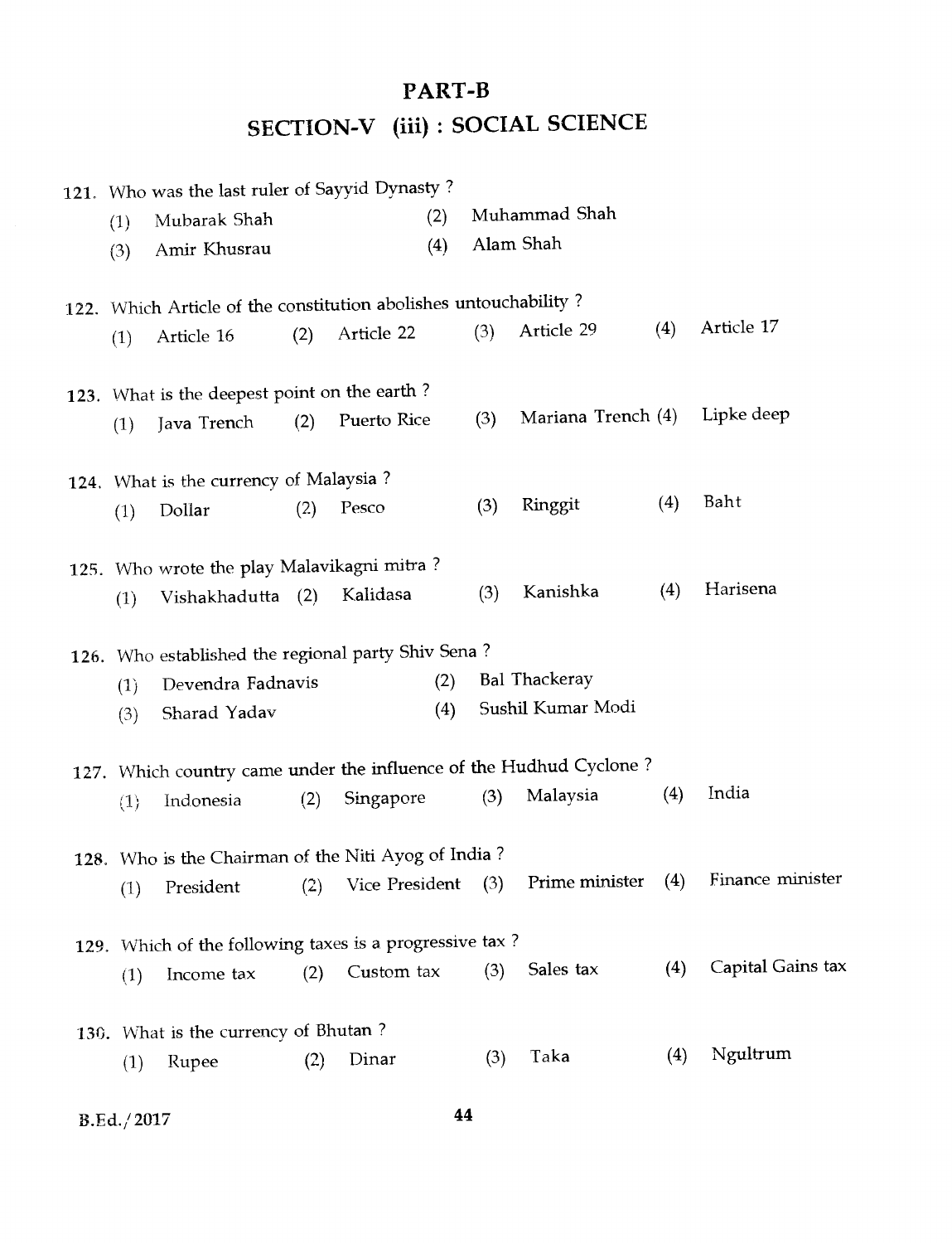# PART-B

## SECTION-V (iii) : SOCIAL SCIENCE

121. Who was the last ruler of Sayyid Dynasty ?
   (1) Mubarak Shah (2) Muhammad Shah
   (3) Amir Khusrau (4) Alam Shah

122. Which Article of the constitution abolishes untouchability ?
   (1) Article 16 (2) Article 22 (3) Article 29 (4) Article 17

123. What is the deepest point on the earth ?
   (1) Java Trench (2) Puerto Rice (3) Mariana Trench (4) Lipke deep

124. What is the currency of Malaysia ?
   (1) Dollar (2) Pesco (3) Ringgit (4) Baht

125. Who wrote the play Malavikagni mitra ?
   (1) Vishakhadutta (2) Kalidasa (3) Kanishka (4) Harisena

126. Who established the regional party Shiv Sena ?
   (1) Devendra Fadnavis (2) Bal Thackeray
   (3) Sharad Yadav (4) Sushil Kumar Modi

127. Which country came under the influence of the Hudhud Cyclone ?
   (1) Indonesia (2) Singapore (3) Malaysia (4) India

128. Who is the Chairman of the Niti Ayog of India ?
   (1) President (2) Vice President (3) Prime minister (4) Finance minister

129. Which of the following taxes is a progressive tax ?
   (1) Income tax (2) Custom tax (3) Sales tax (4) Capital Gains tax

130. What is the currency of Bhutan ?
   (1) Rupee (2) Dinar (3) Taka (4) Ngultrum

B.Ed./2017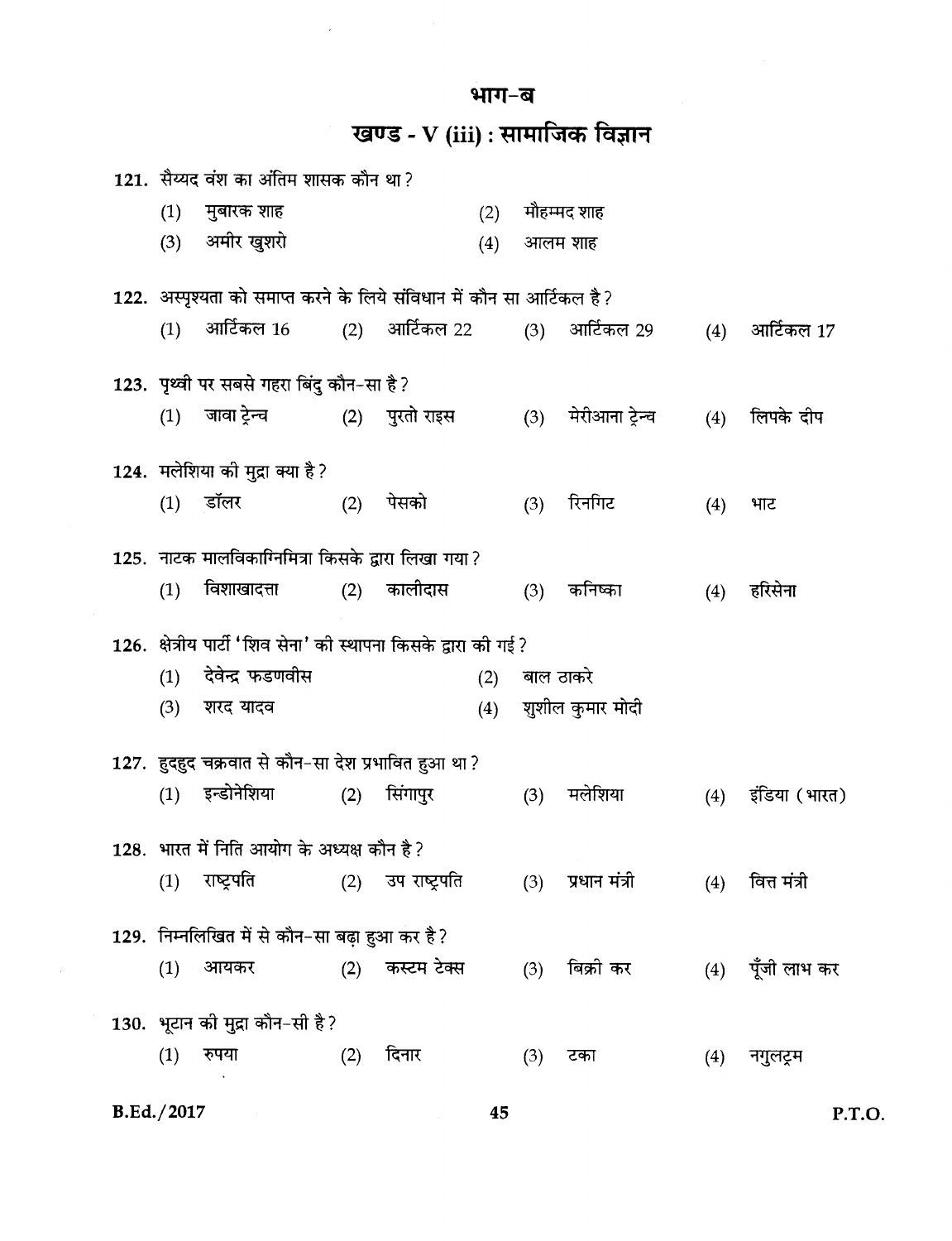# भाग-ब

## खण्ड - V (iii) : सामाजिक विज्ञान

**121.** सैय्यद वंश का अंतिम शासक कौन था ?

(1) मुबारक शाह
(2) मौहम्मद शाह
(3) अमीर खुशरो
(4) आलम शाह

**122.** अस्पृश्यता को समाप्त करने के लिये संविधान में कौन सा आर्टिकल है ?

(1) आर्टिकल 16
(2) आर्टिकल 22
(3) आर्टिकल 29
(4) आर्टिकल 17

**123.** पृथ्वी पर सबसे गहरा बिंदु कौन-सा है ?

(1) जावा ट्रेन्च
(2) पुरतो राइस
(3) मेरीआना ट्रेन्च
(4) लिपके दीप

**124.** मलेशिया की मुद्रा क्या है ?

(1) डॉलर
(2) पेसको
(3) रिनगिट
(4) भाट

**125.** नाटक मालविकाग्निमित्रा किसके द्वारा लिखा गया ?

(1) विशाखादत्ता
(2) कालीदास
(3) कनिष्का
(4) हरिसेना

**126.** क्षेत्रीय पार्टी 'शिव सेना' की स्थापना किसके द्वारा की गई ?

(1) देवेन्द्र फडणवीस
(2) बाल ठाकरे
(3) शरद यादव
(4) शुशील कुमार मोदी

**127.** हुदहुद चक्रवात से कौन-सा देश प्रभावित हुआ था ?

(1) इन्डोनेशिया
(2) सिंगापुर
(3) मलेशिया
(4) इंडिया (भारत)

**128.** भारत में निति आयोग के अध्यक्ष कौन है ?

(1) राष्ट्रपति
(2) उप राष्ट्रपति
(3) प्रधान मंत्री
(4) वित्त मंत्री

**129.** निम्नलिखित में से कौन-सा बढ़ा हुआ कर है ?

(1) आयकर
(2) कस्टम टेक्स
(3) बिक्री कर
(4) पूँजी लाभ कर

**130.** भूटान की मुद्रा कौन-सी है ?

(1) रुपया
(2) दिनार
(3) टका
(4) नगुलट्रम

B.Ed./2017

P.T.O.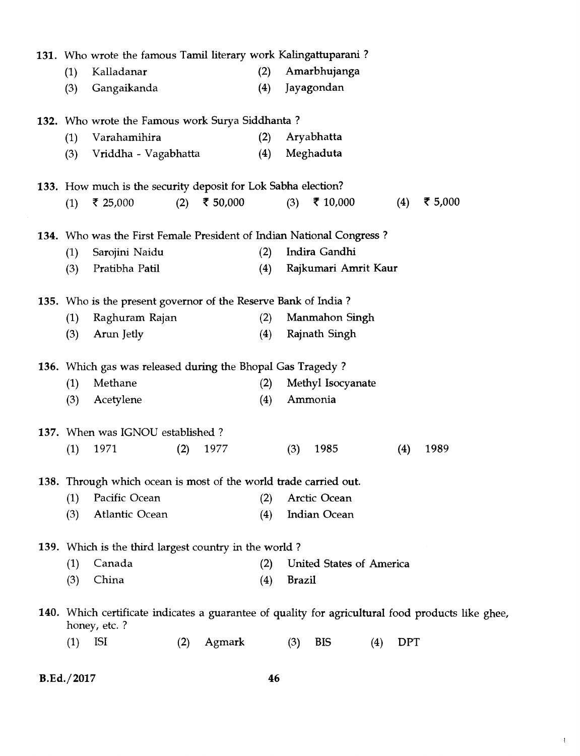131. Who wrote the famous Tamil literary work Kalingattuparani ?

(1) Kalladanar (2) Amarbhujanga
(3) Gangaikanda (4) Jayagondan

132. Who wrote the Famous work Surya Siddhanta ?

(1) Varahamihira (2) Aryabhatta
(3) Vriddha - Vagabhatta (4) Meghaduta

133. How much is the security deposit for Lok Sabha election?

(1) ₹ 25,000 (2) ₹ 50,000 (3) ₹ 10,000 (4) ₹ 5,000

134. Who was the First Female President of Indian National Congress ?

(1) Sarojini Naidu (2) Indira Gandhi
(3) Pratibha Patil (4) Rajkumari Amrit Kaur

135. Who is the present governor of the Reserve Bank of India ?

(1) Raghuram Rajan (2) Manmahon Singh
(3) Arun Jetly (4) Rajnath Singh

136. Which gas was released during the Bhopal Gas Tragedy ?

(1) Methane (2) Methyl Isocyanate
(3) Acetylene (4) Ammonia

137. When was IGNOU established ?

(1) 1971 (2) 1977 (3) 1985 (4) 1989

138. Through which ocean is most of the world trade carried out.

(1) Pacific Ocean (2) Arctic Ocean
(3) Atlantic Ocean (4) Indian Ocean

139. Which is the third largest country in the world ?

(1) Canada (2) United States of America
(3) China (4) Brazil

140. Which certificate indicates a guarantee of quality for agricultural food products like ghee, honey, etc. ?

(1) ISI (2) Agmark (3) BIS (4) DPT

B.Ed./2017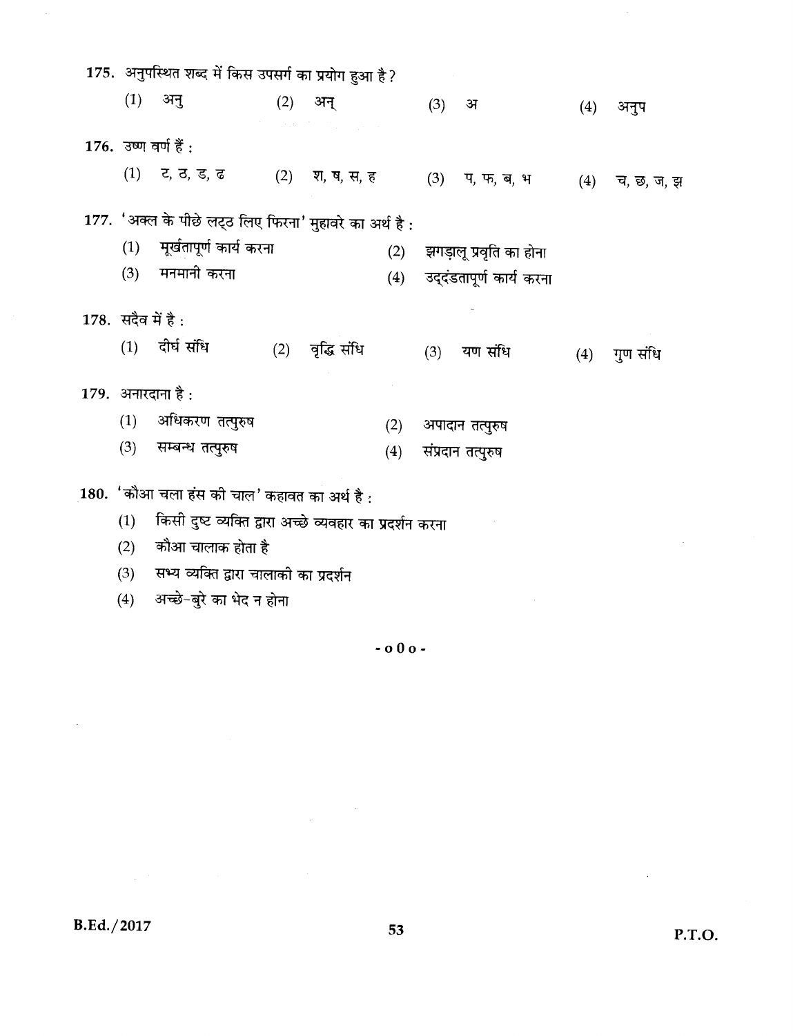175. अनुपस्थित शब्द में किस उपसर्ग का प्रयोग हुआ है?

(1) अनु (2) अन् (3) अ (4) अनुप

176. उष्ण वर्ण हैं :

(1) ट, ठ, ड, ढ (2) श, ष, स, ह (3) प, फ, ब, भ (4) च, छ, ज, झ

177. 'अक्ल के पीछे लट्ठ लिए फिरना' मुहावरे का अर्थ है :

(1) मूर्खतापूर्ण कार्य करना
(2) झगड़ालू प्रवृति का होना
(3) मनमानी करना
(4) उद्दंडतापूर्ण कार्य करना

178. सदैव में है :

(1) दीर्घ संधि (2) वृद्धि संधि (3) यण संधि (4) गुण संधि

179. अनारदाना है :

(1) अधिकरण तत्पुरुष
(2) अपादान तत्पुरुष
(3) सम्बन्ध तत्पुरुष
(4) संप्रदान तत्पुरुष

180. 'कौआ चला हंस की चाल' कहावत का अर्थ है :

(1) किसी दुष्ट व्यक्ति द्वारा अच्छे व्यवहार का प्रदर्शन करना
(2) कौआ चालाक होता है
(3) सभ्य व्यक्ति द्वारा चालाकी का प्रदर्शन
(4) अच्छे-बुरे का भेद न होना

- o 0 o -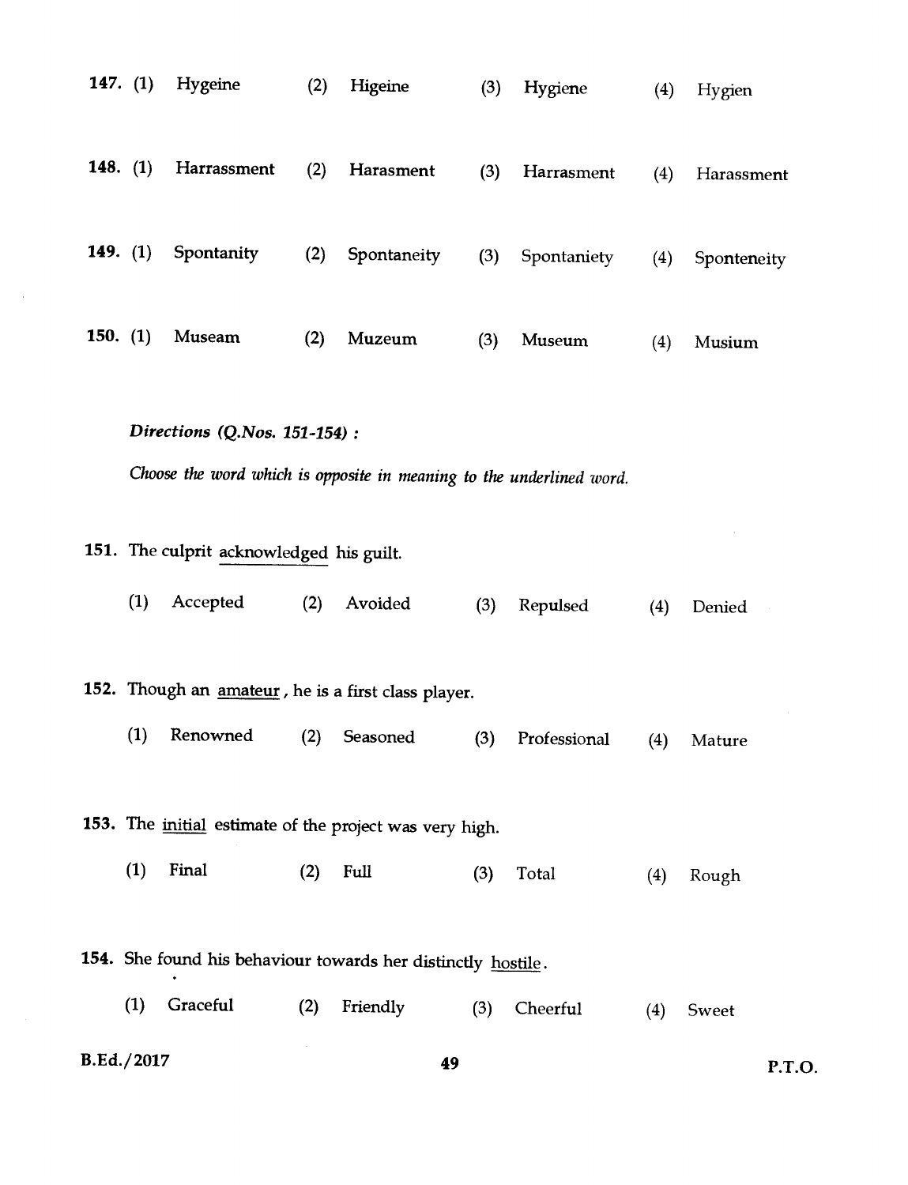**147.** (1) Hygeine (2) Higeine (3) Hygiene (4) Hygien

**148.** (1) Harrassment (2) Harasment (3) Harrasment (4) Harassment

**149.** (1) Spontanity (2) Spontaneity (3) Spontaniety (4) Sponteneity

**150.** (1) Museam (2) Muzeum (3) Museum (4) Musium

***Directions (Q.Nos. 151-154) :***

*Choose the word which is opposite in meaning to the underlined word.*

**151.** The culprit <u>acknowledged</u> his guilt.

(1) Accepted (2) Avoided (3) Repulsed (4) Denied

**152.** Though an <u>amateur</u>, he is a first class player.

(1) Renowned (2) Seasoned (3) Professional (4) Mature

**153.** The <u>initial</u> estimate of the project was very high.

(1) Final (2) Full (3) Total (4) Rough

**154.** She found his behaviour towards her distinctly <u>hostile</u>.

(1) Graceful (2) Friendly (3) Cheerful (4) Sweet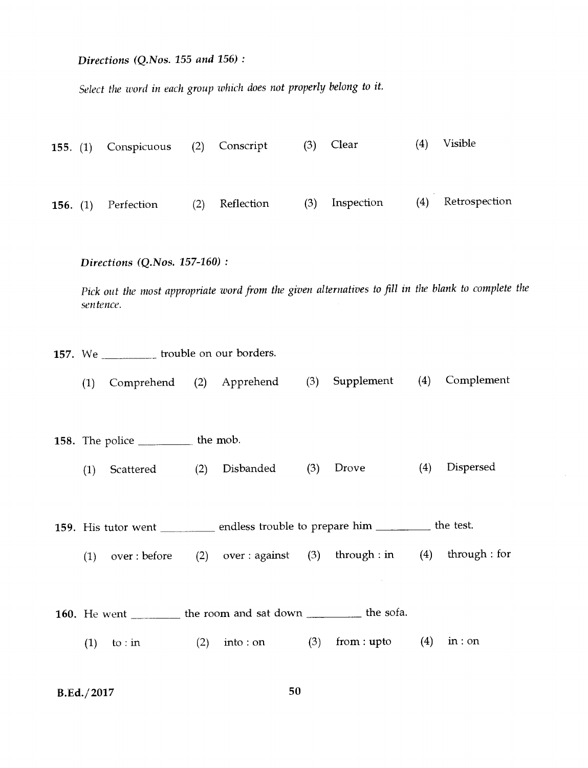*Directions (Q.Nos. 155 and 156) :*

*Select the word in each group which does not properly belong to it.*

**155.** (1) Conspicuous (2) Conscript (3) Clear (4) Visible

**156.** (1) Perfection (2) Reflection (3) Inspection (4) Retrospection

*Directions (Q.Nos. 157-160) :*

*Pick out the most appropriate word from the given alternatives to fill in the blank to complete the sentence.*

**157.** We _________ trouble on our borders.

(1) Comprehend (2) Apprehend (3) Supplement (4) Complement

**158.** The police _________ the mob.

(1) Scattered (2) Disbanded (3) Drove (4) Dispersed

**159.** His tutor went _________ endless trouble to prepare him _________ the test.

(1) over : before (2) over : against (3) through : in (4) through : for

**160.** He went _________ the room and sat down _________ the sofa.

(1) to : in (2) into : on (3) from : upto (4) in : on

B.Ed./2017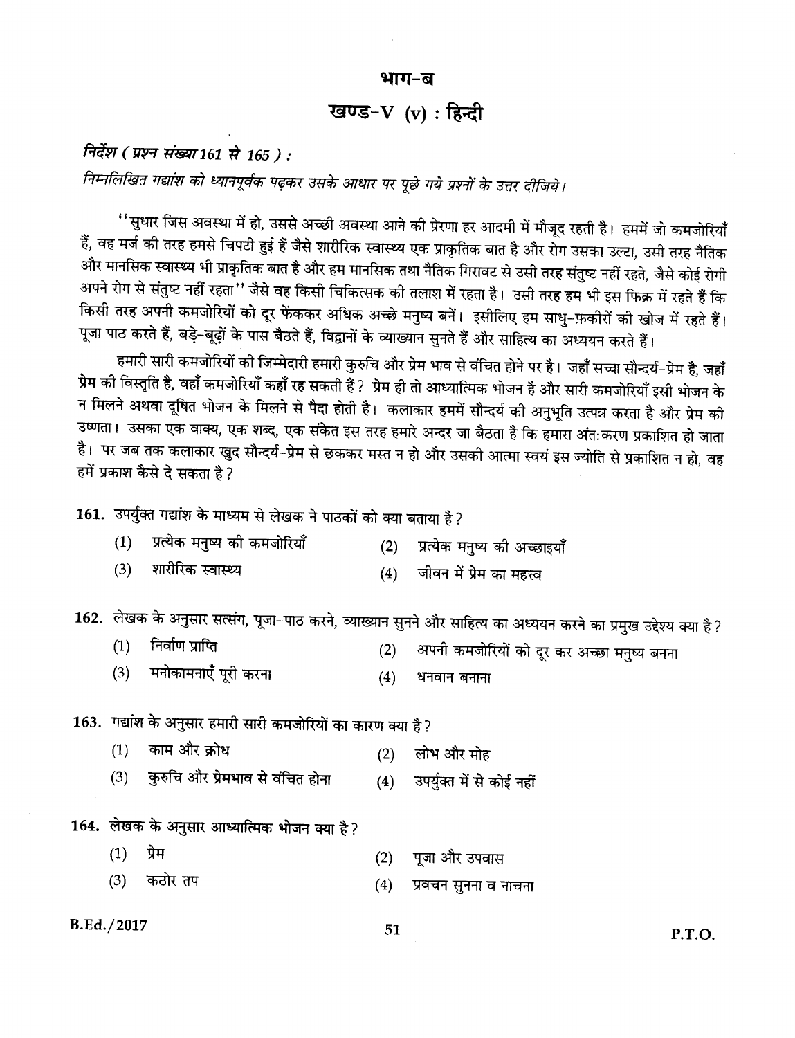# भाग-ब

## खण्ड-V (v) : हिन्दी

*निर्देश ( प्रश्न संख्या 161 से 165 ) :*

*निम्नलिखित गद्यांश को ध्यानपूर्वक पढ़कर उसके आधार पर पूछे गये प्रश्नों के उत्तर दीजिये।*

"सुधार जिस अवस्था में हो, उससे अच्छी अवस्था आने की प्रेरणा हर आदमी में मौजूद रहती है। हममें जो कमजोरियाँ हैं, वह मर्ज की तरह हमसे चिपटी हुई हैं जैसे शारीरिक स्वास्थ्य एक प्राकृतिक बात है और रोग उसका उल्टा, उसी तरह नैतिक और मानसिक स्वास्थ्य भी प्राकृतिक बात है और हम मानसिक तथा नैतिक गिरावट से उसी तरह संतुष्ट नहीं रहते, जैसे कोई रोगी अपने रोग से संतुष्ट नहीं रहता" जैसे वह किसी चिकित्सक की तलाश में रहता है। उसी तरह हम भी इस फिक्र में रहते हैं कि किसी तरह अपनी कमजोरियों को दूर फेंककर अधिक अच्छे मनुष्य बनें। इसीलिए हम साधु-फ़कीरों की खोज में रहते हैं। पूजा पाठ करते हैं, बड़े-बूढ़ों के पास बैठते हैं, विद्वानों के व्याख्यान सुनते हैं और साहित्य का अध्ययन करते हैं।

हमारी सारी कमजोरियों की जिम्मेदारी हमारी कुरुचि और प्रेम भाव से वंचित होने पर है। जहाँ सच्चा सौन्दर्य-प्रेम है, जहाँ प्रेम की विस्तृति है, वहाँ कमजोरियाँ कहाँ रह सकती हैं? प्रेम ही तो आध्यात्मिक भोजन है और सारी कमजोरियाँ इसी भोजन के न मिलने अथवा दूषित भोजन के मिलने से पैदा होती है। कलाकार हममें सौन्दर्य की अनुभूति उत्पन्न करता है और प्रेम की उष्णता। उसका एक वाक्य, एक शब्द, एक संकेत इस तरह हमारे अन्दर जा बैठता है कि हमारा अंत:करण प्रकाशित हो जाता है। पर जब तक कलाकार खुद सौन्दर्य-प्रेम से छककर मस्त न हो और उसकी आत्मा स्वयं इस ज्योति से प्रकाशित न हो, वह हमें प्रकाश कैसे दे सकता है?

**161.** उपर्युक्त गद्यांश के माध्यम से लेखक ने पाठकों को क्या बताया है?

(1) प्रत्येक मनुष्य की कमजोरियाँ
(2) प्रत्येक मनुष्य की अच्छाइयाँ
(3) शारीरिक स्वास्थ्य
(4) जीवन में प्रेम का महत्त्व

**162.** लेखक के अनुसार सत्संग, पूजा-पाठ करने, व्याख्यान सुनने और साहित्य का अध्ययन करने का प्रमुख उद्देश्य क्या है?

(1) निर्वाण प्राप्ति
(2) अपनी कमजोरियों को दूर कर अच्छा मनुष्य बनना
(3) मनोकामनाएँ पूरी करना
(4) धनवान बनाना

**163.** गद्यांश के अनुसार हमारी सारी कमजोरियों का कारण क्या है?

(1) काम और क्रोध
(2) लोभ और मोह
(3) कुरुचि और प्रेमभाव से वंचित होना
(4) उपर्युक्त में से कोई नहीं

**164.** लेखक के अनुसार आध्यात्मिक भोजन क्या है?

(1) प्रेम
(2) पूजा और उपवास
(3) कठोर तप
(4) प्रवचन सुनना व नाचना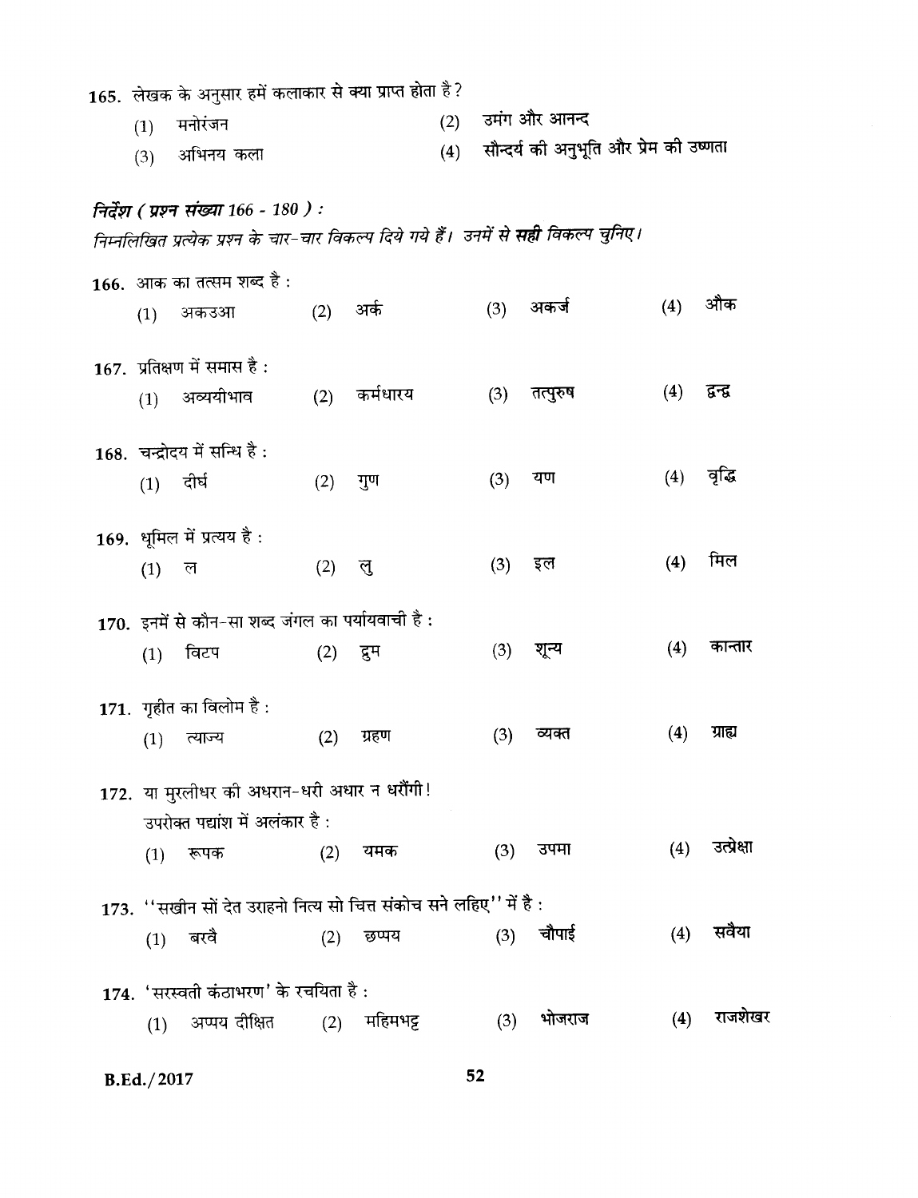165. लेखक के अनुसार हमें कलाकार से क्या प्राप्त होता है?

(1) मनोरंजन
(2) उमंग और आनन्द
(3) अभिनय कला
(4) सौन्दर्य की अनुभूति और प्रेम की उष्णता

***निर्देश ( प्रश्न संख्या 166 - 180 ) :***

*निम्नलिखित प्रत्येक प्रश्न के चार-चार विकल्प दिये गये हैं। उनमें से **सही** विकल्प चुनिए।*

166. आक का तत्सम शब्द है :

(1) अकउआ
(2) अर्क
(3) अकर्ज
(4) औक

167. प्रतिक्षण में समास है :

(1) अव्ययीभाव
(2) कर्मधारय
(3) तत्पुरुष
(4) द्वन्द्व

168. चन्द्रोदय में सन्धि है :

(1) दीर्घ
(2) गुण
(3) यण
(4) वृद्धि

169. धूमिल में प्रत्यय है :

(1) ल
(2) लु
(3) इल
(4) मिल

170. इनमें से कौन-सा शब्द जंगल का पर्यायवाची है :

(1) विटप
(2) द्रुम
(3) शून्य
(4) कान्तार

171. गृहीत का विलोम है :

(1) त्याज्य
(2) ग्रहण
(3) व्यक्त
(4) ग्राह्य

172. या मुरलीधर की अधरान-धरी अधार न धरौंगी!

उपरोक्त पद्यांश में अलंकार है :

(1) रूपक
(2) यमक
(3) उपमा
(4) उत्प्रेक्षा

173. "सखीन सों देत उराहनो नित्य सो चित्त संकोच सने लहिए" में है :

(1) बरवै
(2) छप्पय
(3) चौपाई
(4) सवैया

174. 'सरस्वती कंठाभरण' के रचयिता है :

(1) अप्पय दीक्षित
(2) महिमभट्ट
(3) भोजराज
(4) राजशेखर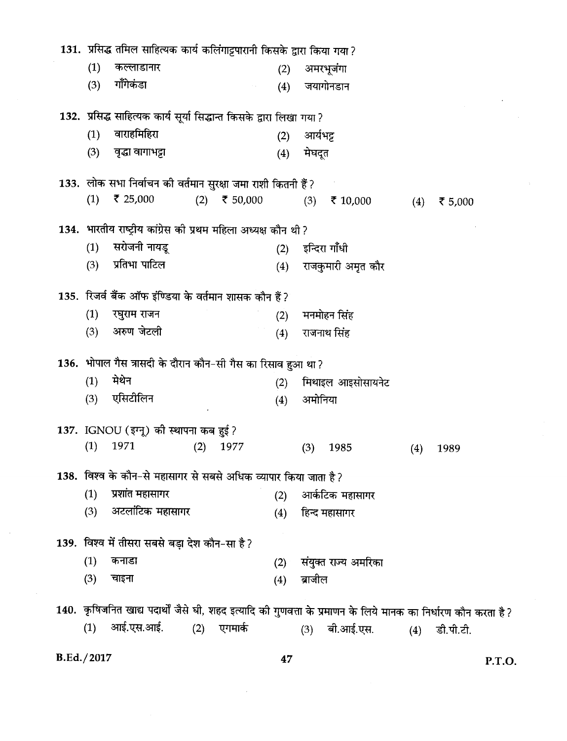**131.** प्रसिद्ध तमिल साहित्यक कार्य कलिंगाट्टपारानी किसके द्वारा किया गया ?

(1) कल्लाडानार (2) अमरभूजंगा

(3) गाँगेकंडा (4) जयागोनडान

**132.** प्रसिद्ध साहित्यक कार्य सूर्या सिद्धान्त किसके द्वारा लिखा गया ?

(1) वाराहमिहिरा (2) आर्यभट्ट

(3) वृद्धा वागाभट्टा (4) मेघदूत

**133.** लोक सभा निर्वाचन की वर्तमान सुरक्षा जमा राशी कितनी हैं ?

(1) ₹ 25,000 (2) ₹ 50,000 (3) ₹ 10,000 (4) ₹ 5,000

**134.** भारतीय राष्ट्रीय कांग्रेस की प्रथम महिला अध्यक्ष कौन थी ?

(1) सरोजनी नायडू (2) इन्दिरा गाँधी

(3) प्रतिभा पाटिल (4) राजकुमारी अमृत कौर

**135.** रिजर्व बैंक ऑफ इंण्डिया के वर्तमान शासक कौन हैं ?

(1) रघुराम राजन (2) मनमोहन सिंह

(3) अरुण जेटली (4) राजनाथ सिंह

**136.** भोपाल गैस त्रासदी के दौरान कौन-सी गैस का रिसाव हुआ था ?

(1) मेथेन (2) मिथाइल आइसोसायनेट

(3) एसिटीलिन (4) अमोनिया

**137.** IGNOU (इग्नू) की स्थापना कब हुई ?

(1) 1971 (2) 1977 (3) 1985 (4) 1989

**138.** विश्व के कौन-से महासागर से सबसे अधिक व्यापार किया जाता है ?

(1) प्रशांत महासागर (2) आर्कटिक महासागर

(3) अटलांटिक महासागर (4) हिन्द महासागर

**139.** विश्व में तीसरा सबसे बड़ा देश कौन-सा है ?

(1) कनाडा (2) संयुक्त राज्य अमरिका

(3) चाइना (4) ब्राजील

**140.** कृषिजनित खाद्य पदार्थों जैसे घी, शहद इत्यादि की गुणवत्ता के प्रमाणन के लिये मानक का निर्धारण कौन करता है ?

(1) आई.एस.आई. (2) एगमार्क (3) बी.आई.एस. (4) डी.पी.टी.

B.Ed./2017

P.T.O.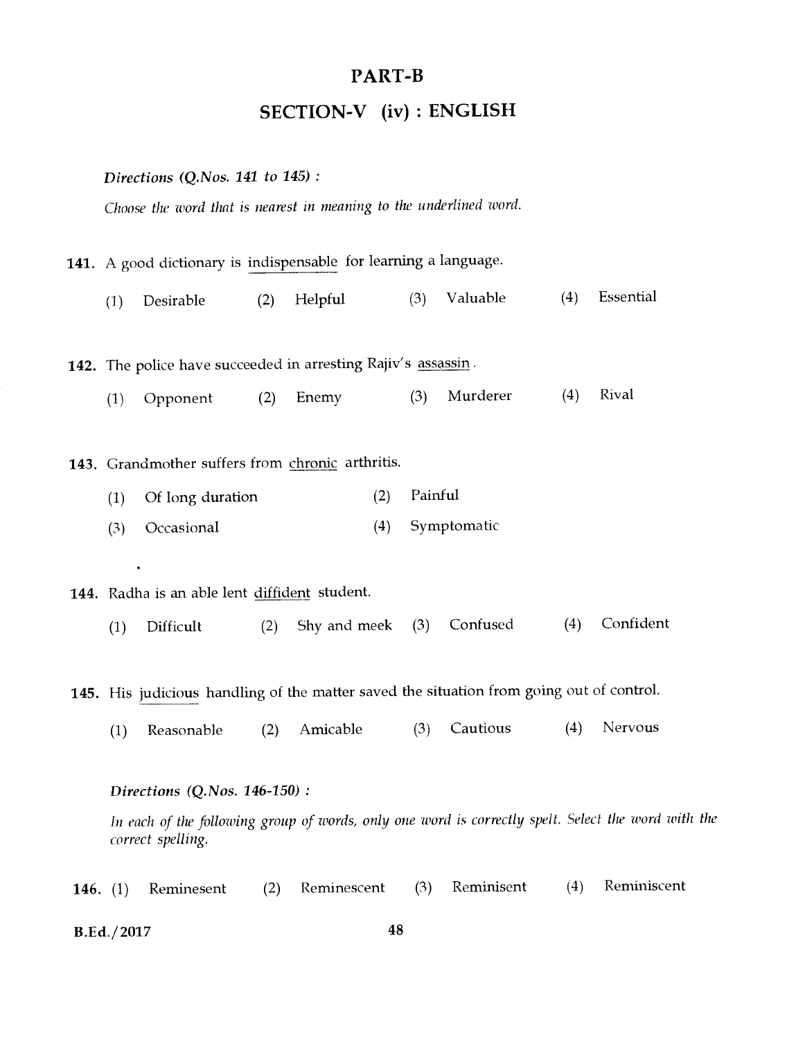# PART-B

## SECTION-V (iv) : ENGLISH

*Directions (Q.Nos. 141 to 145) :*

*Choose the word that is nearest in meaning to the underlined word.*

**141.** A good dictionary is <u>indispensable</u> for learning a language.

(1) Desirable (2) Helpful (3) Valuable (4) Essential

**142.** The police have succeeded in arresting Rajiv's <u>assassin</u>.

(1) Opponent (2) Enemy (3) Murderer (4) Rival

**143.** Grandmother suffers from <u>chronic</u> arthritis.

(1) Of long duration (2) Painful

(3) Occasional (4) Symptomatic

**144.** Radha is an able lent <u>diffident</u> student.

(1) Difficult (2) Shy and meek (3) Confused (4) Confident

**145.** His <u>judicious</u> handling of the matter saved the situation from going out of control.

(1) Reasonable (2) Amicable (3) Cautious (4) Nervous

*Directions (Q.Nos. 146-150) :*

*In each of the following group of words, only one word is correctly spelt. Select the word with the correct spelling.*

**146.** (1) Reminesent (2) Reminescent (3) Reminisent (4) Reminiscent

B.Ed./2017